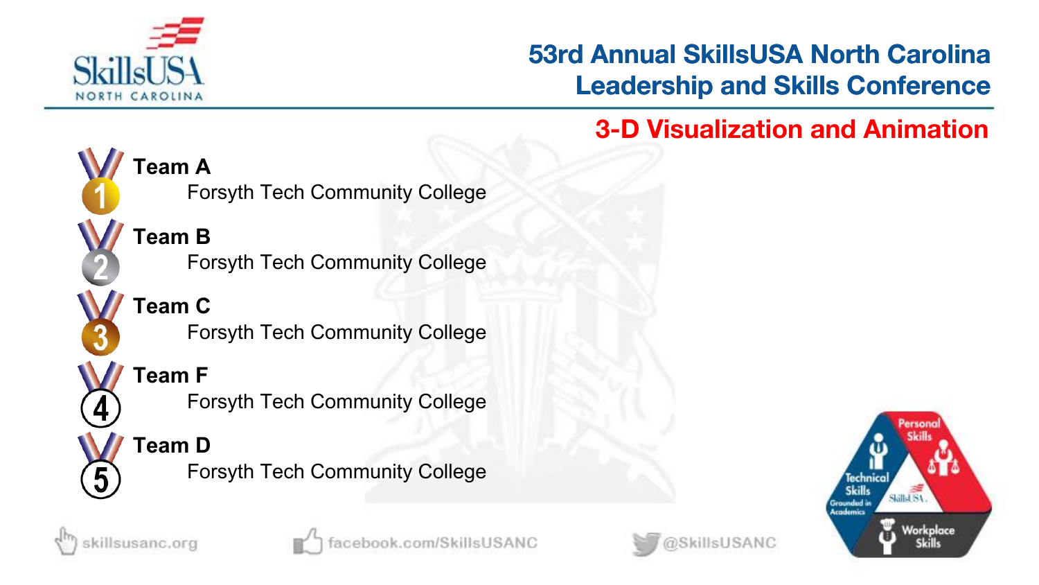# 53rd Annual SkillsUSA North Carolina Leadership and Skills Conference

## 3-D Visualization and Animation

1. **Team A**
   Forsyth Tech Community College
2. **Team B**
   Forsyth Tech Community College
3. **Team C**
   Forsyth Tech Community College
4. **Team F**
   Forsyth Tech Community College
5. **Team D**
   Forsyth Tech Community College

skillsusanc.org facebook.com/SkillsUSANC @SkillsUSANC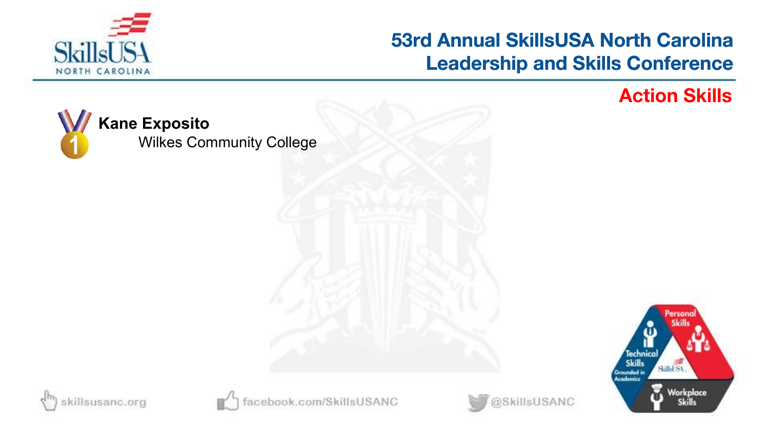# 53rd Annual SkillsUSA North Carolina Leadership and Skills Conference

## Action Skills

1. **Kane Exposito**
   Wilkes Community College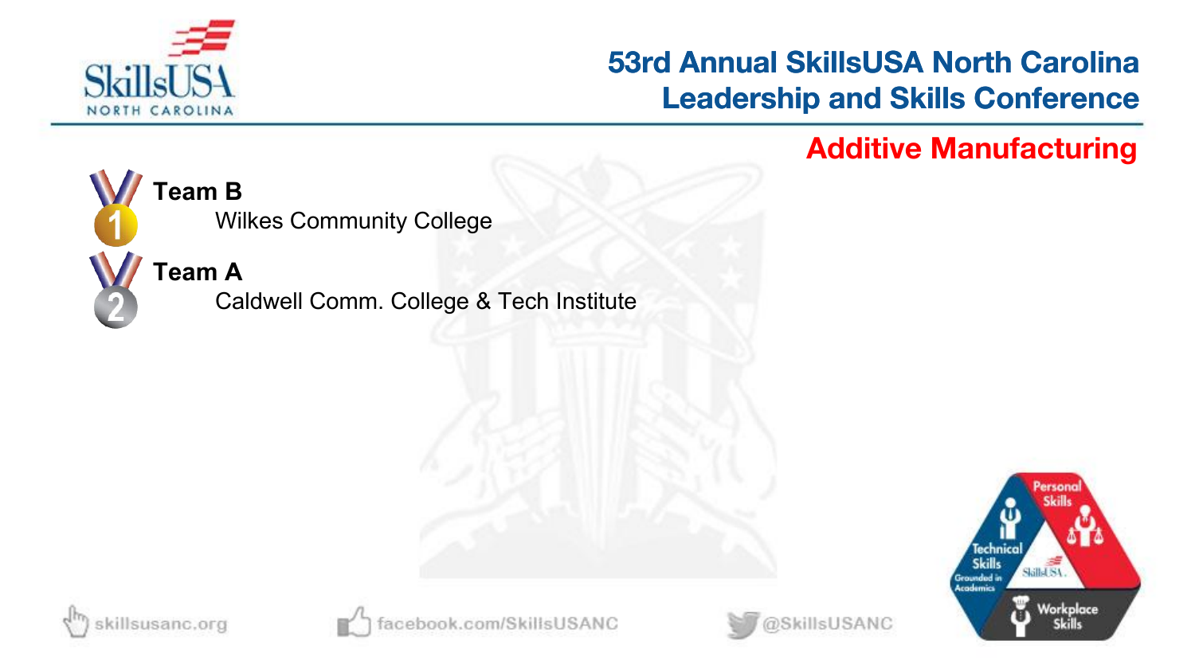# 53rd Annual SkillsUSA North Carolina Leadership and Skills Conference

## Additive Manufacturing

1. **Team B**
   Wilkes Community College
2. **Team A**
   Caldwell Comm. College & Tech Institute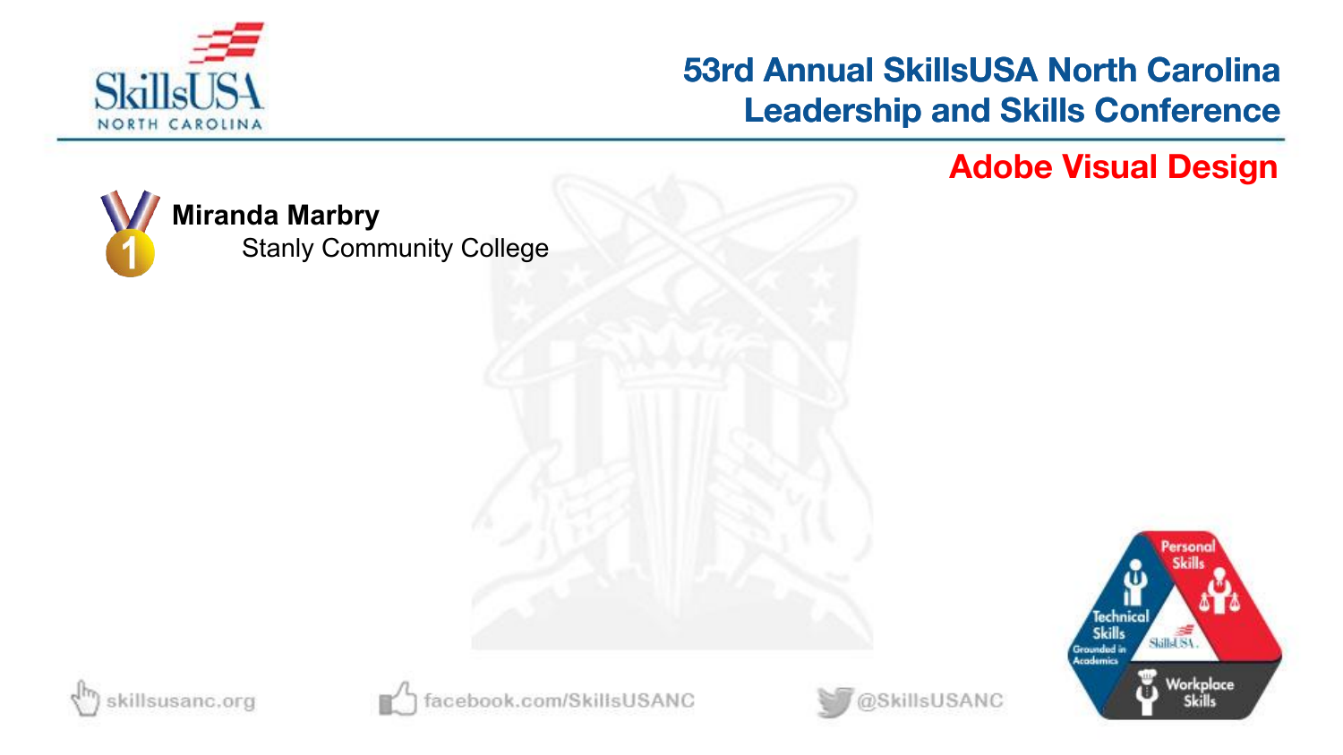# 53rd Annual SkillsUSA North Carolina Leadership and Skills Conference

## Adobe Visual Design

1 **Miranda Marbry**
Stanly Community College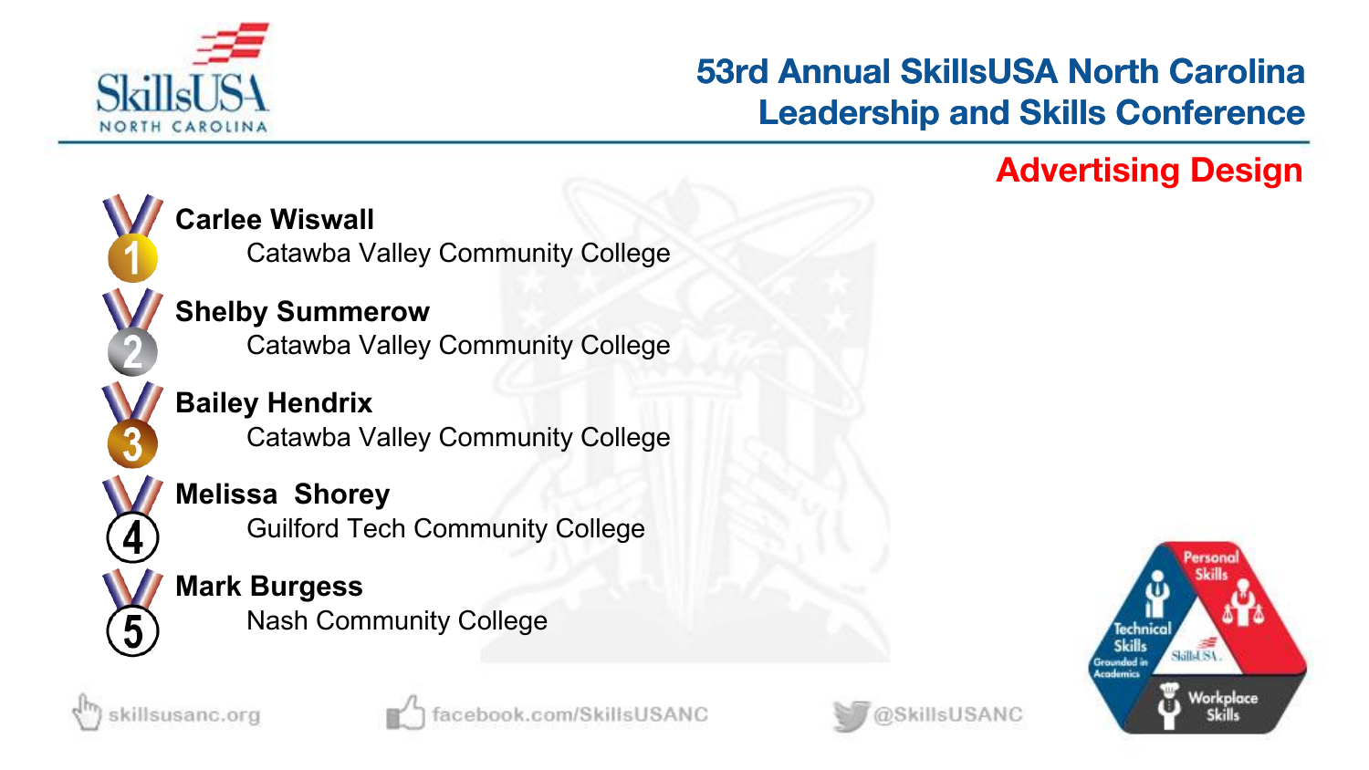# 53rd Annual SkillsUSA North Carolina Leadership and Skills Conference

## Advertising Design

1. **Carlee Wiswall**
   Catawba Valley Community College
2. **Shelby Summerow**
   Catawba Valley Community College
3. **Bailey Hendrix**
   Catawba Valley Community College
4. **Melissa Shorey**
   Guilford Tech Community College
5. **Mark Burgess**
   Nash Community College

skillsusanc.org | facebook.com/SkillsUSANC | @SkillsUSANC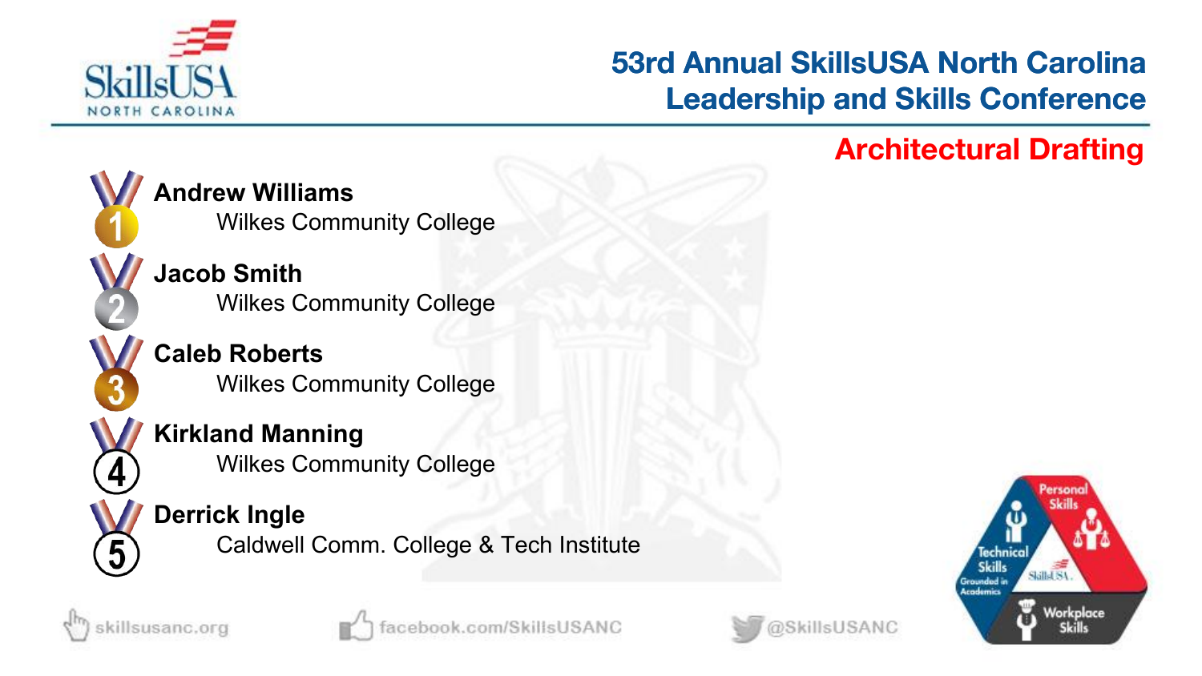# 53rd Annual SkillsUSA North Carolina Leadership and Skills Conference

## Architectural Drafting

1. **Andrew Williams**
   Wilkes Community College
2. **Jacob Smith**
   Wilkes Community College
3. **Caleb Roberts**
   Wilkes Community College
4. **Kirkland Manning**
   Wilkes Community College
5. **Derrick Ingle**
   Caldwell Comm. College & Tech Institute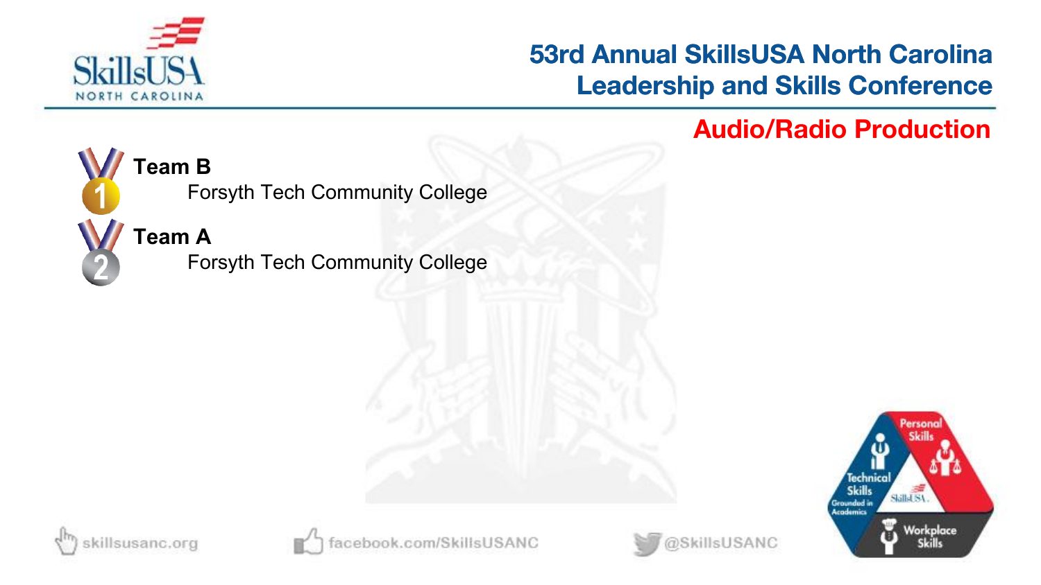# 53rd Annual SkillsUSA North Carolina Leadership and Skills Conference

## Audio/Radio Production

1. **Team B**
   Forsyth Tech Community College
2. **Team A**
   Forsyth Tech Community College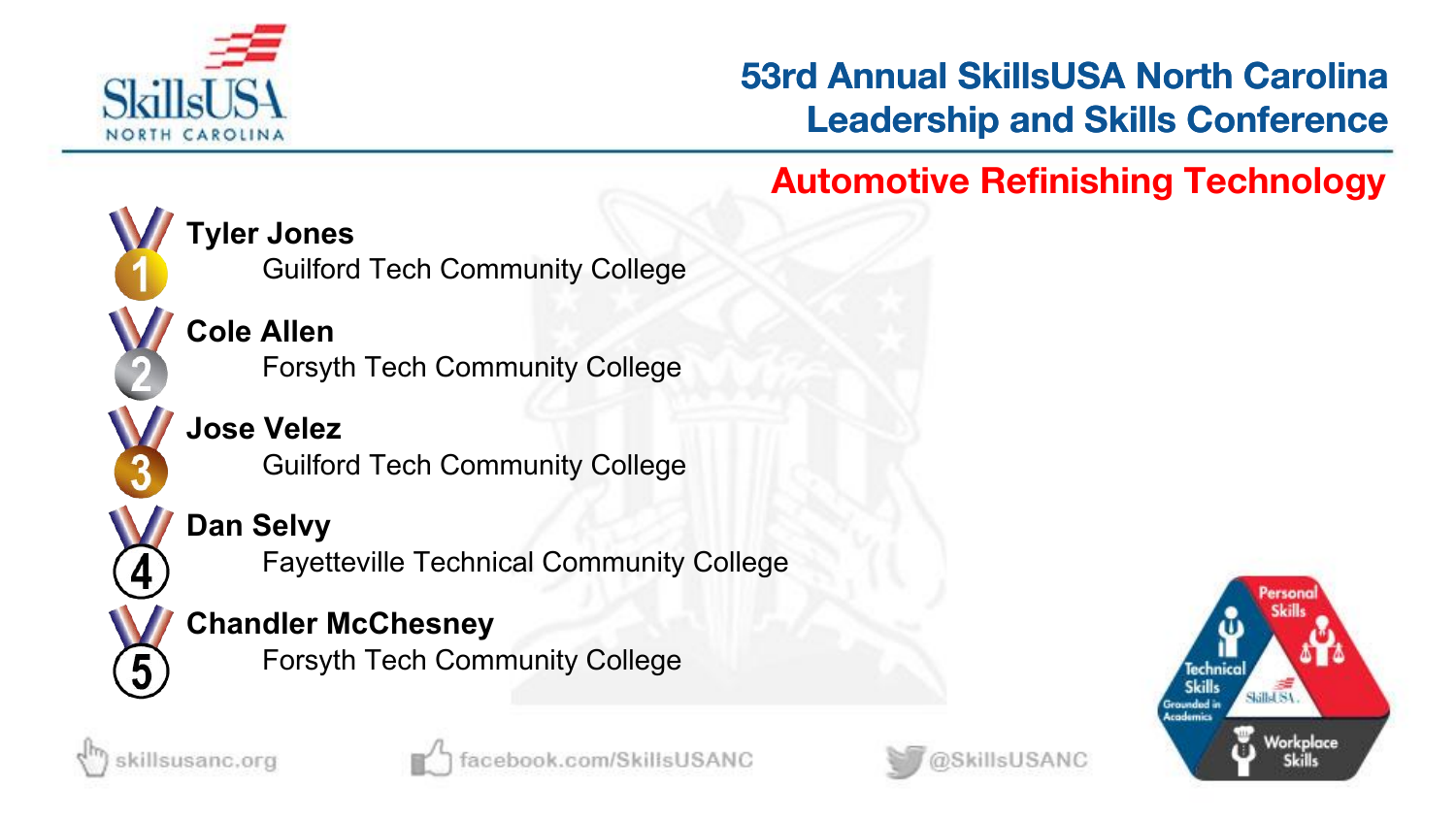# 53rd Annual SkillsUSA North Carolina Leadership and Skills Conference

## Automotive Refinishing Technology

1. **Tyler Jones**
   Guilford Tech Community College
2. **Cole Allen**
   Forsyth Tech Community College
3. **Jose Velez**
   Guilford Tech Community College
4. **Dan Selvy**
   Fayetteville Technical Community College
5. **Chandler McChesney**
   Forsyth Tech Community College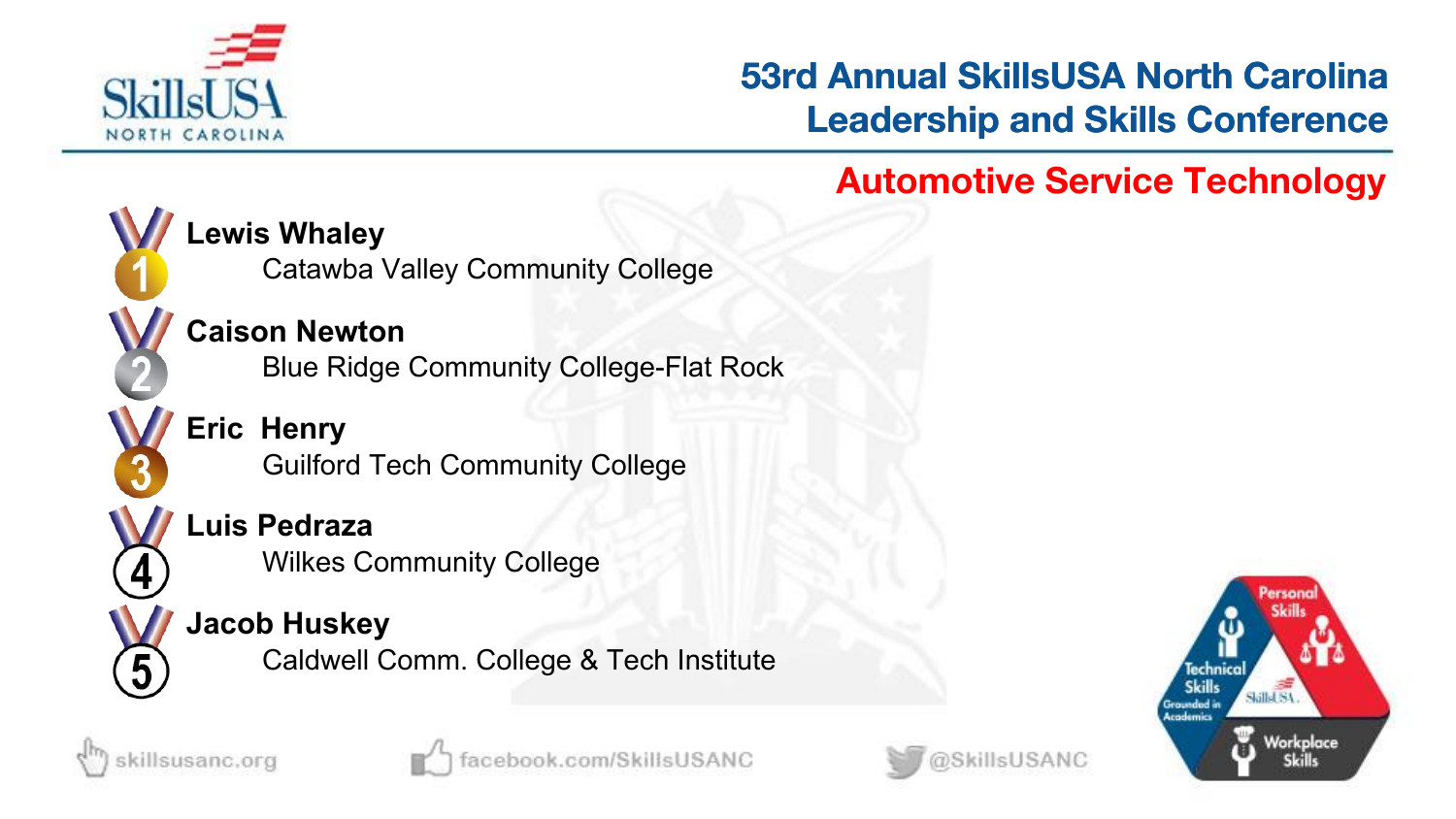# 53rd Annual SkillsUSA North Carolina Leadership and Skills Conference

## Automotive Service Technology

1. **Lewis Whaley**
   Catawba Valley Community College
2. **Caison Newton**
   Blue Ridge Community College-Flat Rock
3. **Eric Henry**
   Guilford Tech Community College
4. **Luis Pedraza**
   Wilkes Community College
5. **Jacob Huskey**
   Caldwell Comm. College & Tech Institute

skillsusanc.org | facebook.com/SkillsUSANC | @SkillsUSANC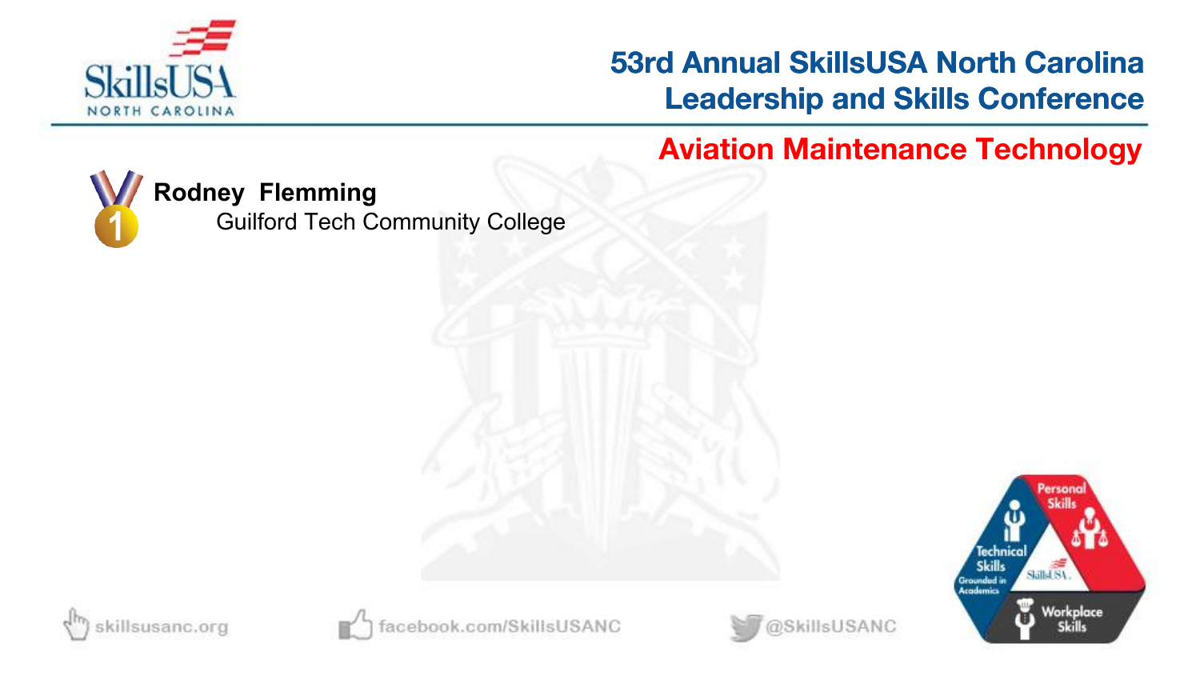# 53rd Annual SkillsUSA North Carolina Leadership and Skills Conference

## Aviation Maintenance Technology

1 **Rodney Flemming**
Guilford Tech Community College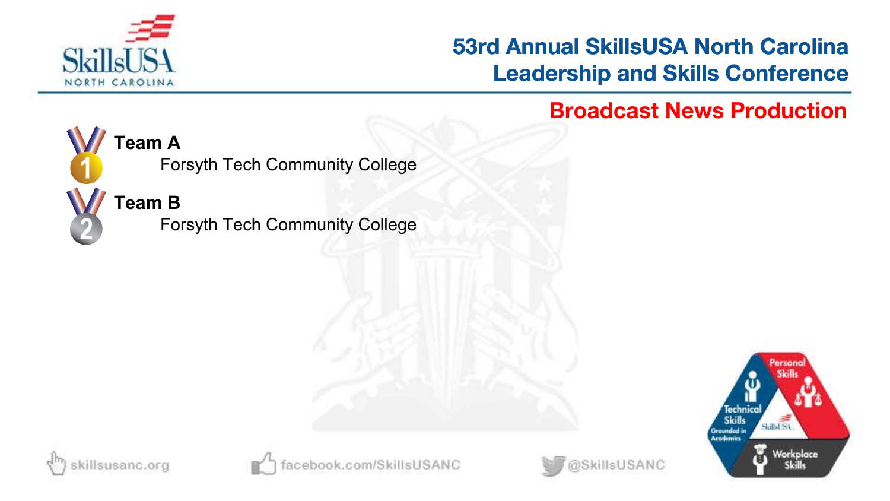# 53rd Annual SkillsUSA North Carolina Leadership and Skills Conference

## Broadcast News Production

1. **Team A**
   Forsyth Tech Community College
2. **Team B**
   Forsyth Tech Community College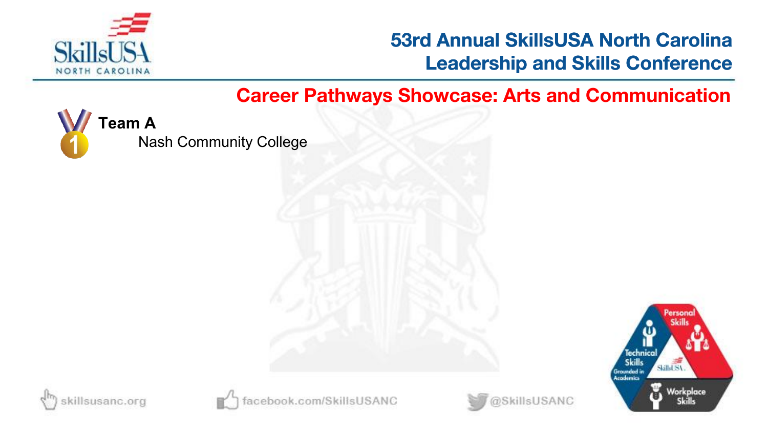## Career Pathways Showcase: Arts and Communication

**Team A**
Nash Community College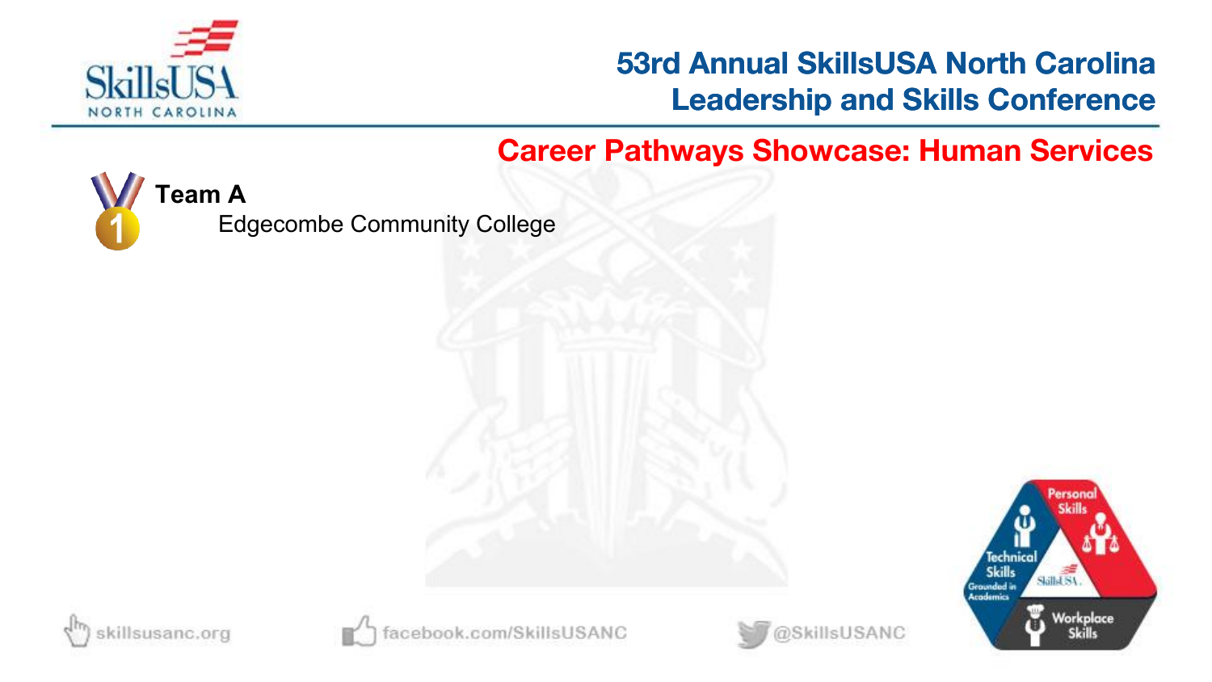## Career Pathways Showcase: Human Services

**Team A**

Edgecombe Community College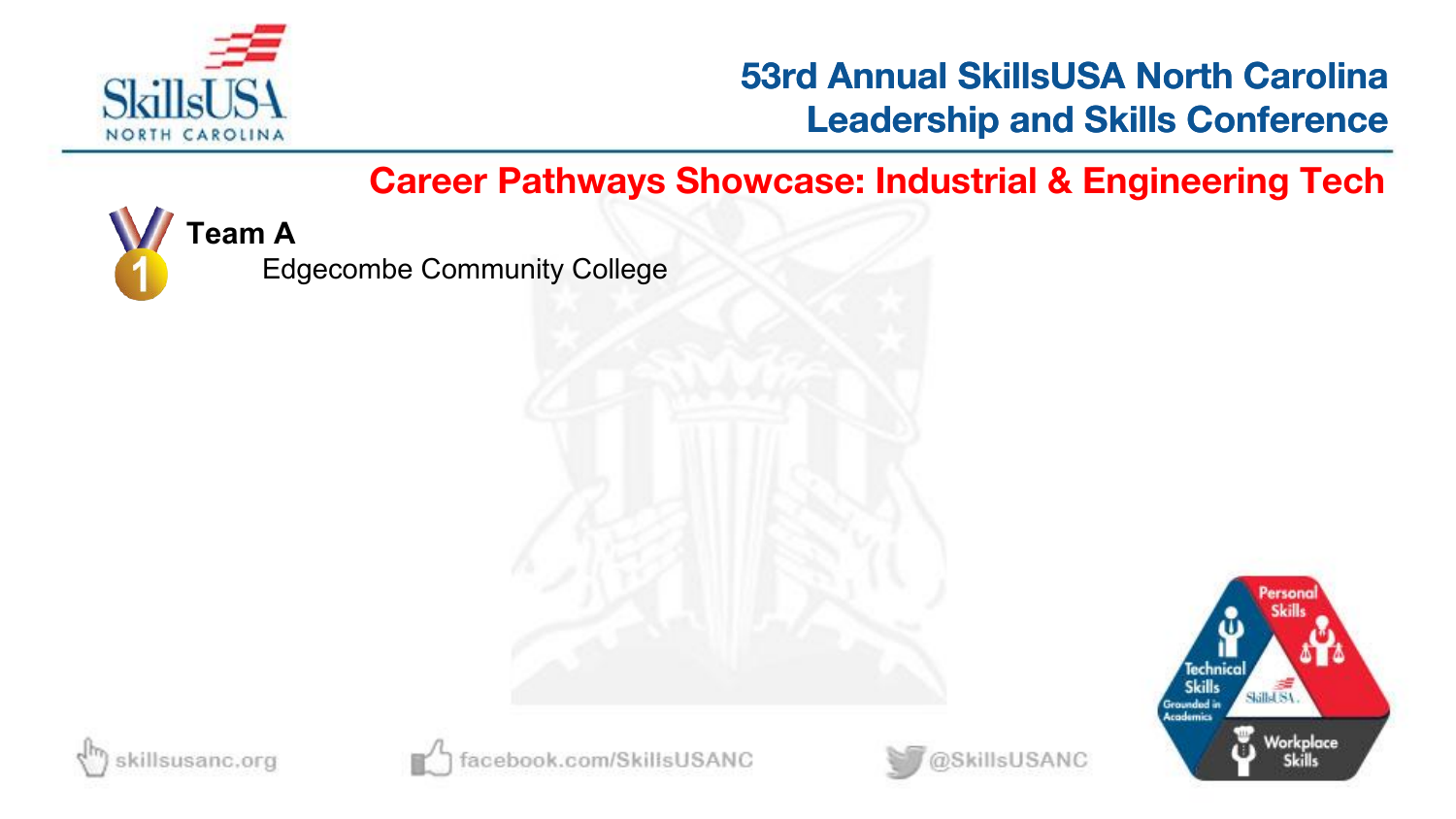# 53rd Annual SkillsUSA North Carolina Leadership and Skills Conference

## Career Pathways Showcase: Industrial & Engineering Tech

1 **Team A**
Edgecombe Community College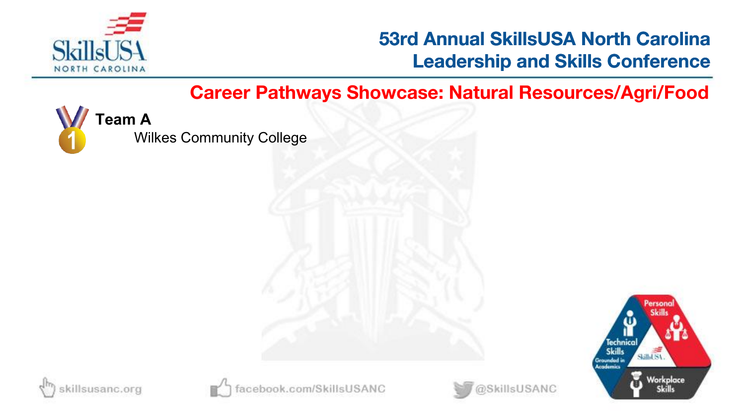## Career Pathways Showcase: Natural Resources/Agri/Food

**Team A**

Wilkes Community College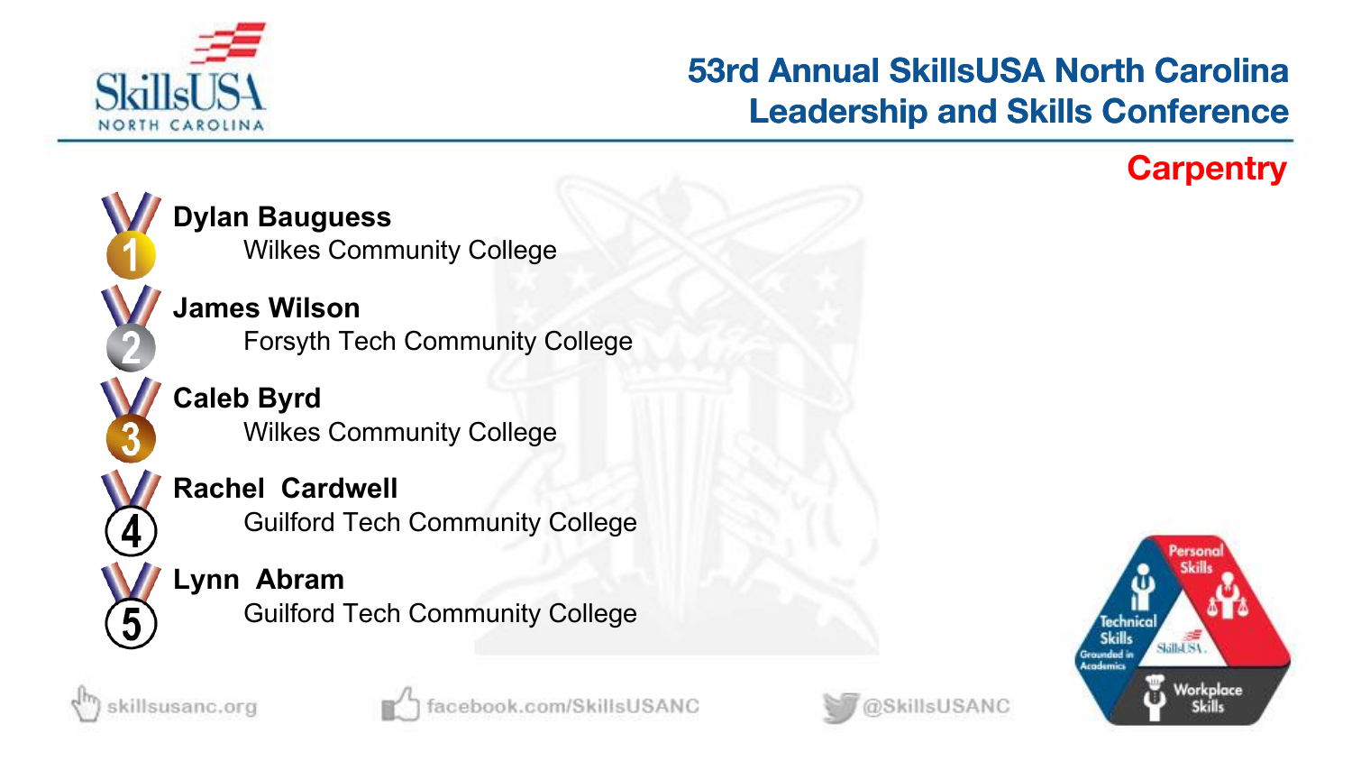# 53rd Annual SkillsUSA North Carolina Leadership and Skills Conference

## Carpentry

1. **Dylan Bauguess**
   Wilkes Community College
2. **James Wilson**
   Forsyth Tech Community College
3. **Caleb Byrd**
   Wilkes Community College
4. **Rachel Cardwell**
   Guilford Tech Community College
5. **Lynn Abram**
   Guilford Tech Community College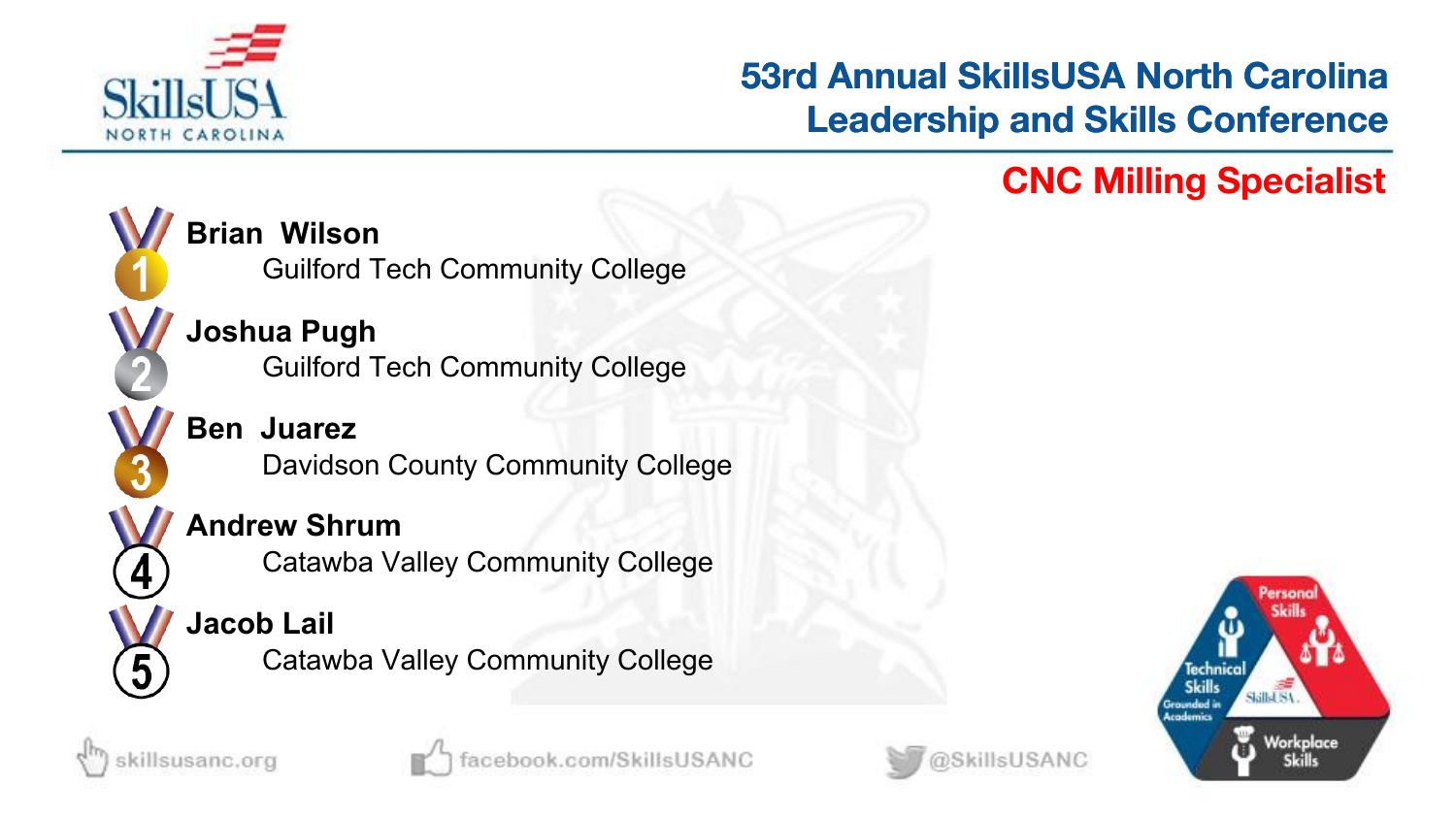## 53rd Annual SkillsUSA North Carolina Leadership and Skills Conference

### CNC Milling Specialist

1. **Brian Wilson**
   Guilford Tech Community College
2. **Joshua Pugh**
   Guilford Tech Community College
3. **Ben Juarez**
   Davidson County Community College
4. **Andrew Shrum**
   Catawba Valley Community College
5. **Jacob Lail**
   Catawba Valley Community College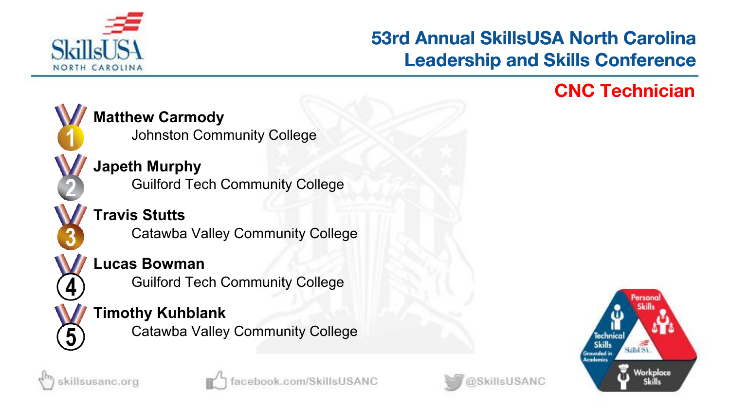# 53rd Annual SkillsUSA North Carolina Leadership and Skills Conference

## CNC Technician

1. **Matthew Carmody**
   Johnston Community College
2. **Japeth Murphy**
   Guilford Tech Community College
3. **Travis Stutts**
   Catawba Valley Community College
4. **Lucas Bowman**
   Guilford Tech Community College
5. **Timothy Kuhblank**
   Catawba Valley Community College

skillsusanc.org | facebook.com/SkillsUSANC | @SkillsUSANC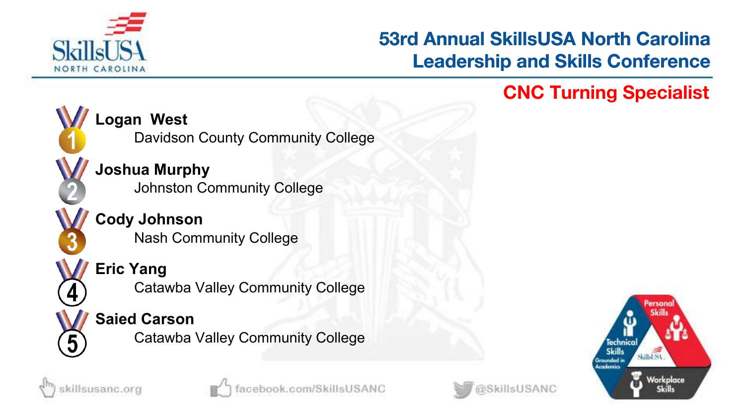# 53rd Annual SkillsUSA North Carolina Leadership and Skills Conference

## CNC Turning Specialist

1. **Logan West**
   Davidson County Community College
2. **Joshua Murphy**
   Johnston Community College
3. **Cody Johnson**
   Nash Community College
4. **Eric Yang**
   Catawba Valley Community College
5. **Saied Carson**
   Catawba Valley Community College

skillsusanc.org | facebook.com/SkillsUSANC | @SkillsUSANC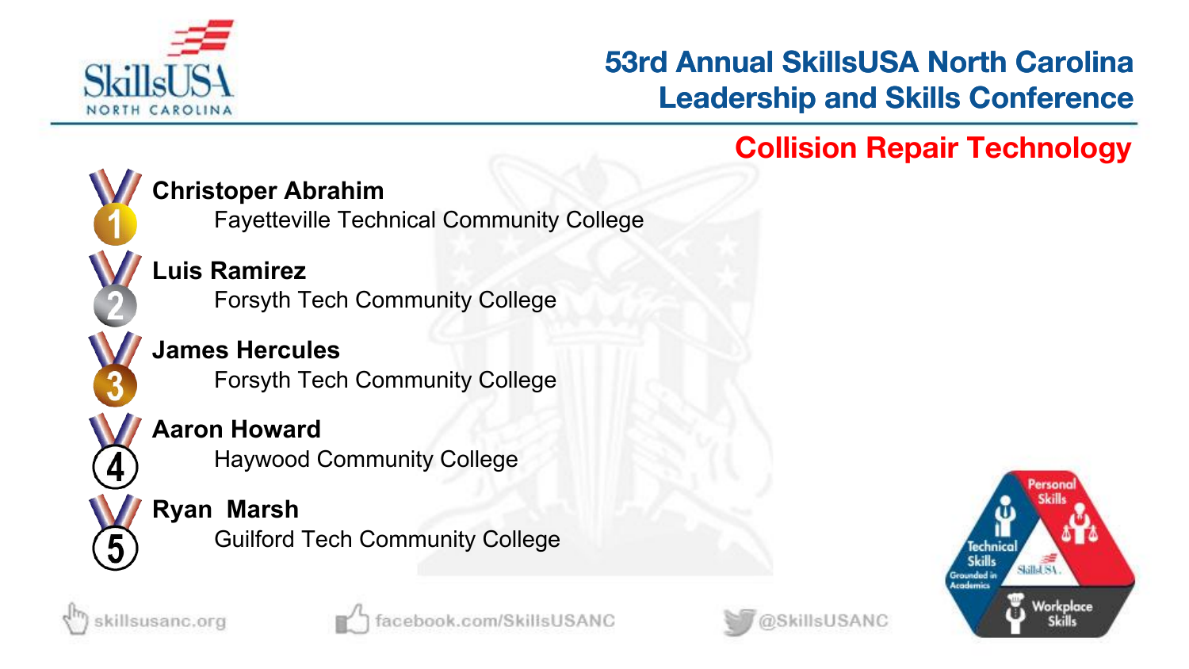# 53rd Annual SkillsUSA North Carolina Leadership and Skills Conference

## Collision Repair Technology

1. **Christoper Abrahim**
   Fayetteville Technical Community College
2. **Luis Ramirez**
   Forsyth Tech Community College
3. **James Hercules**
   Forsyth Tech Community College
4. **Aaron Howard**
   Haywood Community College
5. **Ryan Marsh**
   Guilford Tech Community College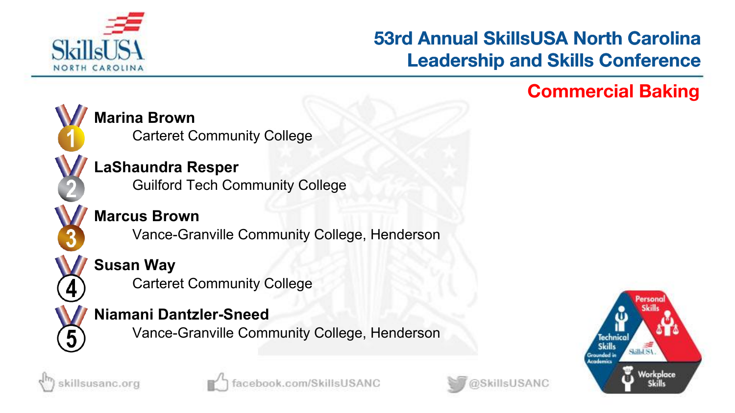# 53rd Annual SkillsUSA North Carolina Leadership and Skills Conference

## Commercial Baking

1. **Marina Brown**
   Carteret Community College
2. **LaShaundra Resper**
   Guilford Tech Community College
3. **Marcus Brown**
   Vance-Granville Community College, Henderson
4. **Susan Way**
   Carteret Community College
5. **Niamani Dantzler-Sneed**
   Vance-Granville Community College, Henderson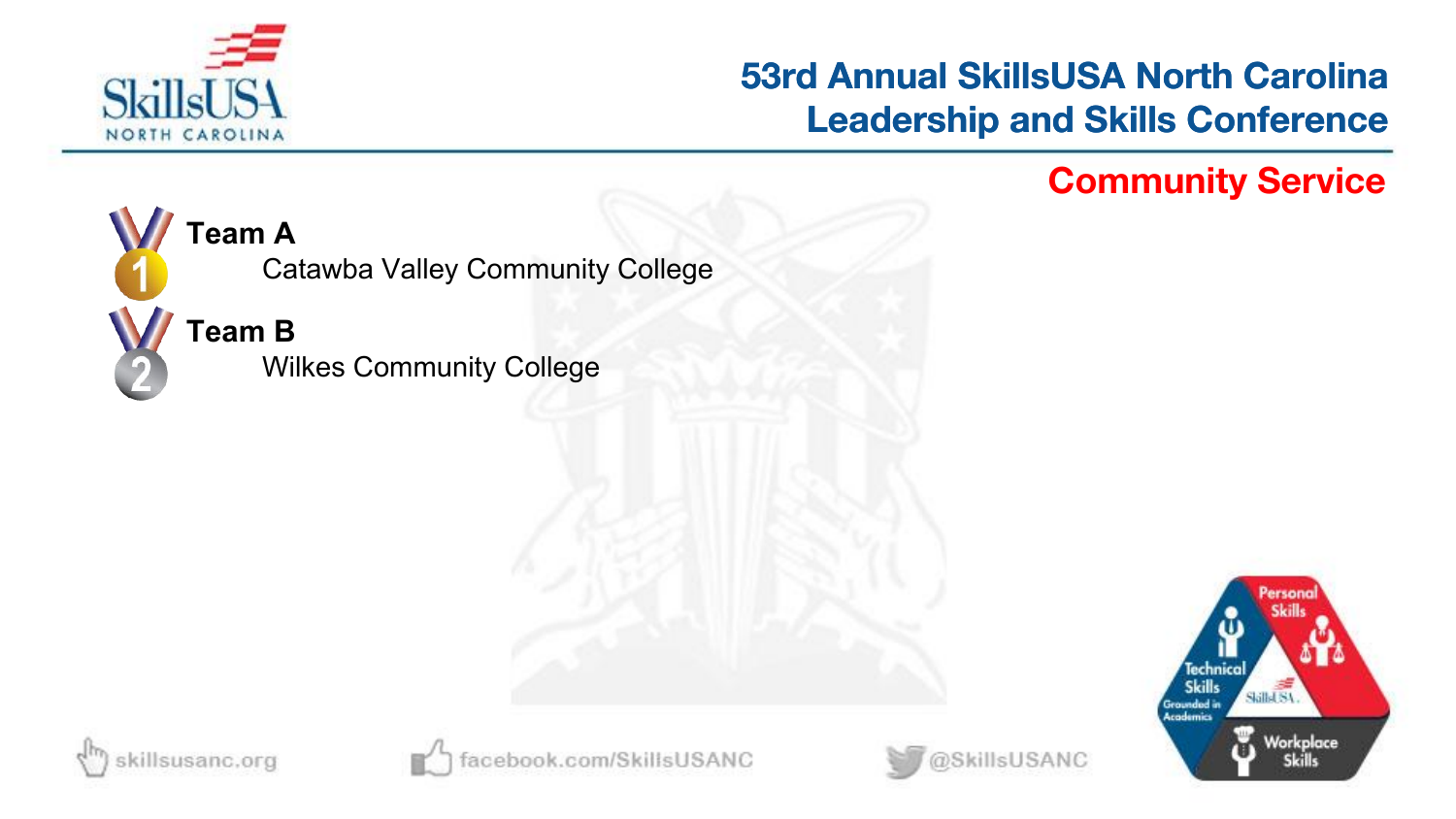# 53rd Annual SkillsUSA North Carolina Leadership and Skills Conference

## Community Service

1. **Team A**
   Catawba Valley Community College
2. **Team B**
   Wilkes Community College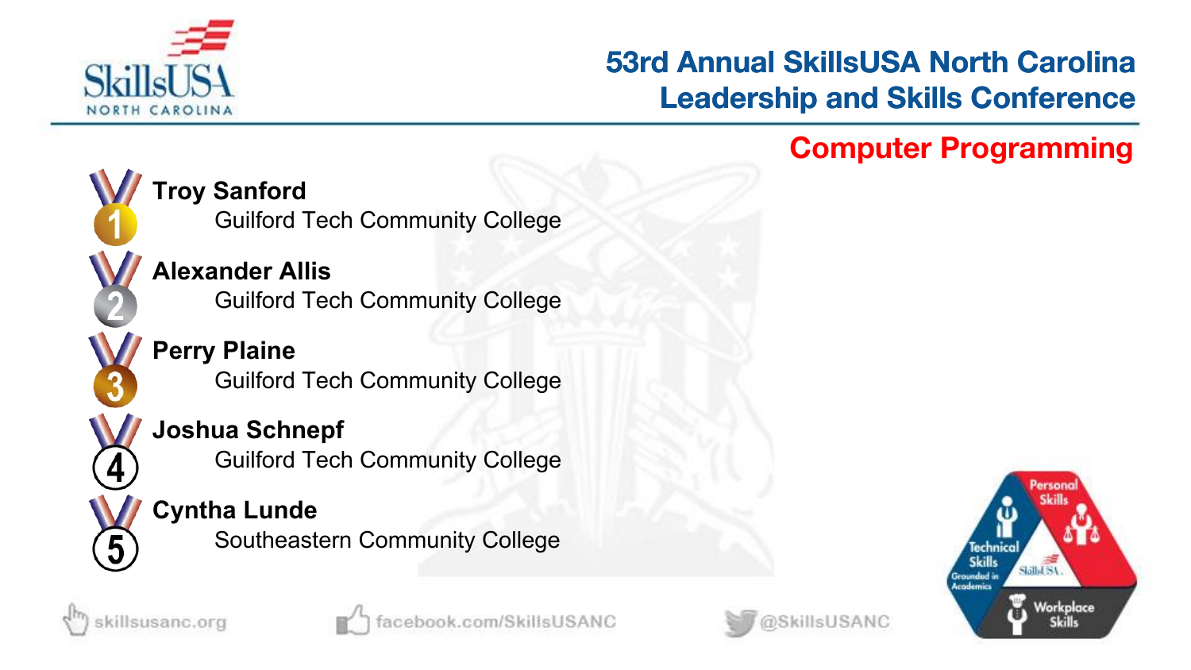# 53rd Annual SkillsUSA North Carolina Leadership and Skills Conference

## Computer Programming

1. **Troy Sanford**
   Guilford Tech Community College
2. **Alexander Allis**
   Guilford Tech Community College
3. **Perry Plaine**
   Guilford Tech Community College
4. **Joshua Schnepf**
   Guilford Tech Community College
5. **Cyntha Lunde**
   Southeastern Community College

skillsusanc.org | facebook.com/SkillsUSANC | @SkillsUSANC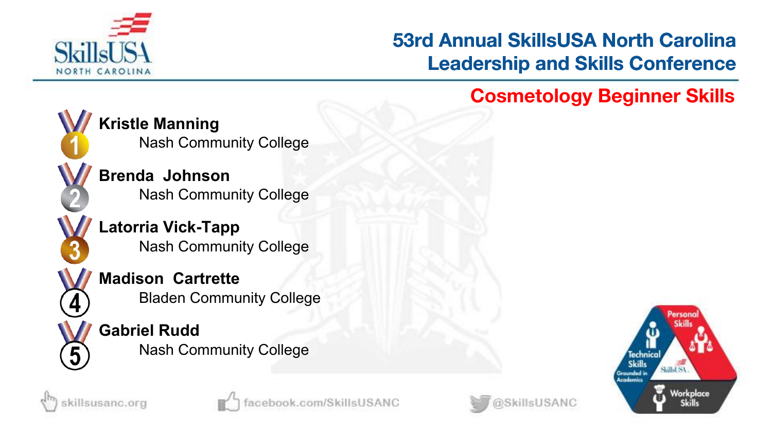# 53rd Annual SkillsUSA North Carolina Leadership and Skills Conference

## Cosmetology Beginner Skills

1. **Kristle Manning**
   Nash Community College
2. **Brenda Johnson**
   Nash Community College
3. **Latorria Vick-Tapp**
   Nash Community College
4. **Madison Cartrette**
   Bladen Community College
5. **Gabriel Rudd**
   Nash Community College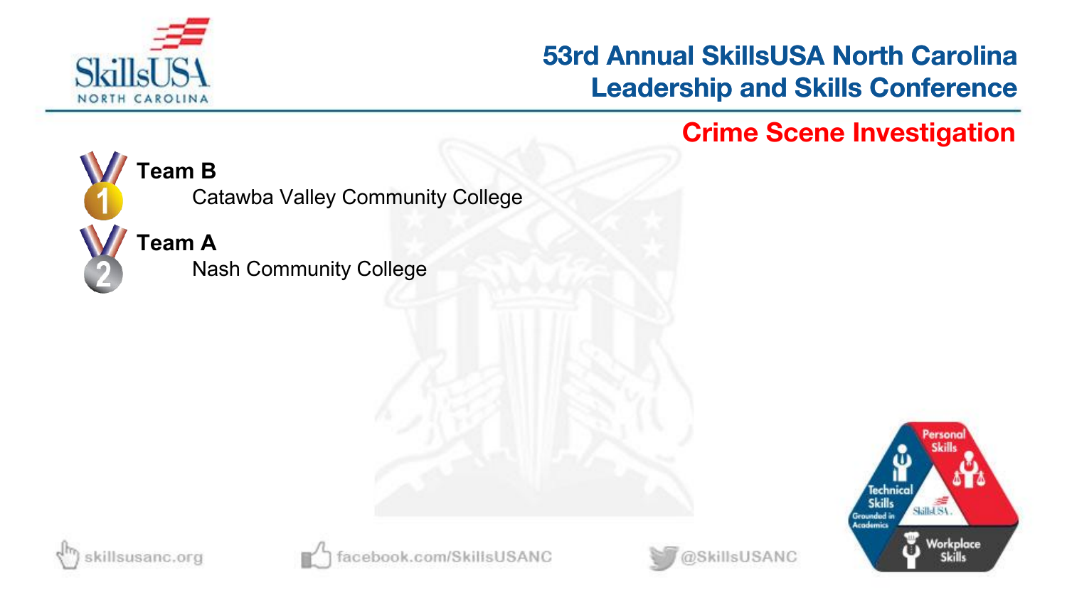## Crime Scene Investigation

1. **Team B**
   Catawba Valley Community College

2. **Team A**
   Nash Community College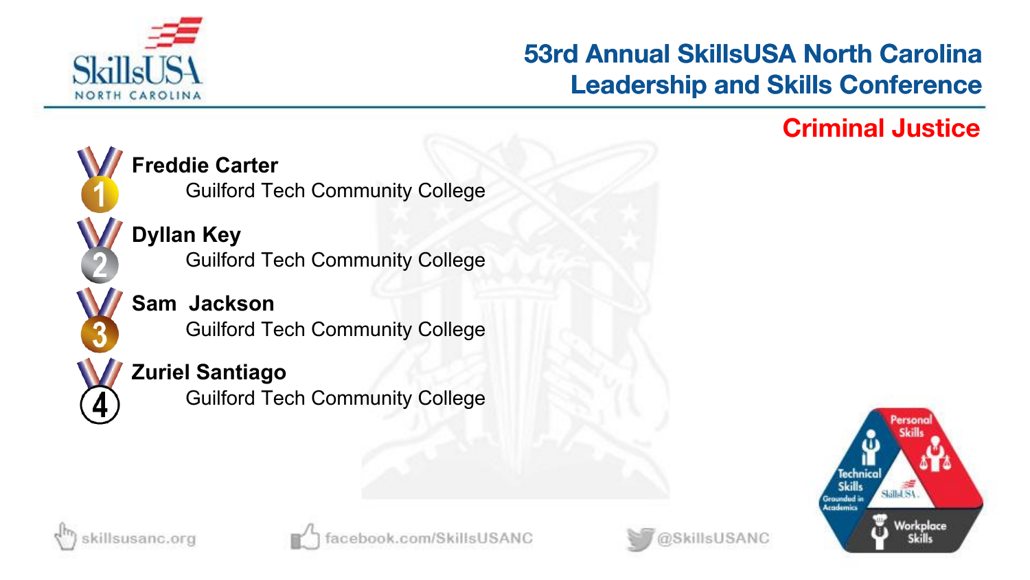# 53rd Annual SkillsUSA North Carolina Leadership and Skills Conference

## Criminal Justice

1. **Freddie Carter**
   Guilford Tech Community College
2. **Dyllan Key**
   Guilford Tech Community College
3. **Sam Jackson**
   Guilford Tech Community College
4. **Zuriel Santiago**
   Guilford Tech Community College

skillsusanc.org | facebook.com/SkillsUSANC | @SkillsUSANC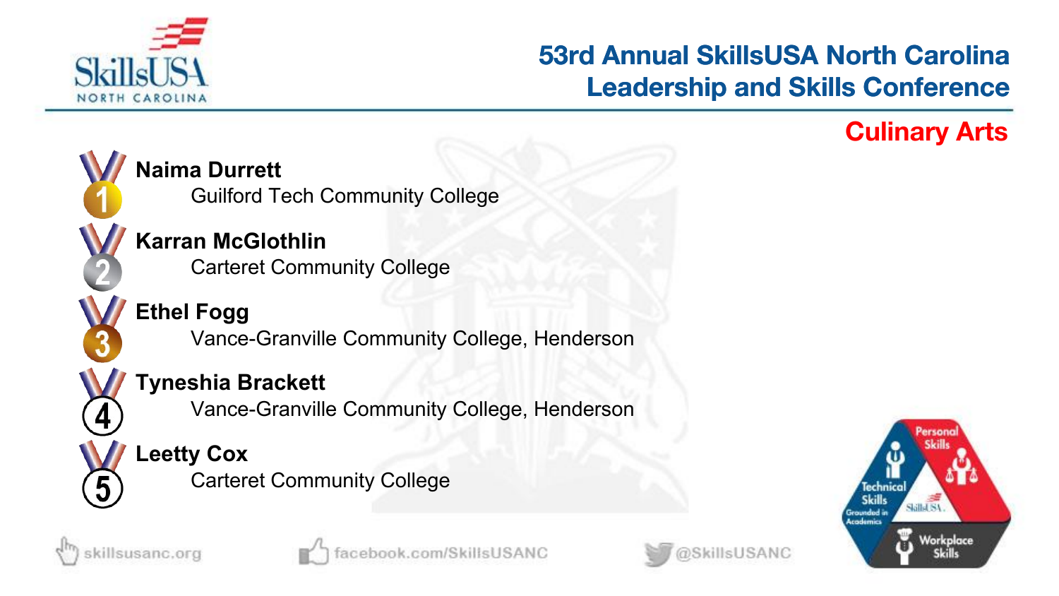# 53rd Annual SkillsUSA North Carolina Leadership and Skills Conference

## Culinary Arts

1. **Naima Durrett**
   Guilford Tech Community College
2. **Karran McGlothlin**
   Carteret Community College
3. **Ethel Fogg**
   Vance-Granville Community College, Henderson
4. **Tyneshia Brackett**
   Vance-Granville Community College, Henderson
5. **Leetty Cox**
   Carteret Community College

skillsusanc.org | facebook.com/SkillsUSANC | @SkillsUSANC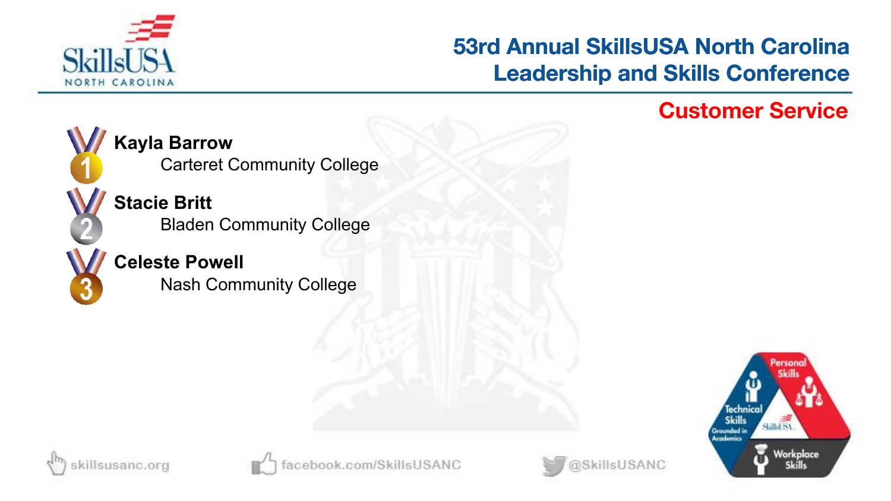## 53rd Annual SkillsUSA North Carolina Leadership and Skills Conference

### Customer Service

1. **Kayla Barrow**
   Carteret Community College
2. **Stacie Britt**
   Bladen Community College
3. **Celeste Powell**
   Nash Community College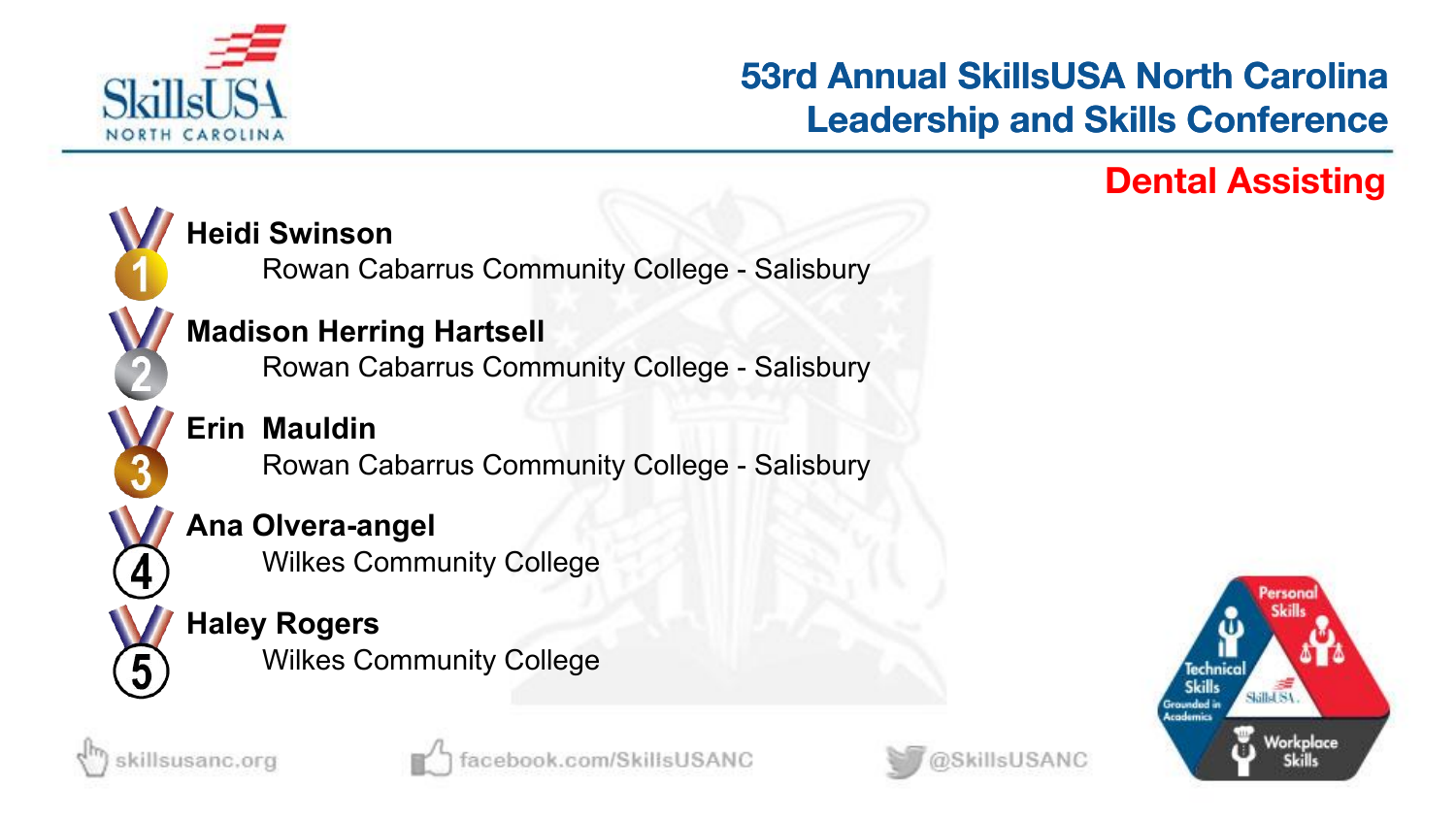# 53rd Annual SkillsUSA North Carolina Leadership and Skills Conference

## Dental Assisting

1. **Heidi Swinson**
   Rowan Cabarrus Community College - Salisbury
2. **Madison Herring Hartsell**
   Rowan Cabarrus Community College - Salisbury
3. **Erin Mauldin**
   Rowan Cabarrus Community College - Salisbury
4. **Ana Olvera-angel**
   Wilkes Community College
5. **Haley Rogers**
   Wilkes Community College

skillsusanc.org | facebook.com/SkillsUSANC | @SkillsUSANC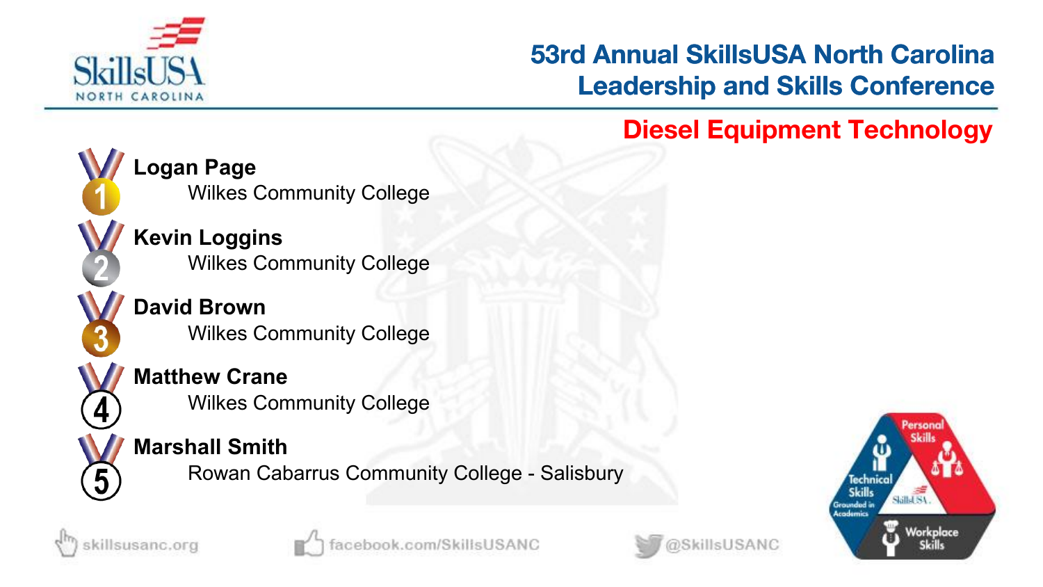# 53rd Annual SkillsUSA North Carolina Leadership and Skills Conference

## Diesel Equipment Technology

1. **Logan Page**
   Wilkes Community College
2. **Kevin Loggins**
   Wilkes Community College
3. **David Brown**
   Wilkes Community College
4. **Matthew Crane**
   Wilkes Community College
5. **Marshall Smith**
   Rowan Cabarrus Community College - Salisbury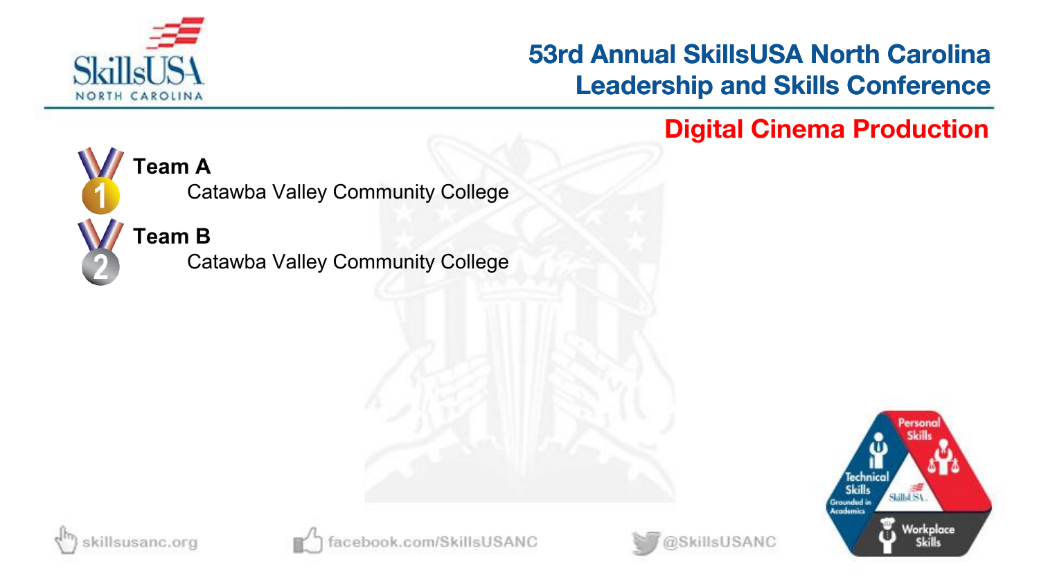# Digital Cinema Production

**1 — Team A**
Catawba Valley Community College

**2 — Team B**
Catawba Valley Community College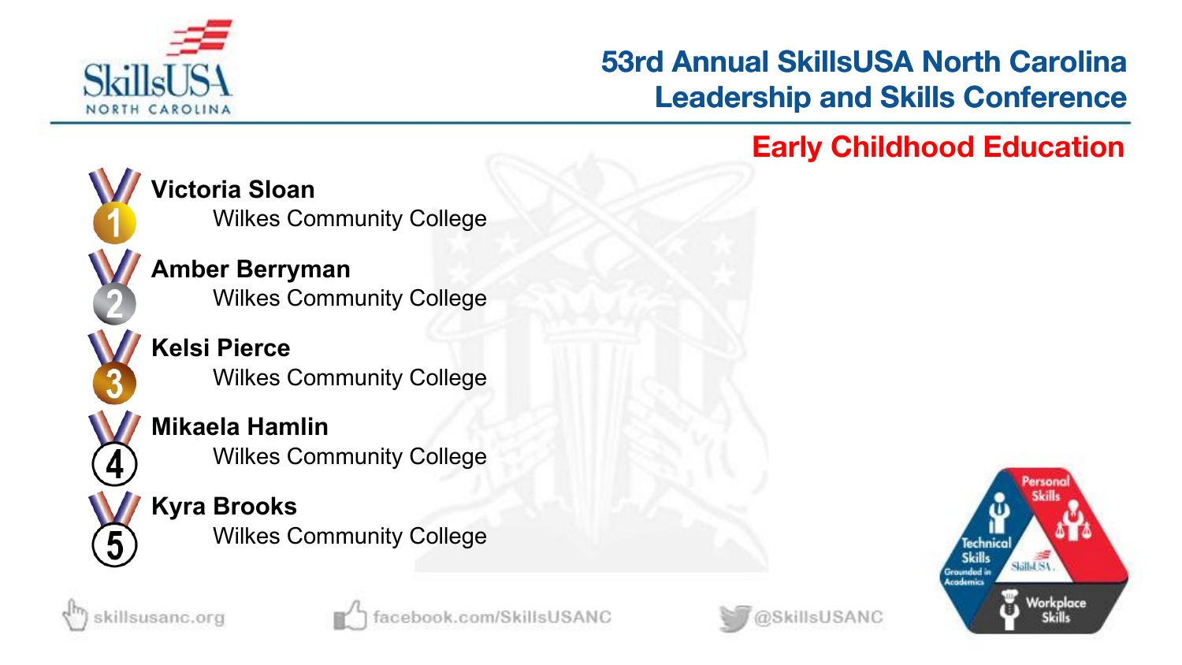# 53rd Annual SkillsUSA North Carolina Leadership and Skills Conference

## Early Childhood Education

1. **Victoria Sloan**
   Wilkes Community College
2. **Amber Berryman**
   Wilkes Community College
3. **Kelsi Pierce**
   Wilkes Community College
4. **Mikaela Hamlin**
   Wilkes Community College
5. **Kyra Brooks**
   Wilkes Community College

skillsusanc.org facebook.com/SkillsUSANC @SkillsUSANC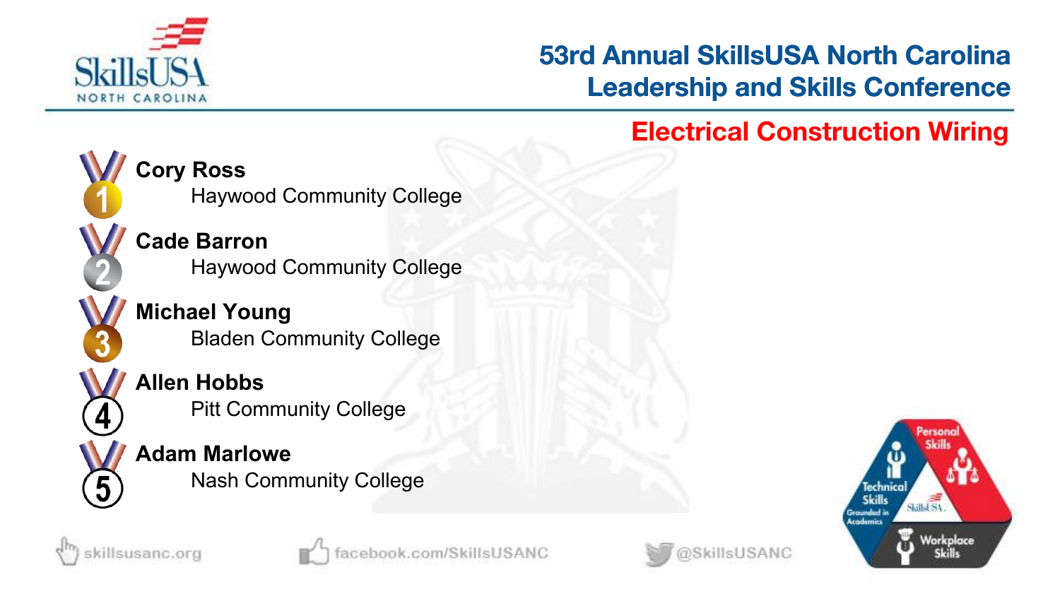# 53rd Annual SkillsUSA North Carolina Leadership and Skills Conference

## Electrical Construction Wiring

1. **Cory Ross**
   Haywood Community College
2. **Cade Barron**
   Haywood Community College
3. **Michael Young**
   Bladen Community College
4. **Allen Hobbs**
   Pitt Community College
5. **Adam Marlowe**
   Nash Community College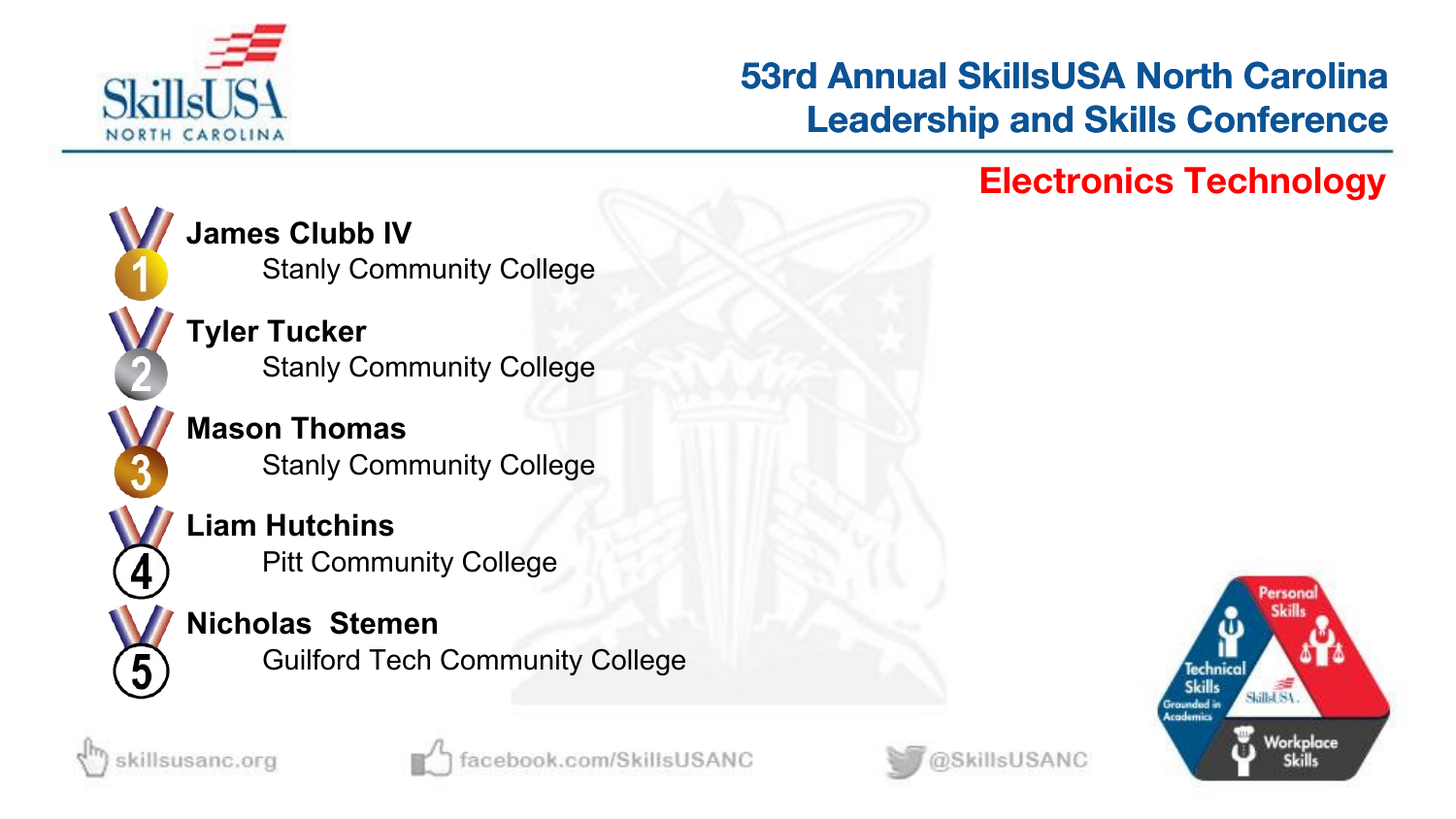# 53rd Annual SkillsUSA North Carolina Leadership and Skills Conference

## Electronics Technology

1. **James Clubb IV**
   Stanly Community College
2. **Tyler Tucker**
   Stanly Community College
3. **Mason Thomas**
   Stanly Community College
4. **Liam Hutchins**
   Pitt Community College
5. **Nicholas Stemen**
   Guilford Tech Community College

skillsusanc.org | facebook.com/SkillsUSANC | @SkillsUSANC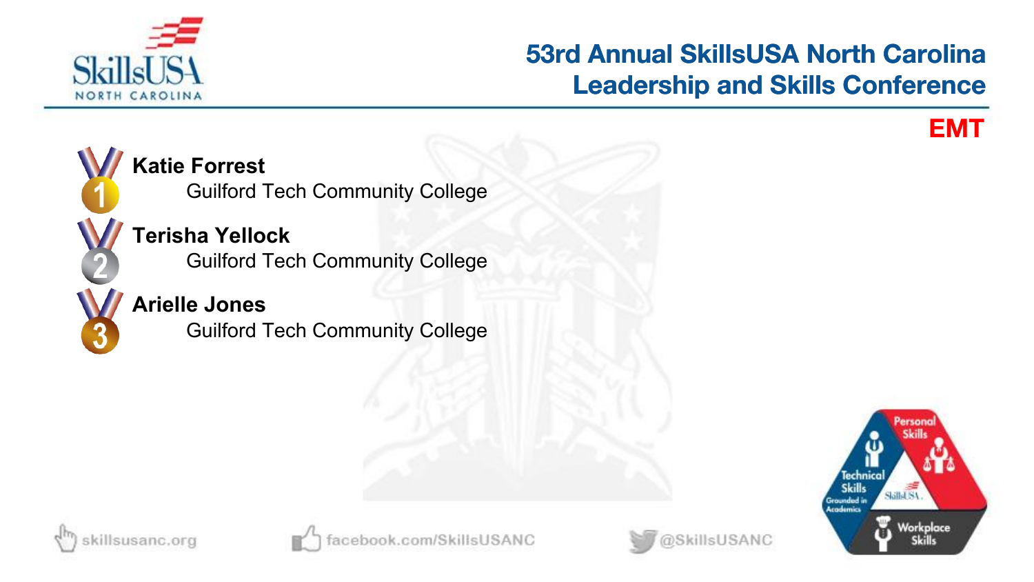# 53rd Annual SkillsUSA North Carolina Leadership and Skills Conference

## EMT

1. **Katie Forrest**
   Guilford Tech Community College
2. **Terisha Yellock**
   Guilford Tech Community College
3. **Arielle Jones**
   Guilford Tech Community College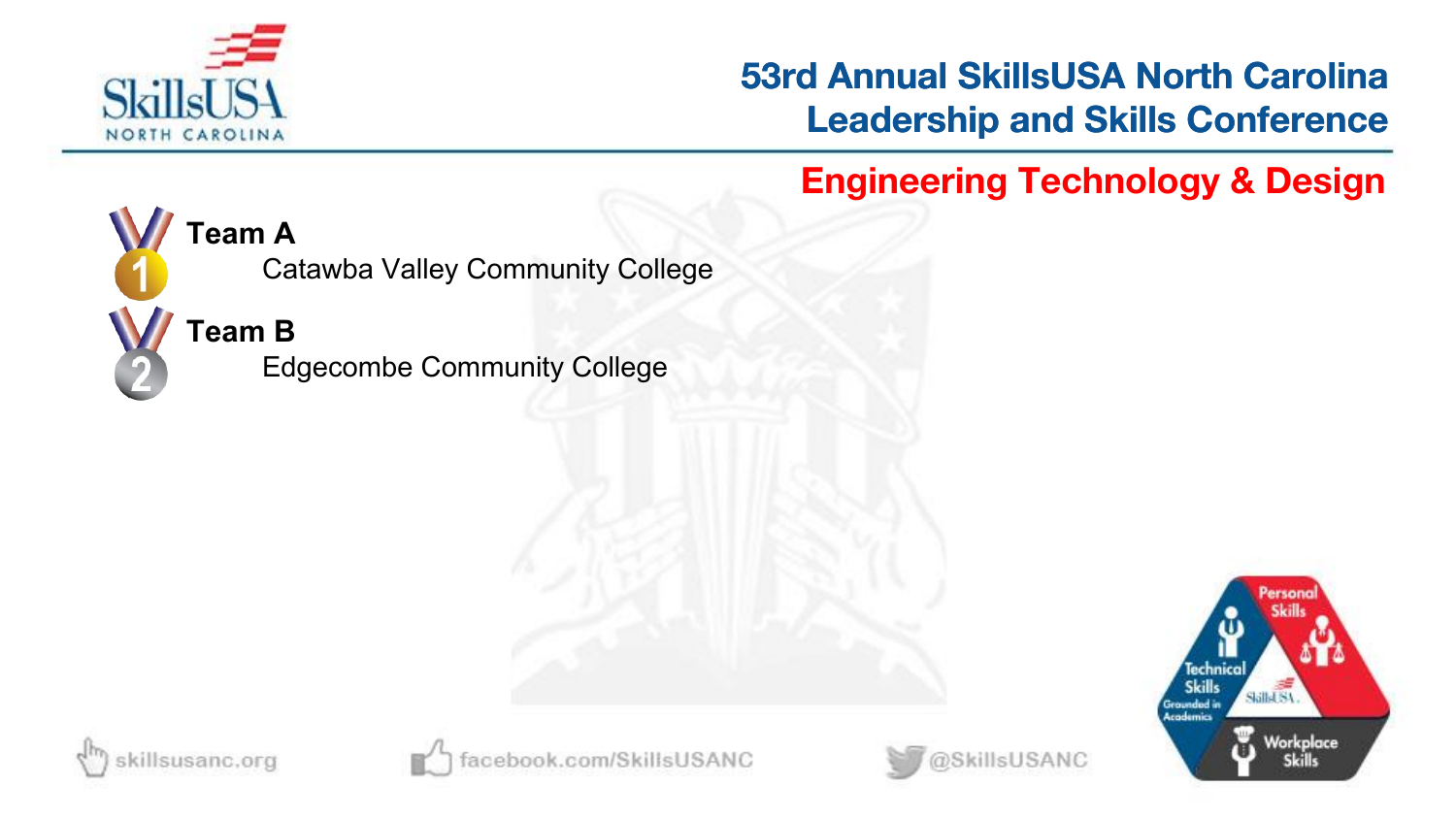## Engineering Technology & Design

1. **Team A**
   Catawba Valley Community College

2. **Team B**
   Edgecombe Community College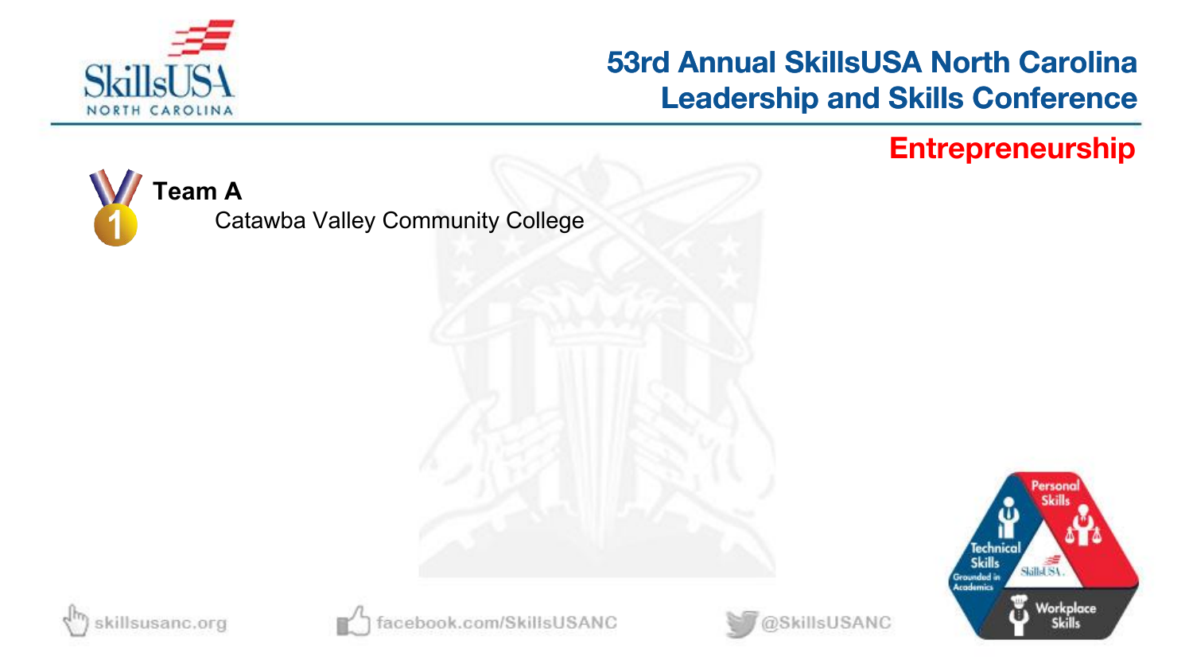# Entrepreneurship

**Team A**

Catawba Valley Community College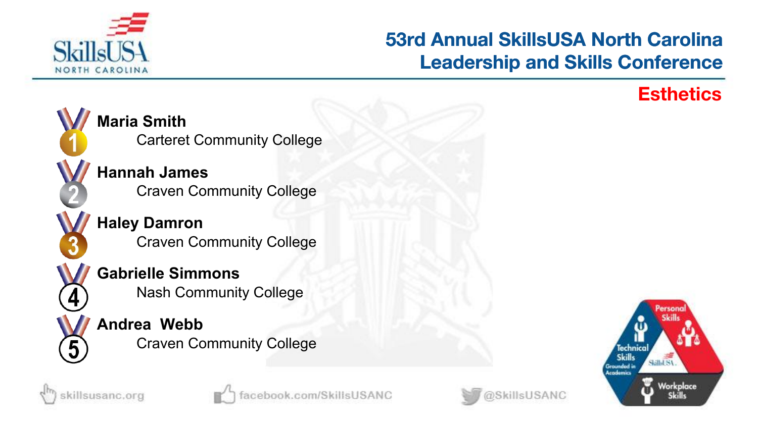# 53rd Annual SkillsUSA North Carolina Leadership and Skills Conference

## Esthetics

1. **Maria Smith**
   Carteret Community College
2. **Hannah James**
   Craven Community College
3. **Haley Damron**
   Craven Community College
4. **Gabrielle Simmons**
   Nash Community College
5. **Andrea Webb**
   Craven Community College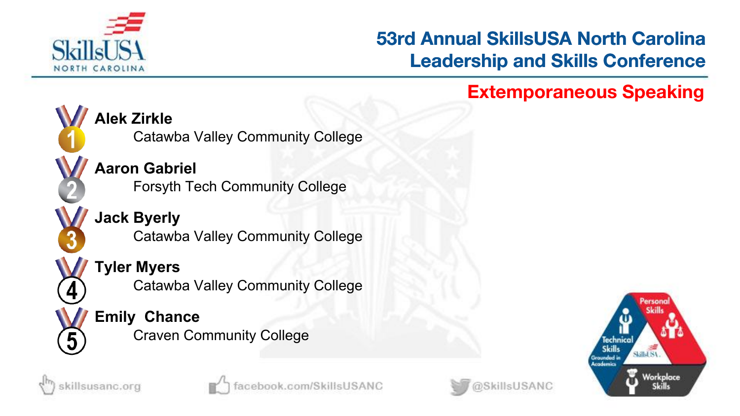# 53rd Annual SkillsUSA North Carolina Leadership and Skills Conference

## Extemporaneous Speaking

1. **Alek Zirkle**
   Catawba Valley Community College
2. **Aaron Gabriel**
   Forsyth Tech Community College
3. **Jack Byerly**
   Catawba Valley Community College
4. **Tyler Myers**
   Catawba Valley Community College
5. **Emily Chance**
   Craven Community College

skillsusanc.org | facebook.com/SkillsUSANC | @SkillsUSANC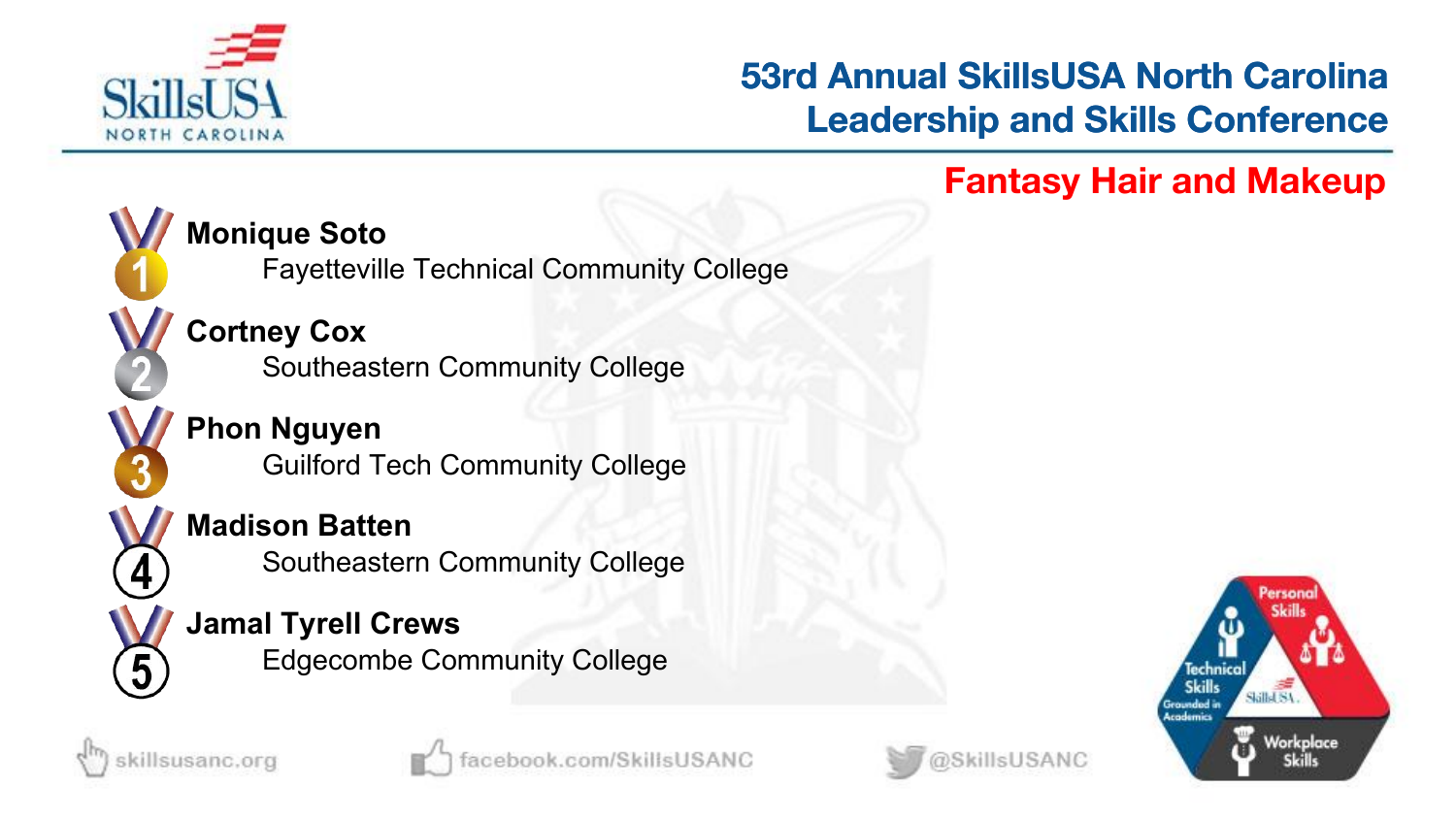# 53rd Annual SkillsUSA North Carolina Leadership and Skills Conference

## Fantasy Hair and Makeup

1. **Monique Soto**
   Fayetteville Technical Community College
2. **Cortney Cox**
   Southeastern Community College
3. **Phon Nguyen**
   Guilford Tech Community College
4. **Madison Batten**
   Southeastern Community College
5. **Jamal Tyrell Crews**
   Edgecombe Community College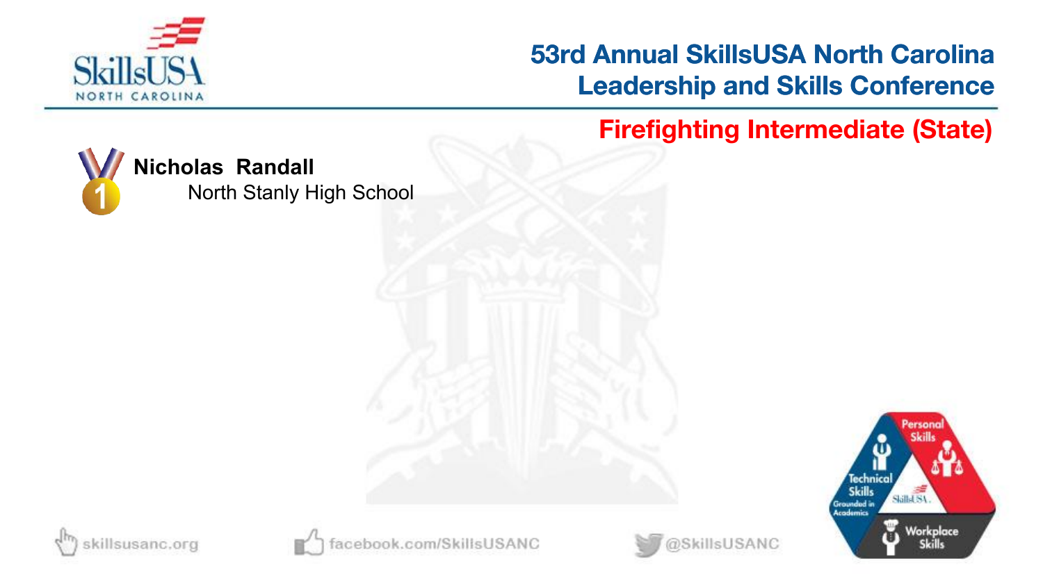# 53rd Annual SkillsUSA North Carolina Leadership and Skills Conference

## Firefighting Intermediate (State)

1 **Nicholas Randall**
North Stanly High School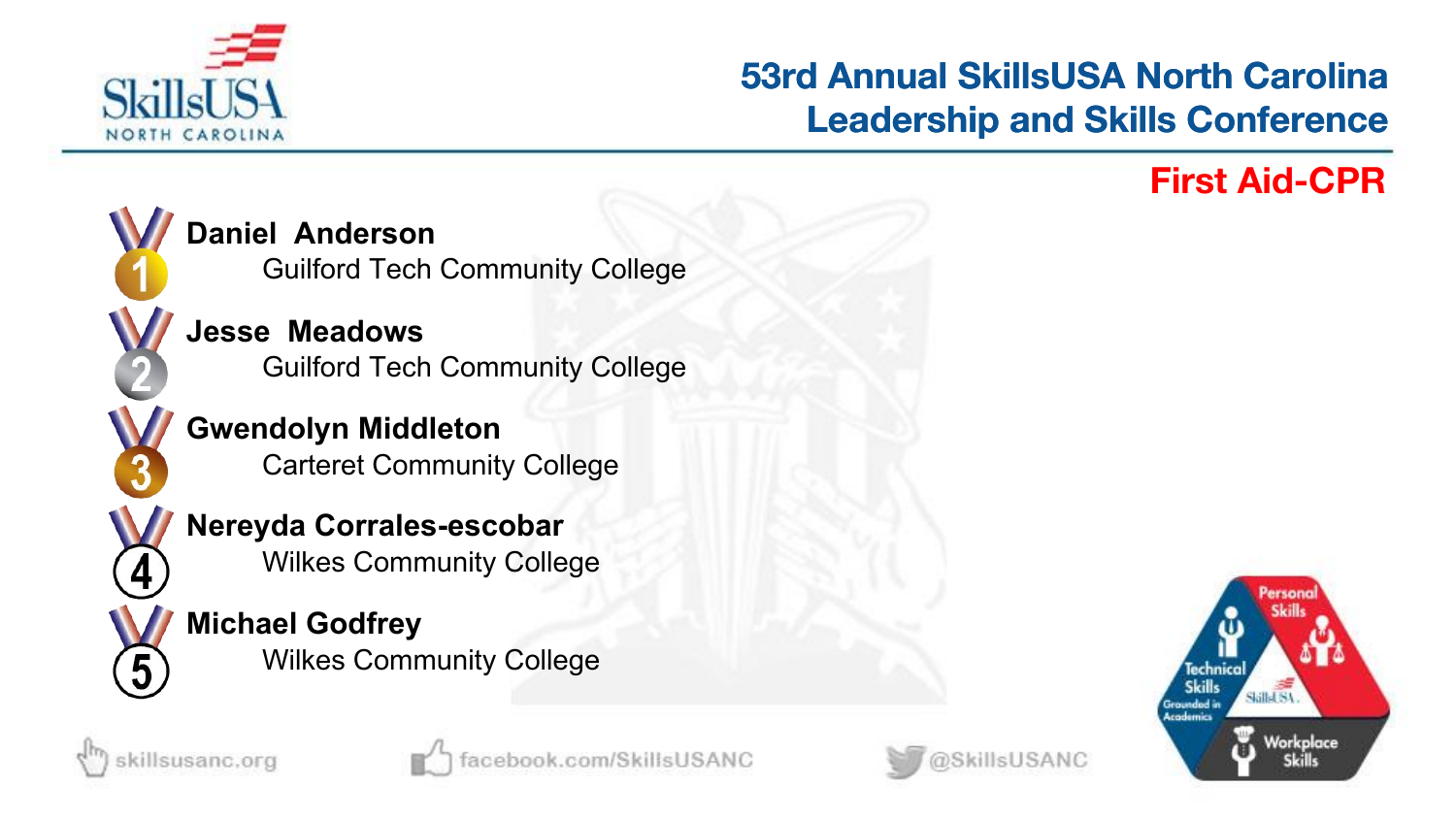# 53rd Annual SkillsUSA North Carolina Leadership and Skills Conference

## First Aid-CPR

1. **Daniel Anderson**
   Guilford Tech Community College
2. **Jesse Meadows**
   Guilford Tech Community College
3. **Gwendolyn Middleton**
   Carteret Community College
4. **Nereyda Corrales-escobar**
   Wilkes Community College
5. **Michael Godfrey**
   Wilkes Community College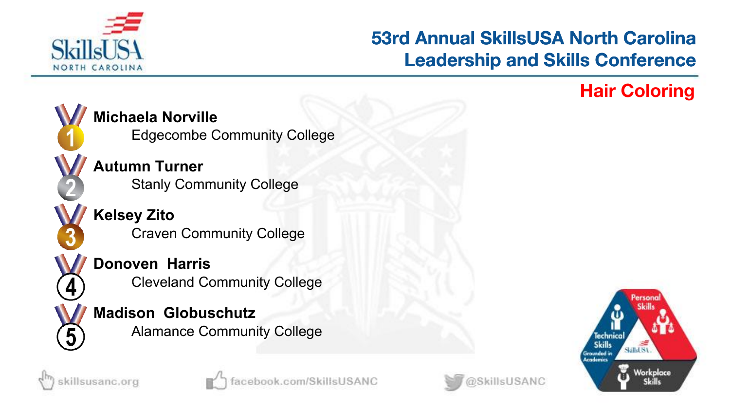# 53rd Annual SkillsUSA North Carolina Leadership and Skills Conference

## Hair Coloring

1. **Michaela Norville**
   Edgecombe Community College
2. **Autumn Turner**
   Stanly Community College
3. **Kelsey Zito**
   Craven Community College
4. **Donoven Harris**
   Cleveland Community College
5. **Madison Globuschutz**
   Alamance Community College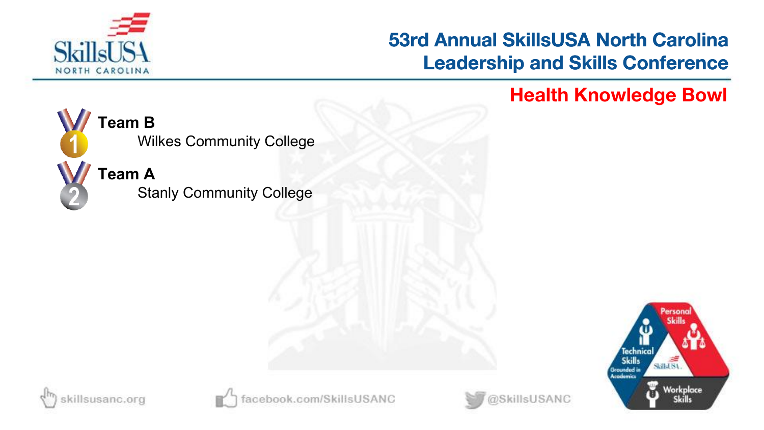## Health Knowledge Bowl

1. **Team B**
   Wilkes Community College
2. **Team A**
   Stanly Community College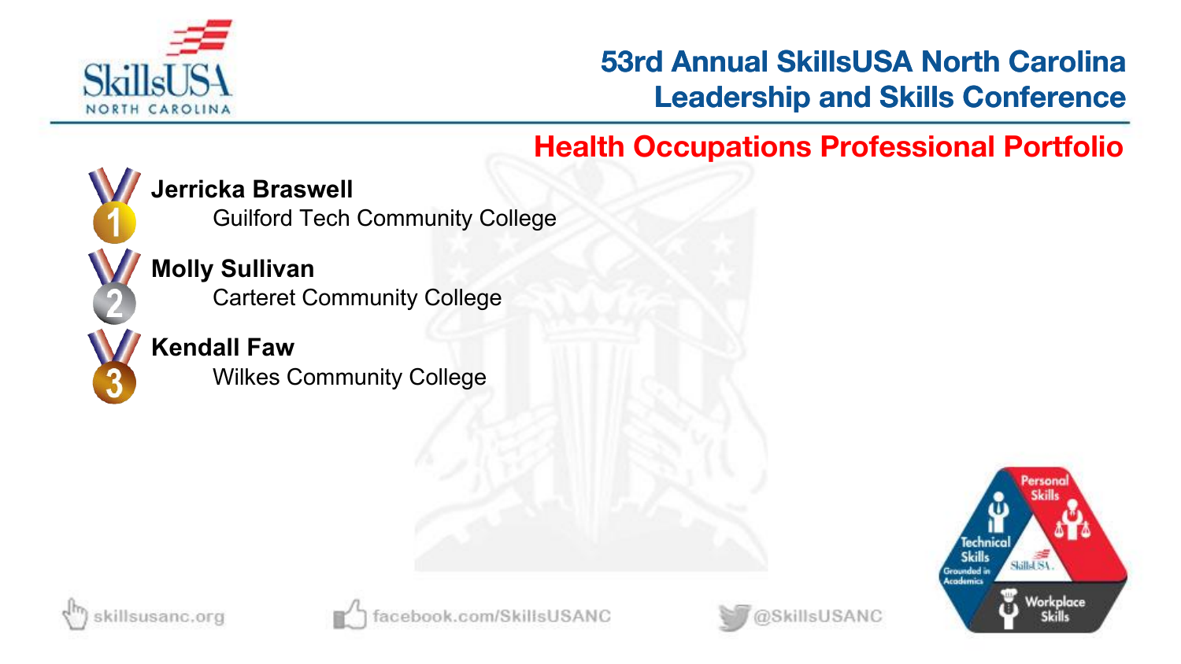## 53rd Annual SkillsUSA North Carolina Leadership and Skills Conference

### Health Occupations Professional Portfolio

1. **Jerricka Braswell**
   Guilford Tech Community College
2. **Molly Sullivan**
   Carteret Community College
3. **Kendall Faw**
   Wilkes Community College

skillsusanc.org facebook.com/SkillsUSANC @SkillsUSANC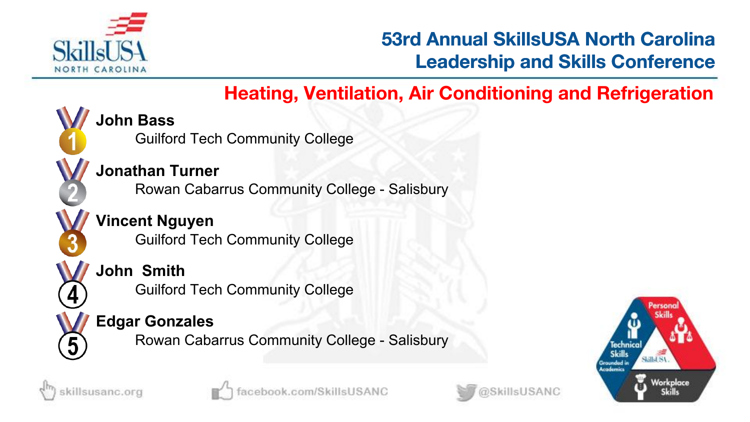# 53rd Annual SkillsUSA North Carolina Leadership and Skills Conference

## Heating, Ventilation, Air Conditioning and Refrigeration

1. **John Bass**
   Guilford Tech Community College
2. **Jonathan Turner**
   Rowan Cabarrus Community College - Salisbury
3. **Vincent Nguyen**
   Guilford Tech Community College
4. **John Smith**
   Guilford Tech Community College
5. **Edgar Gonzales**
   Rowan Cabarrus Community College - Salisbury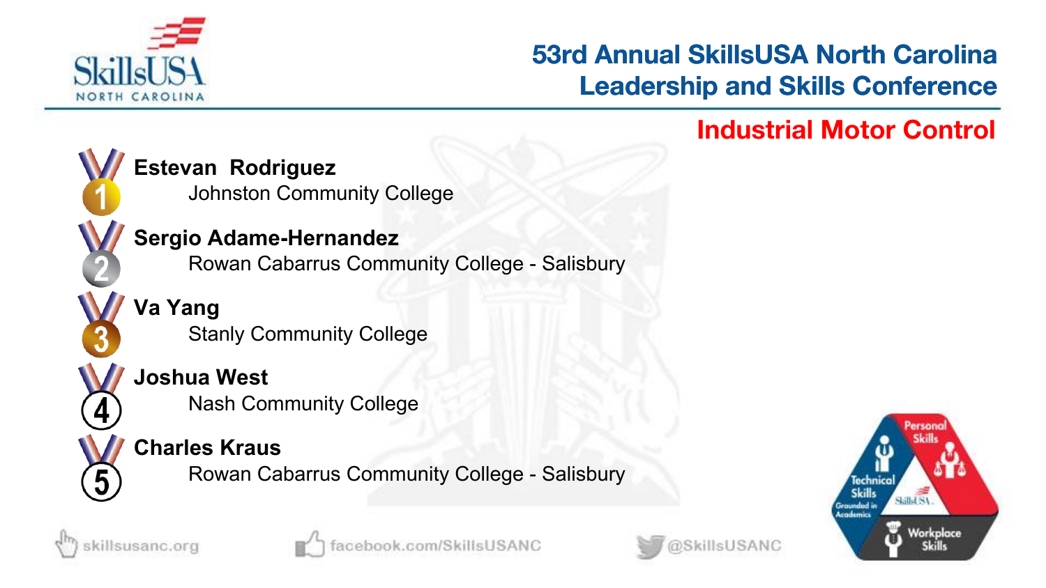# 53rd Annual SkillsUSA North Carolina Leadership and Skills Conference

## Industrial Motor Control

1. **Estevan Rodriguez**
   Johnston Community College
2. **Sergio Adame-Hernandez**
   Rowan Cabarrus Community College - Salisbury
3. **Va Yang**
   Stanly Community College
4. **Joshua West**
   Nash Community College
5. **Charles Kraus**
   Rowan Cabarrus Community College - Salisbury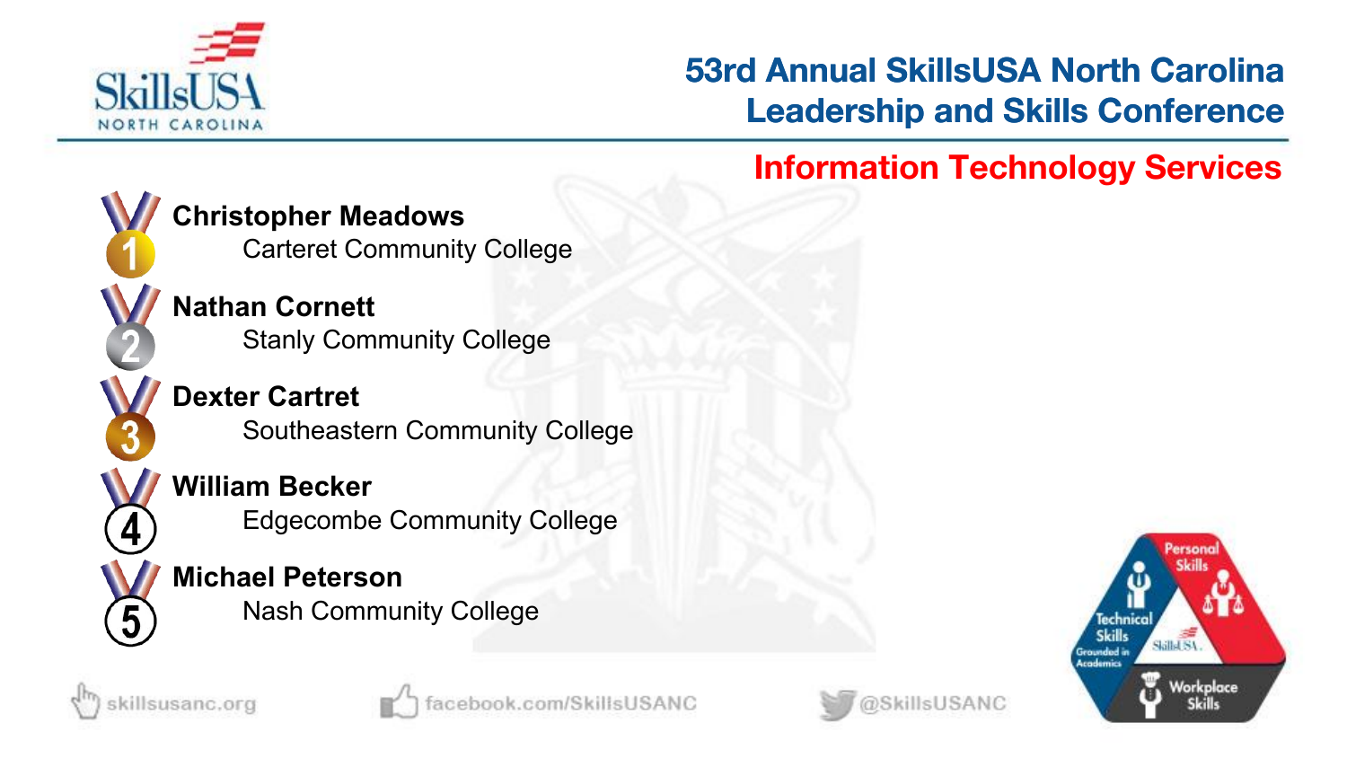# 53rd Annual SkillsUSA North Carolina Leadership and Skills Conference

## Information Technology Services

1. **Christopher Meadows**
   Carteret Community College
2. **Nathan Cornett**
   Stanly Community College
3. **Dexter Cartret**
   Southeastern Community College
4. **William Becker**
   Edgecombe Community College
5. **Michael Peterson**
   Nash Community College

skillsusanc.org | facebook.com/SkillsUSANC | @SkillsUSANC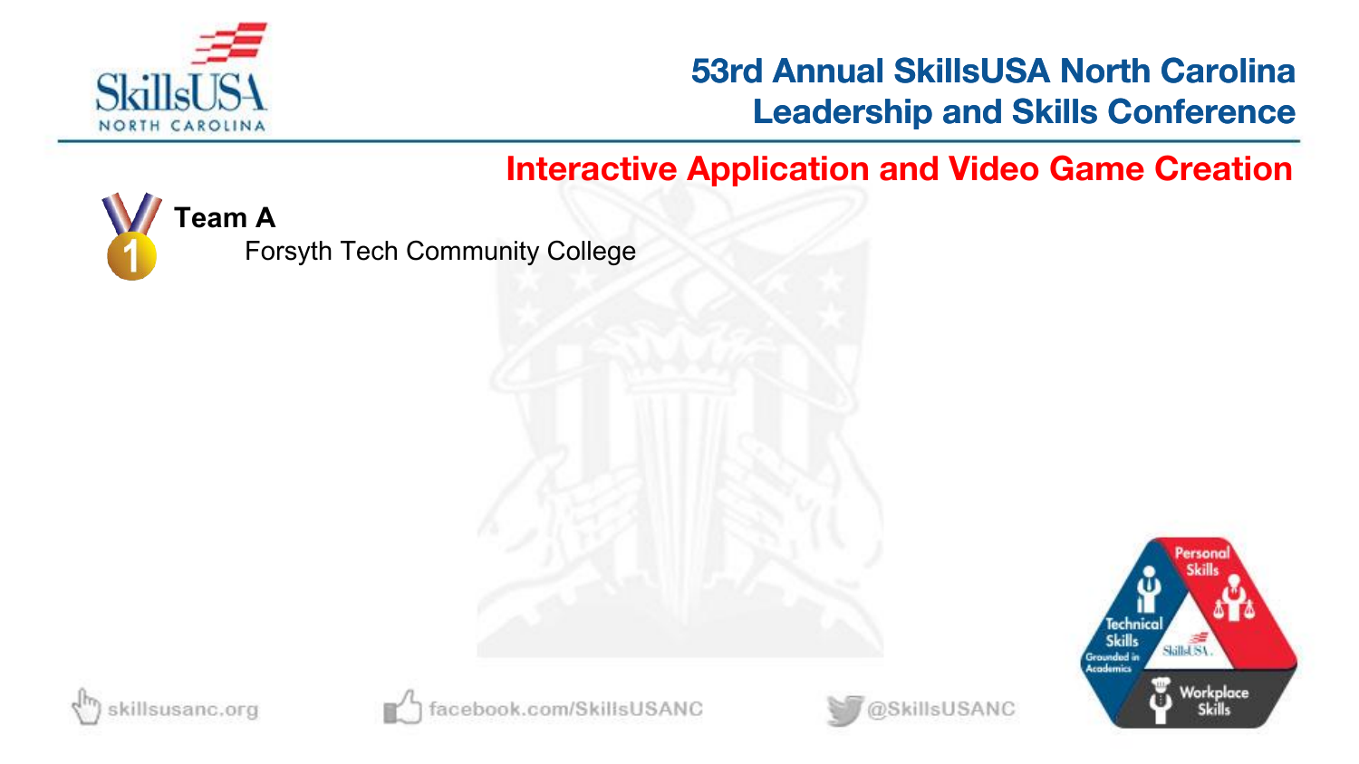## Interactive Application and Video Game Creation

**Team A**

Forsyth Tech Community College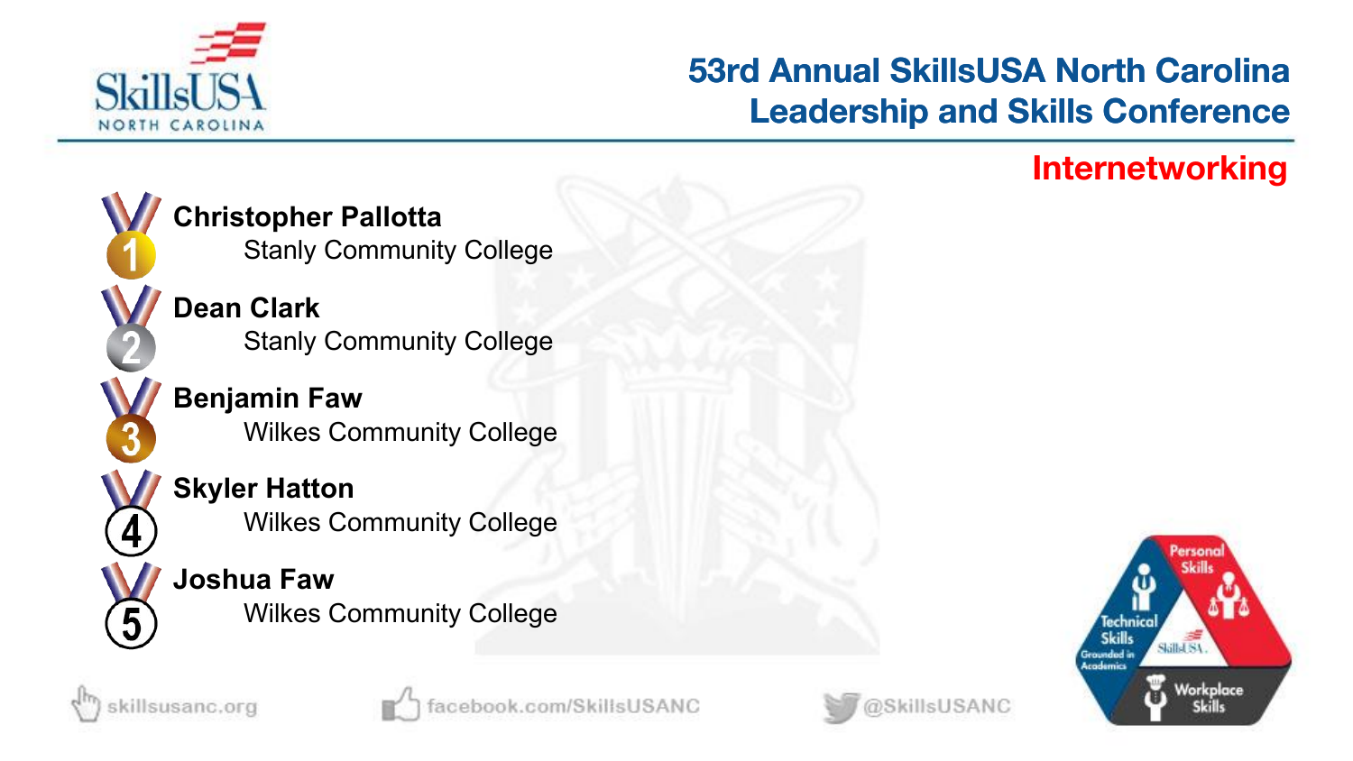# 53rd Annual SkillsUSA North Carolina Leadership and Skills Conference

## Internetworking

1. **Christopher Pallotta**
   Stanly Community College
2. **Dean Clark**
   Stanly Community College
3. **Benjamin Faw**
   Wilkes Community College
4. **Skyler Hatton**
   Wilkes Community College
5. **Joshua Faw**
   Wilkes Community College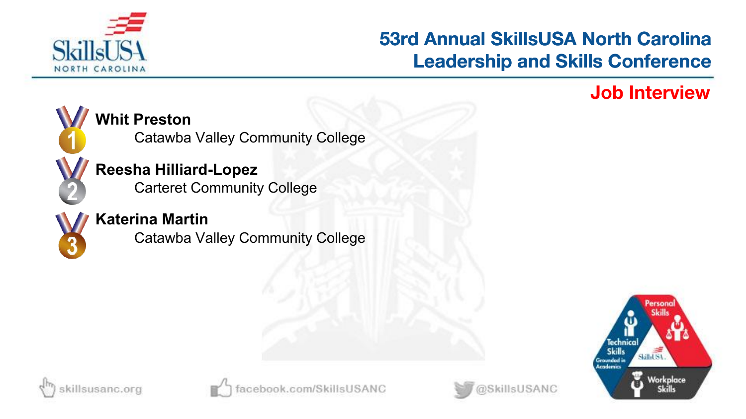# 53rd Annual SkillsUSA North Carolina Leadership and Skills Conference

## Job Interview

1. **Whit Preston**
   Catawba Valley Community College

2. **Reesha Hilliard-Lopez**
   Carteret Community College

3. **Katerina Martin**
   Catawba Valley Community College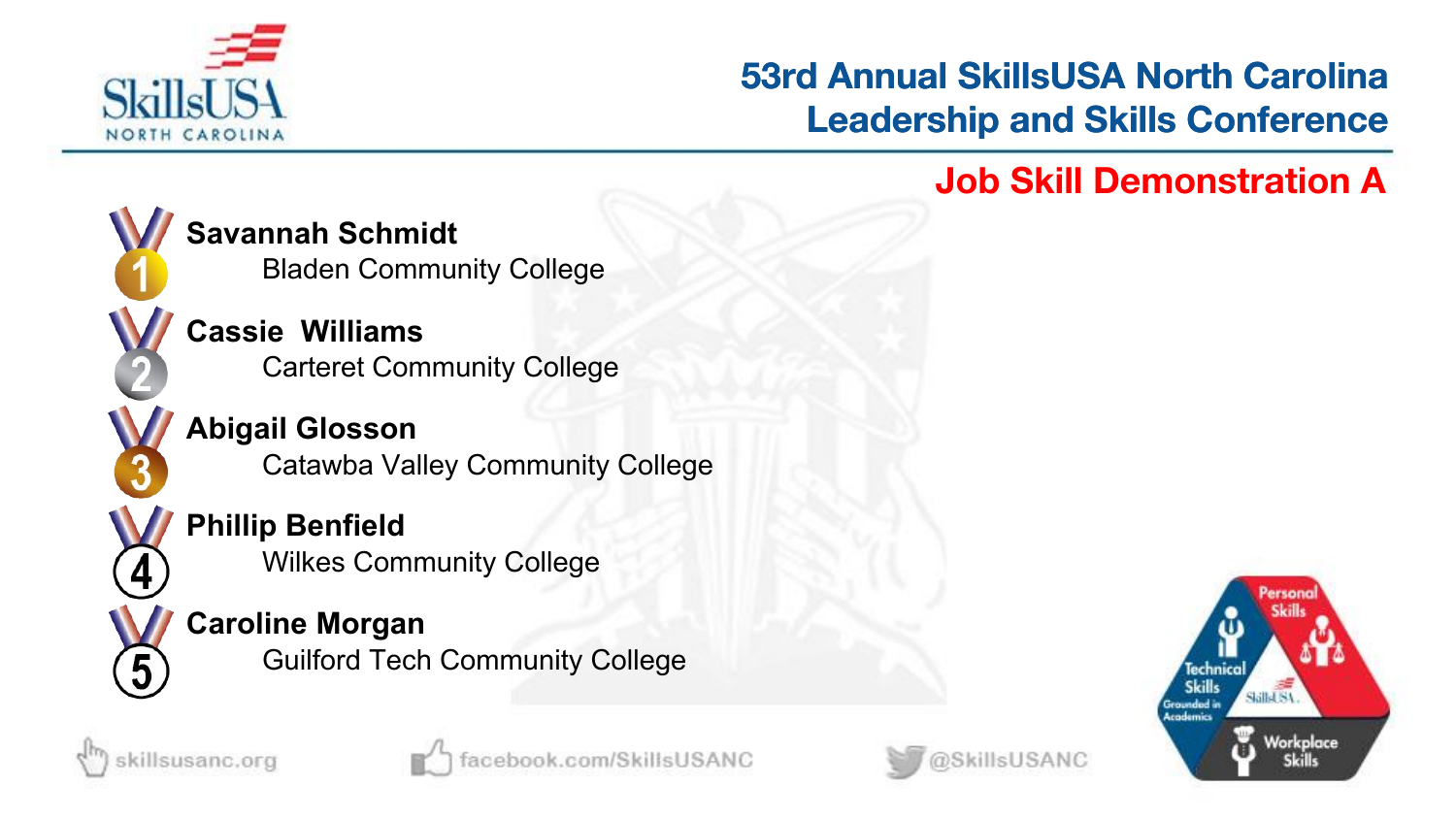# 53rd Annual SkillsUSA North Carolina Leadership and Skills Conference

## Job Skill Demonstration A

1. **Savannah Schmidt**
   Bladen Community College
2. **Cassie Williams**
   Carteret Community College
3. **Abigail Glosson**
   Catawba Valley Community College
4. **Phillip Benfield**
   Wilkes Community College
5. **Caroline Morgan**
   Guilford Tech Community College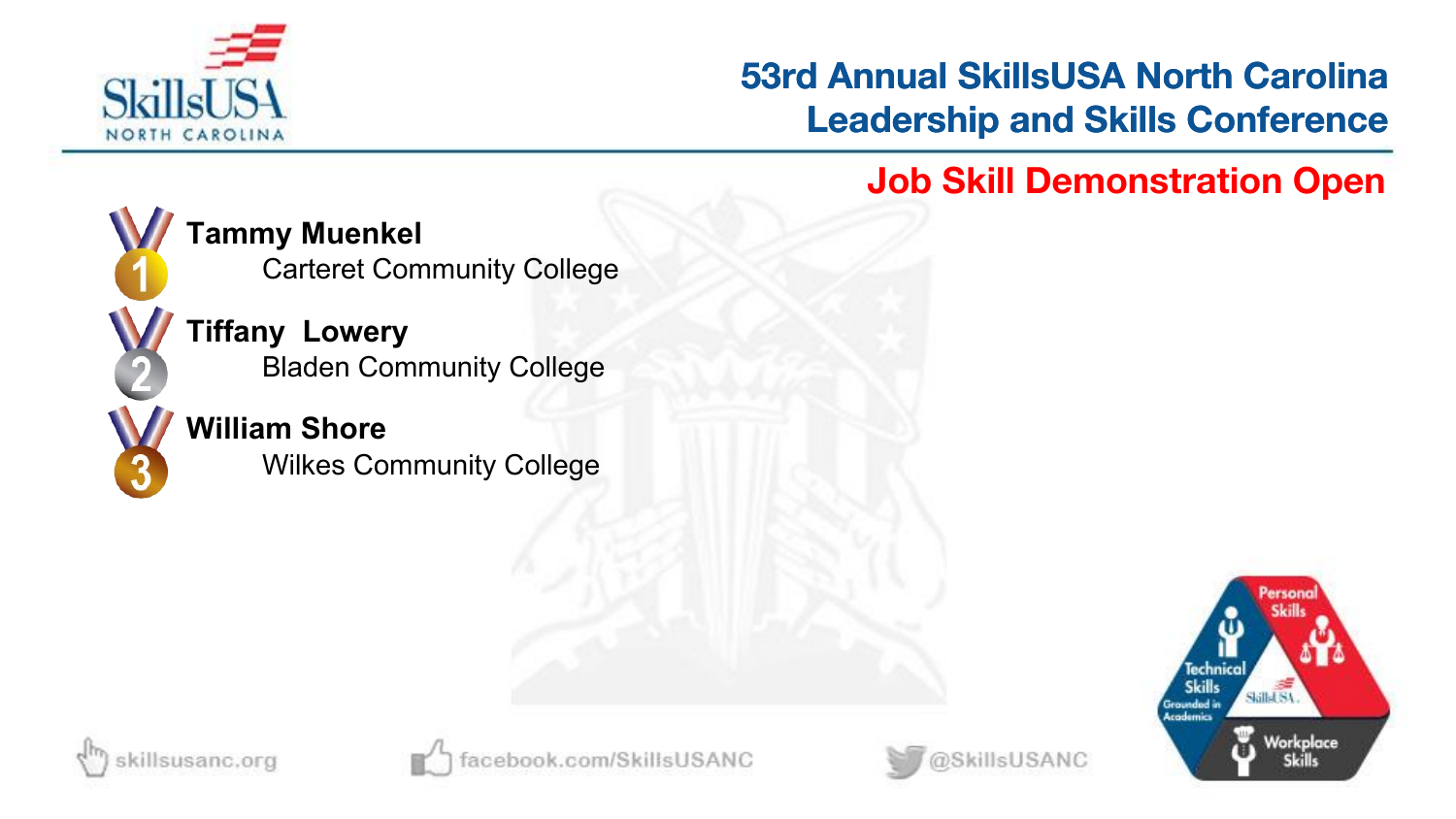# 53rd Annual SkillsUSA North Carolina Leadership and Skills Conference

## Job Skill Demonstration Open

1. **Tammy Muenkel**
   Carteret Community College
2. **Tiffany Lowery**
   Bladen Community College
3. **William Shore**
   Wilkes Community College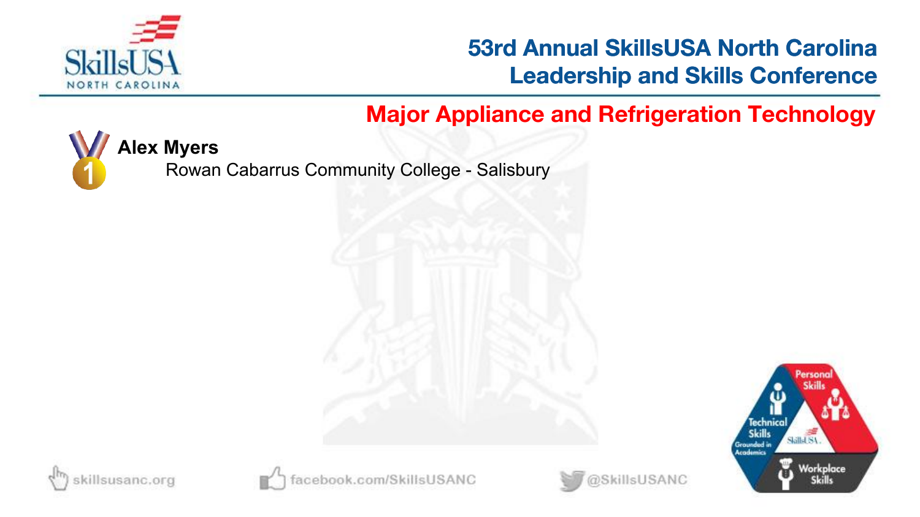# 53rd Annual SkillsUSA North Carolina Leadership and Skills Conference

## Major Appliance and Refrigeration Technology

1 **Alex Myers**
Rowan Cabarrus Community College - Salisbury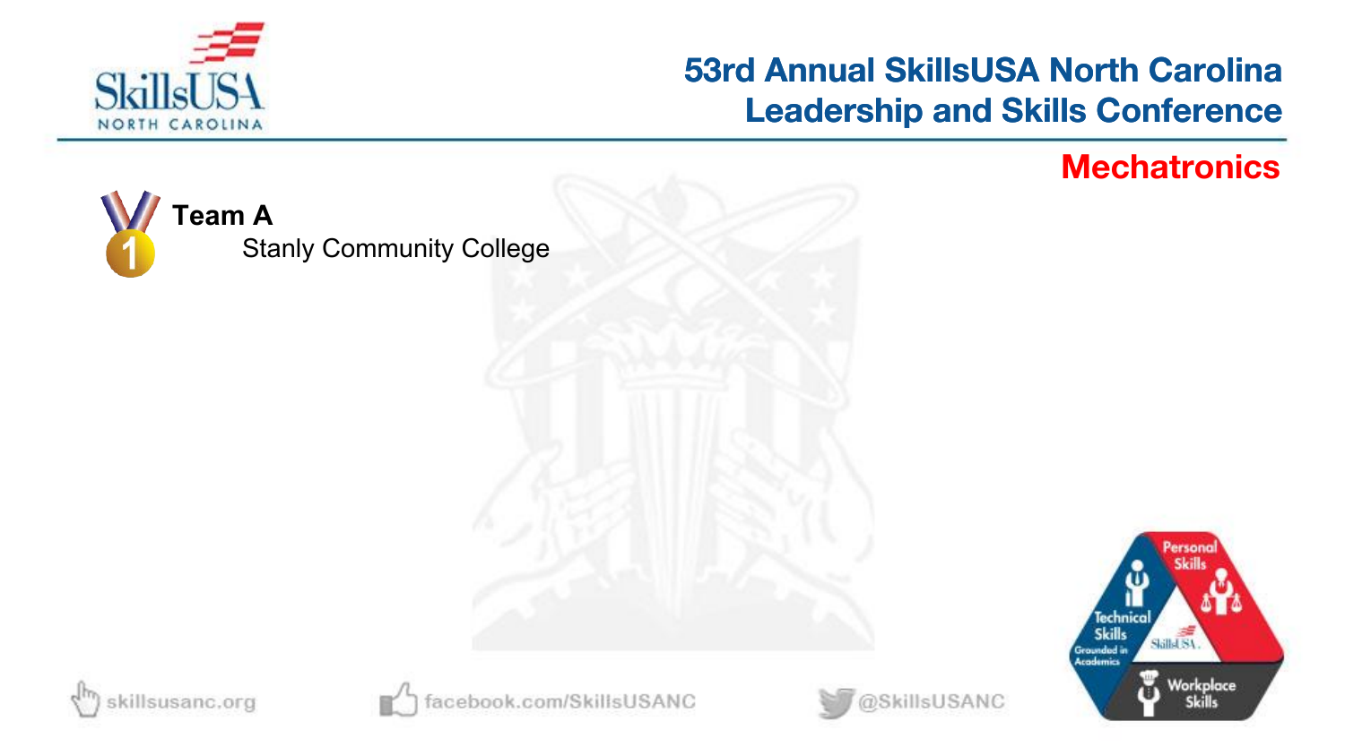# Mechatronics

**Team A**

Stanly Community College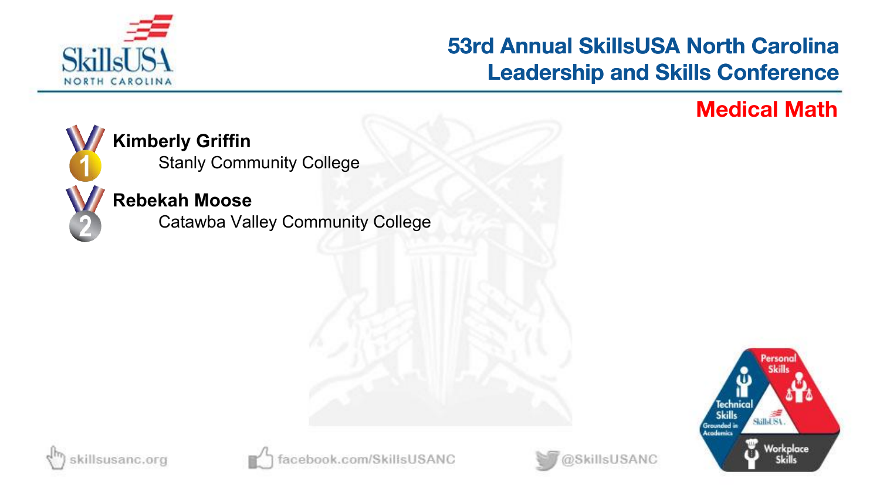# 53rd Annual SkillsUSA North Carolina Leadership and Skills Conference

## Medical Math

1. **Kimberly Griffin**
   Stanly Community College
2. **Rebekah Moose**
   Catawba Valley Community College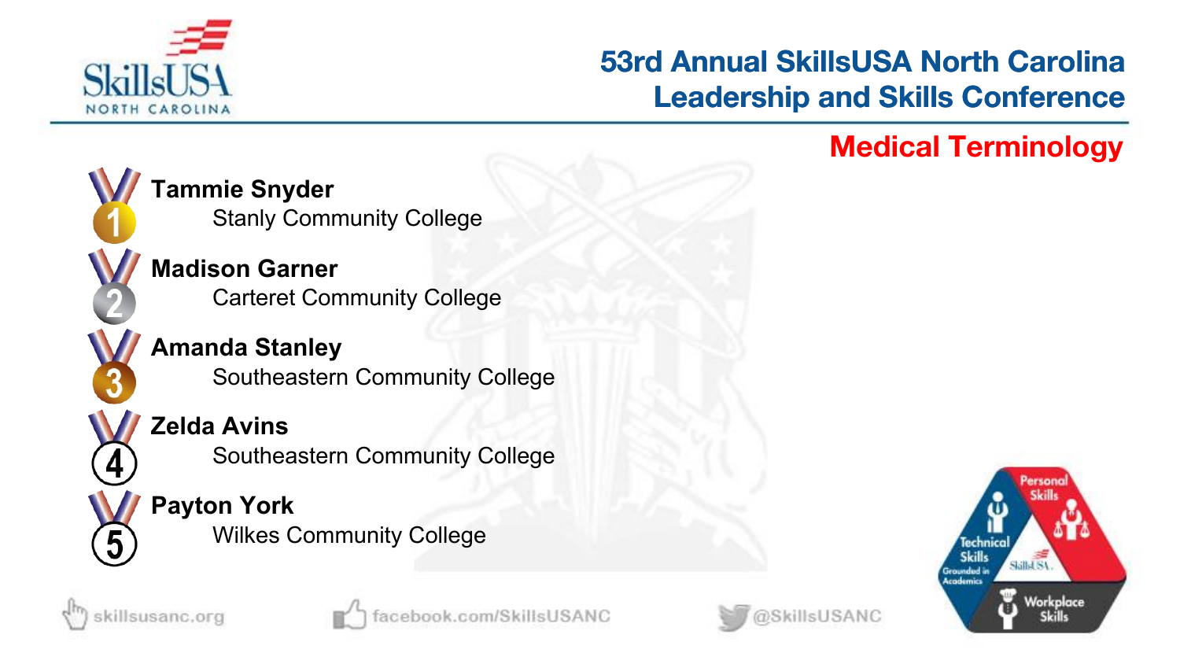# 53rd Annual SkillsUSA North Carolina Leadership and Skills Conference

## Medical Terminology

1. **Tammie Snyder**
   Stanly Community College
2. **Madison Garner**
   Carteret Community College
3. **Amanda Stanley**
   Southeastern Community College
4. **Zelda Avins**
   Southeastern Community College
5. **Payton York**
   Wilkes Community College

skillsusanc.org | facebook.com/SkillsUSANC | @SkillsUSANC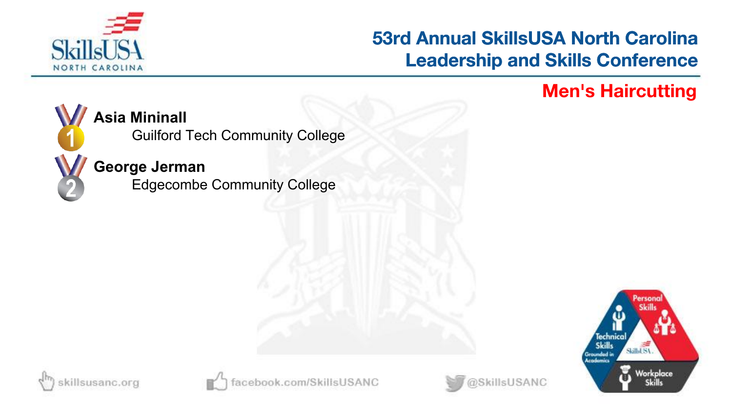## Men's Haircutting

1. **Asia Mininall**
   Guilford Tech Community College

2. **George Jerman**
   Edgecombe Community College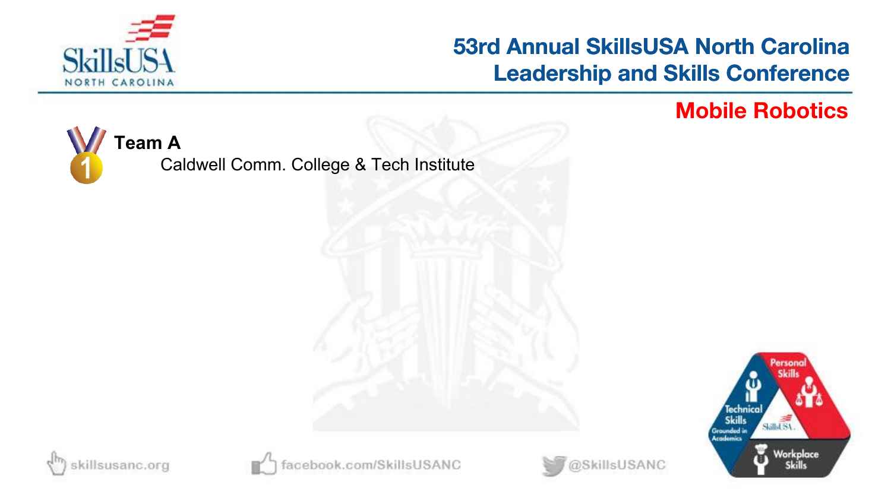# 53rd Annual SkillsUSA North Carolina Leadership and Skills Conference

## Mobile Robotics

1 **Team A**

Caldwell Comm. College & Tech Institute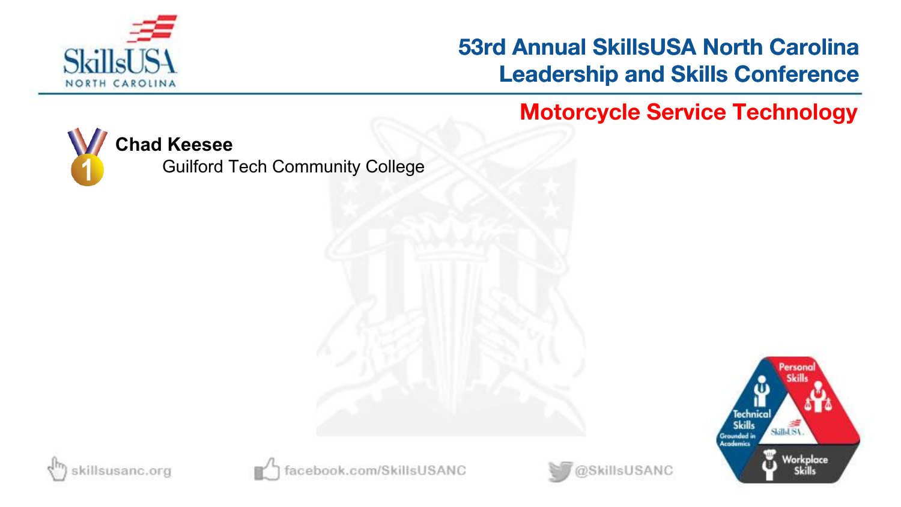## Motorcycle Service Technology

1. **Chad Keesee**
   Guilford Tech Community College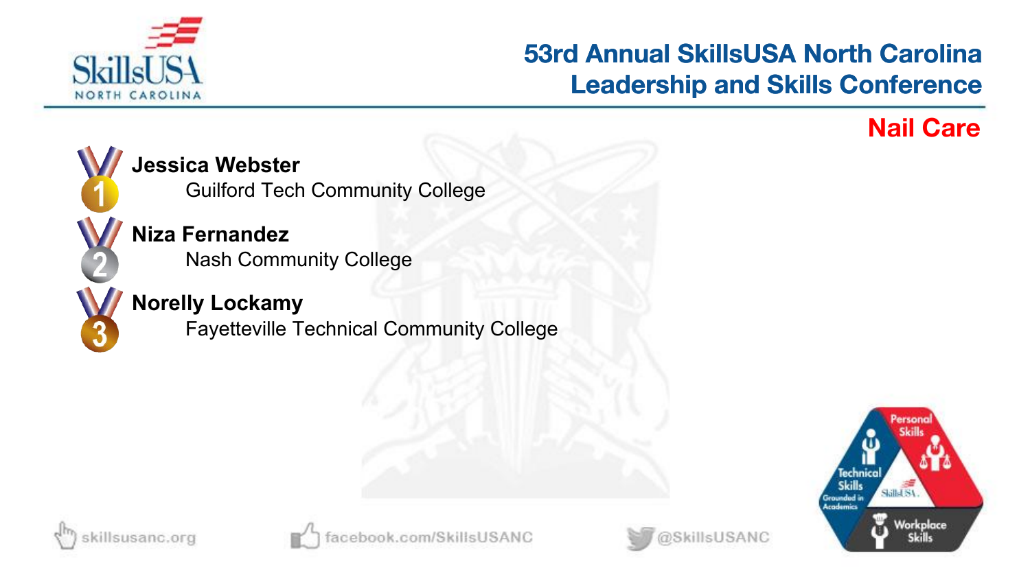# 53rd Annual SkillsUSA North Carolina Leadership and Skills Conference

## Nail Care

1. **Jessica Webster**
   Guilford Tech Community College
2. **Niza Fernandez**
   Nash Community College
3. **Norelly Lockamy**
   Fayetteville Technical Community College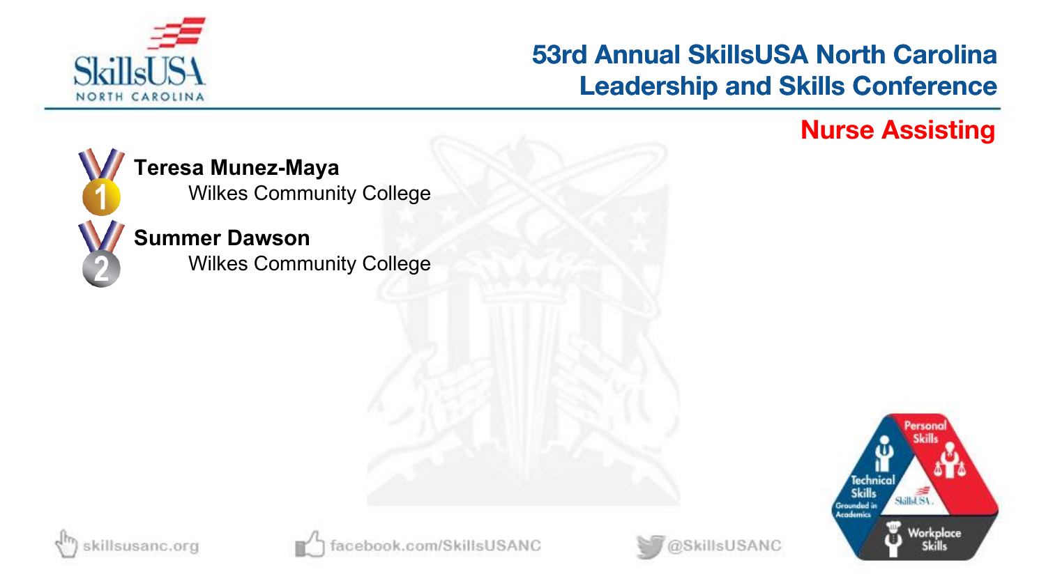# 53rd Annual SkillsUSA North Carolina Leadership and Skills Conference

## Nurse Assisting

1. **Teresa Munez-Maya**
   Wilkes Community College

2. **Summer Dawson**
   Wilkes Community College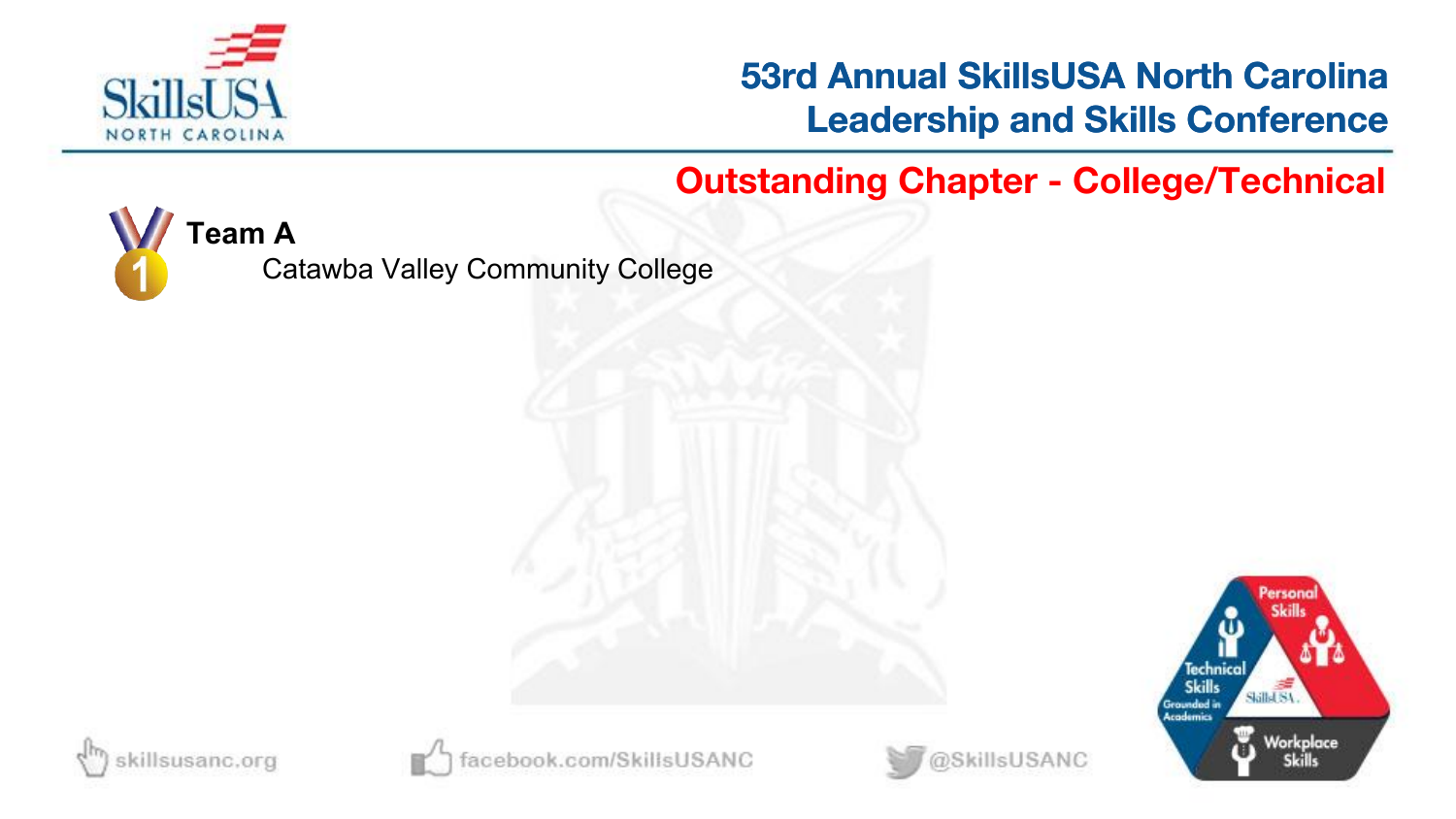# 53rd Annual SkillsUSA North Carolina Leadership and Skills Conference

## Outstanding Chapter - College/Technical

**Team A**

1. Catawba Valley Community College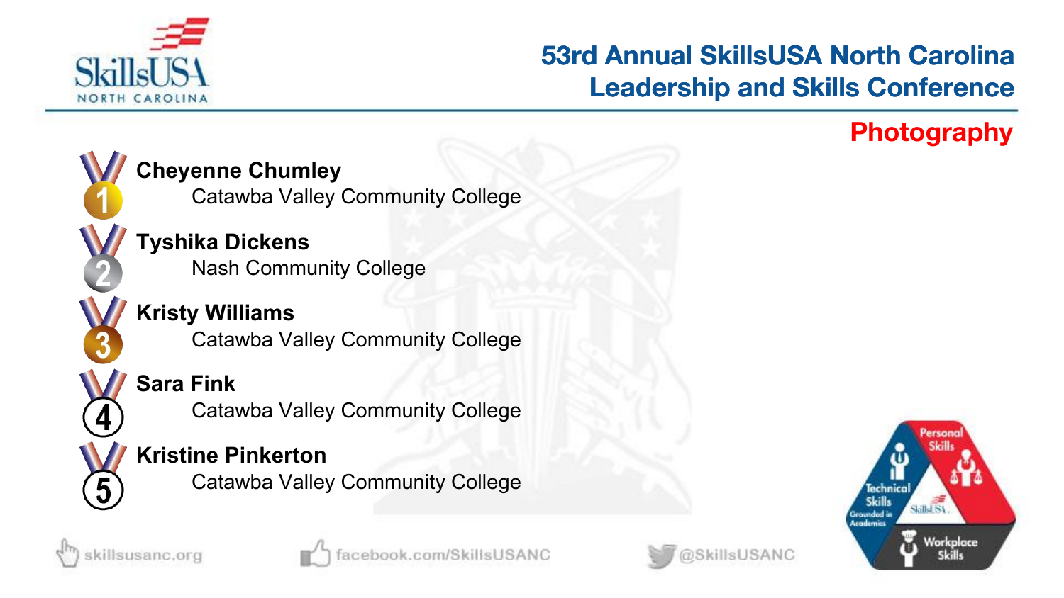# 53rd Annual SkillsUSA North Carolina Leadership and Skills Conference

## Photography

1. **Cheyenne Chumley**
   Catawba Valley Community College
2. **Tyshika Dickens**
   Nash Community College
3. **Kristy Williams**
   Catawba Valley Community College
4. **Sara Fink**
   Catawba Valley Community College
5. **Kristine Pinkerton**
   Catawba Valley Community College

skillsusanc.org facebook.com/SkillsUSANC @SkillsUSANC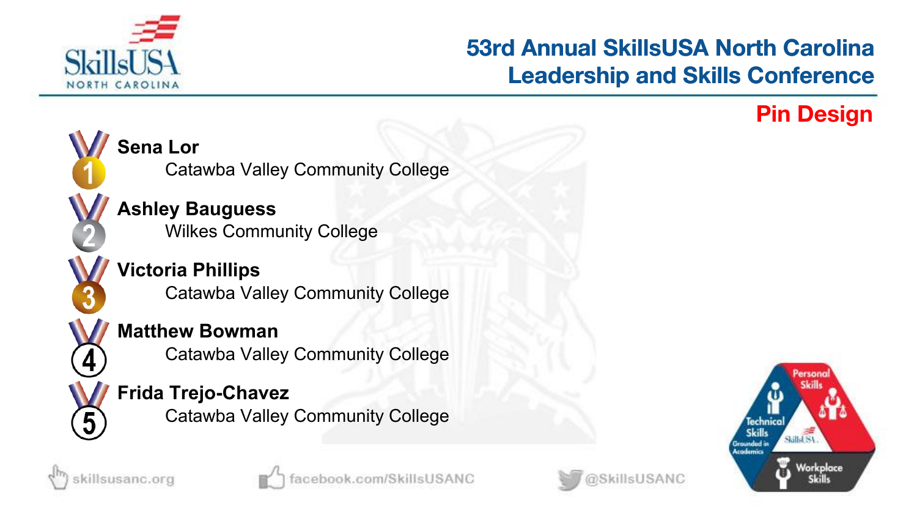# 53rd Annual SkillsUSA North Carolina Leadership and Skills Conference

## Pin Design

1. **Sena Lor**
   Catawba Valley Community College
2. **Ashley Bauguess**
   Wilkes Community College
3. **Victoria Phillips**
   Catawba Valley Community College
4. **Matthew Bowman**
   Catawba Valley Community College
5. **Frida Trejo-Chavez**
   Catawba Valley Community College

skillsusanc.org | facebook.com/SkillsUSANC | @SkillsUSANC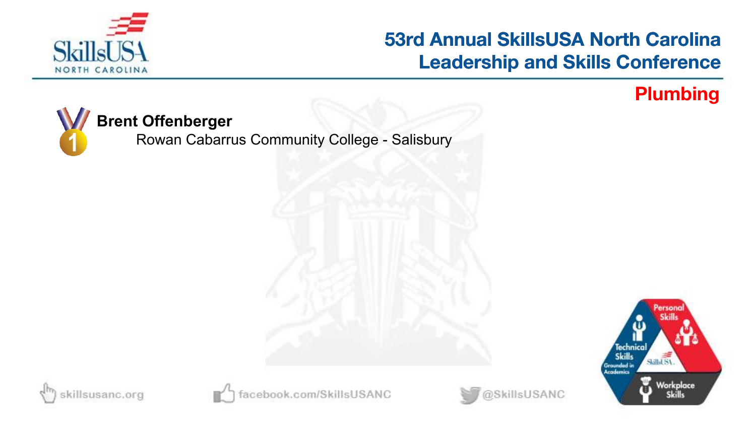## Plumbing

1. **Brent Offenberger**
   Rowan Cabarrus Community College - Salisbury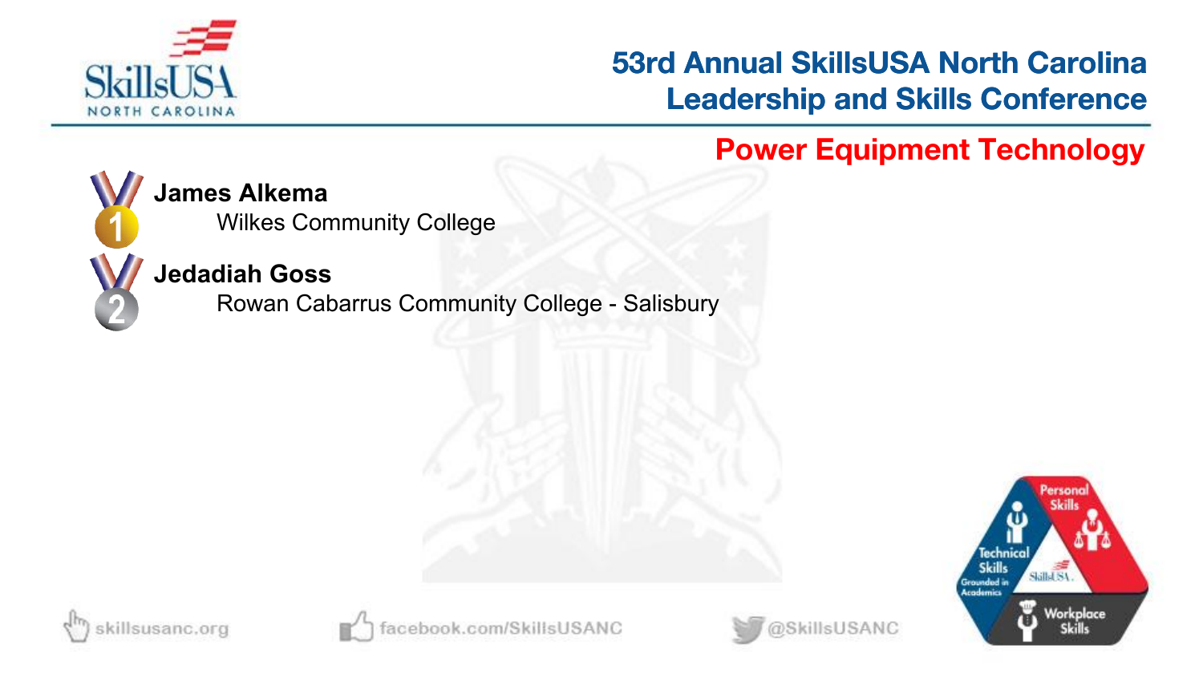## Power Equipment Technology

1. **James Alkema**
   Wilkes Community College

2. **Jedadiah Goss**
   Rowan Cabarrus Community College - Salisbury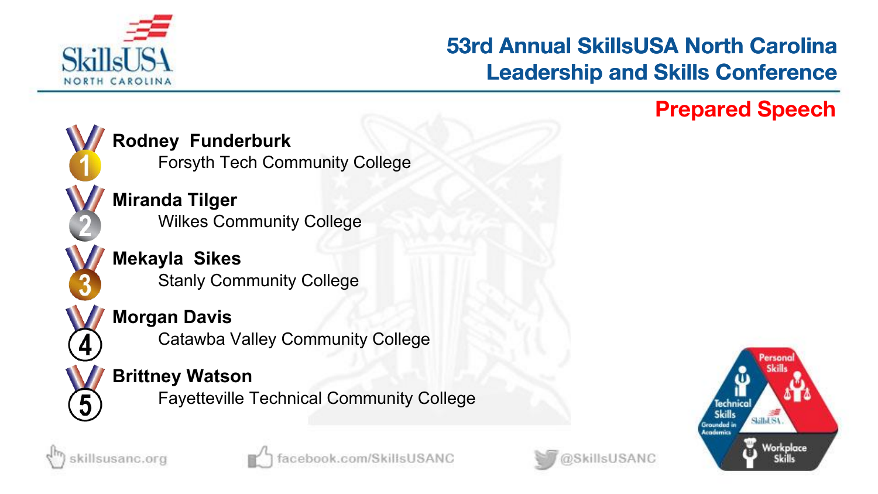# 53rd Annual SkillsUSA North Carolina Leadership and Skills Conference

## Prepared Speech

1. **Rodney Funderburk**
   Forsyth Tech Community College
2. **Miranda Tilger**
   Wilkes Community College
3. **Mekayla Sikes**
   Stanly Community College
4. **Morgan Davis**
   Catawba Valley Community College
5. **Brittney Watson**
   Fayetteville Technical Community College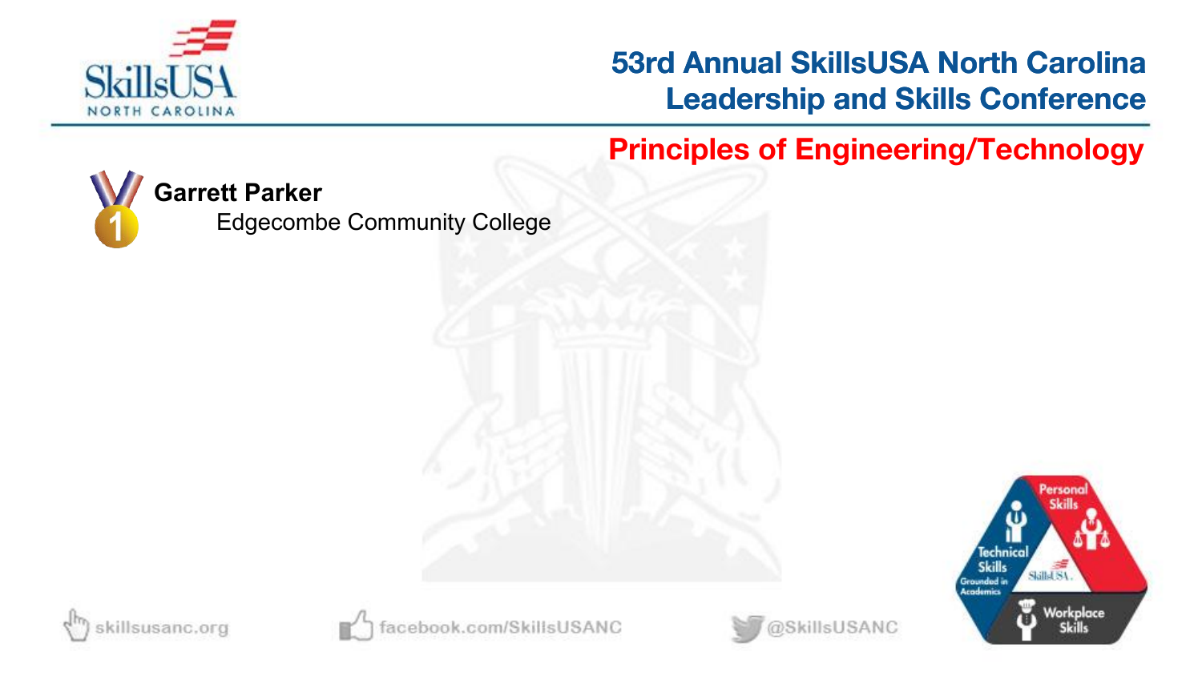# 53rd Annual SkillsUSA North Carolina Leadership and Skills Conference

## Principles of Engineering/Technology

1 **Garrett Parker**
Edgecombe Community College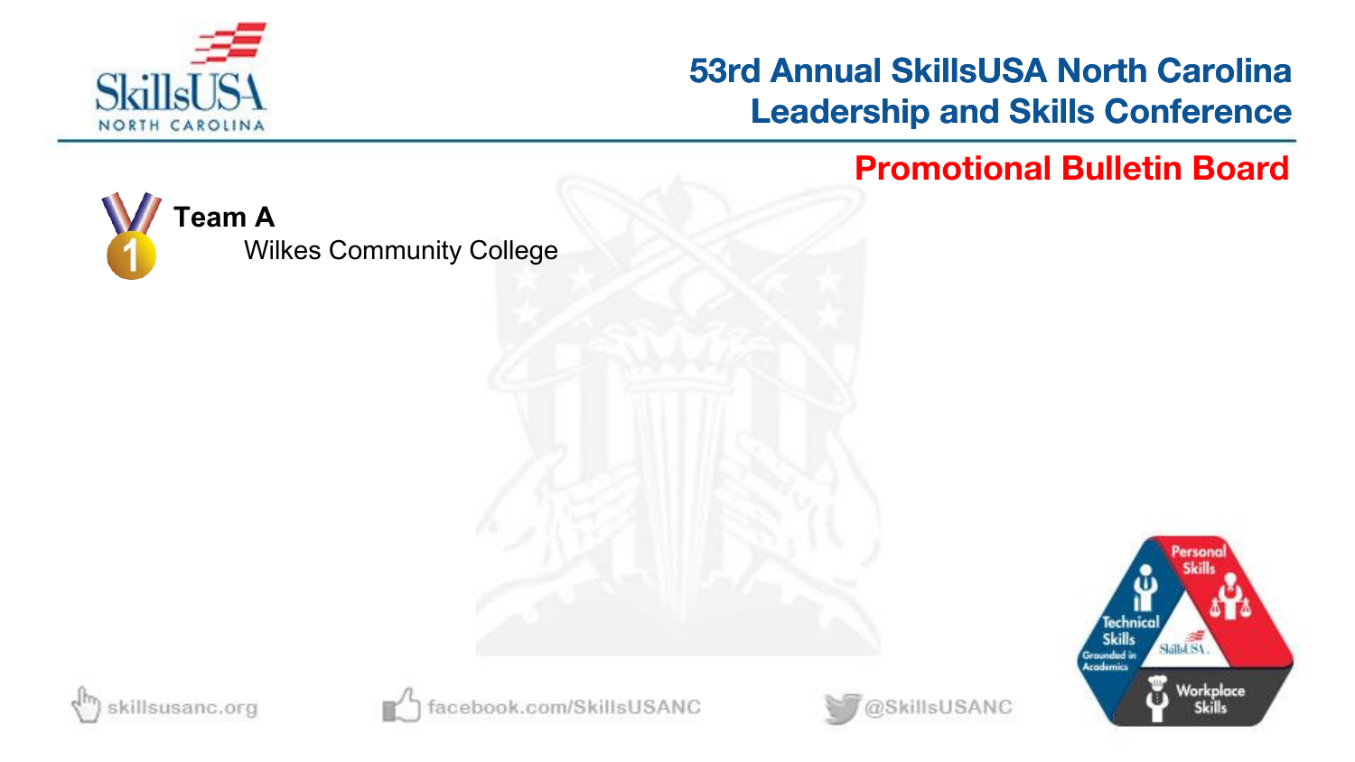## Promotional Bulletin Board

**Team A**
Wilkes Community College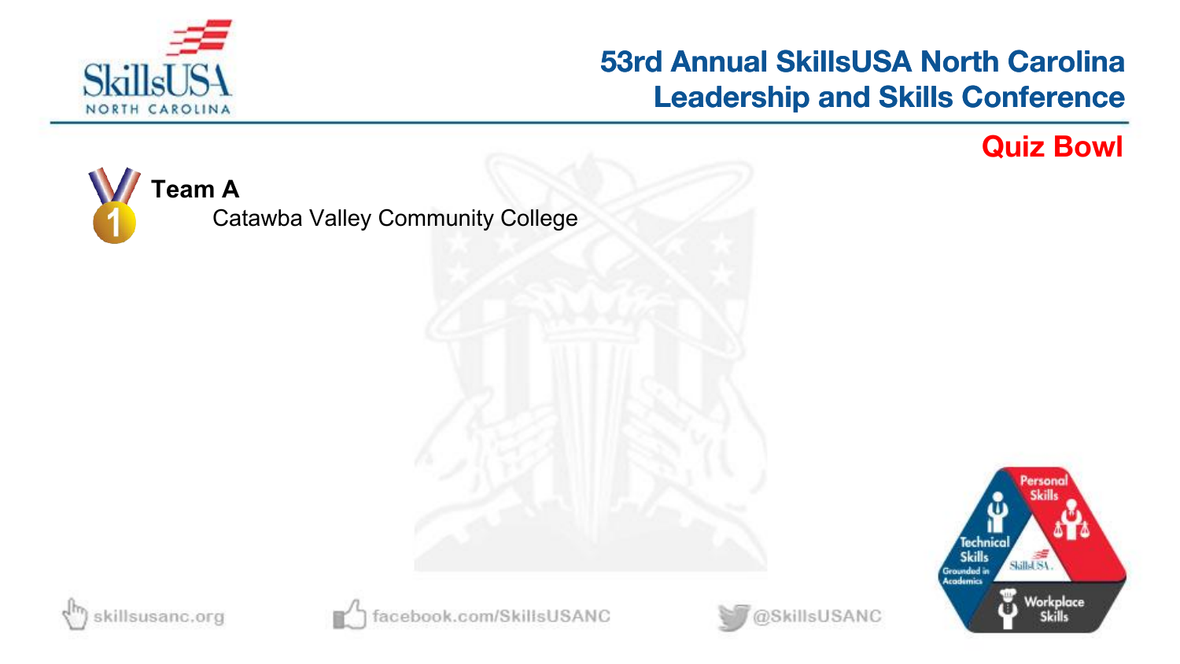# 53rd Annual SkillsUSA North Carolina Leadership and Skills Conference

## Quiz Bowl

1 **Team A**
Catawba Valley Community College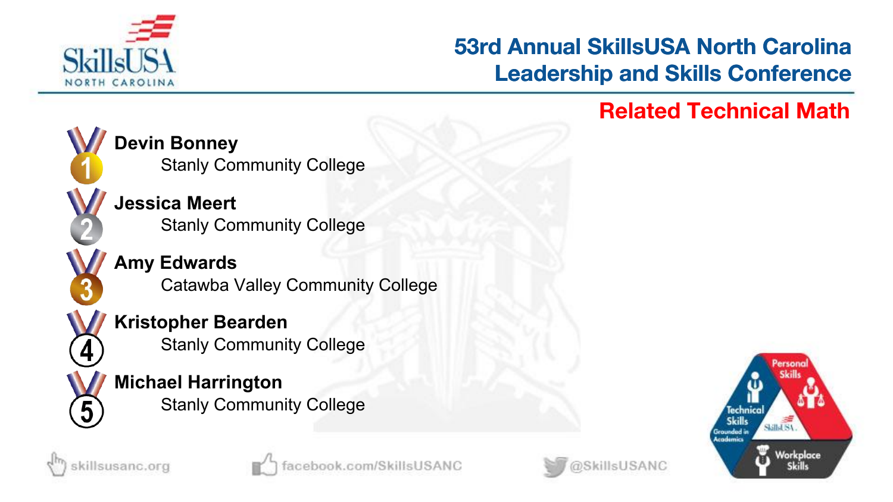## Related Technical Math

1. **Devin Bonney**
   Stanly Community College
2. **Jessica Meert**
   Stanly Community College
3. **Amy Edwards**
   Catawba Valley Community College
4. **Kristopher Bearden**
   Stanly Community College
5. **Michael Harrington**
   Stanly Community College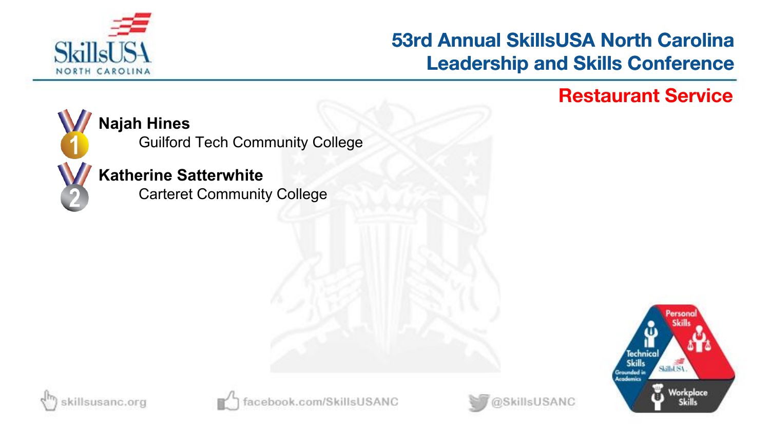# 53rd Annual SkillsUSA North Carolina Leadership and Skills Conference

## Restaurant Service

1. **Najah Hines**
   Guilford Tech Community College
2. **Katherine Satterwhite**
   Carteret Community College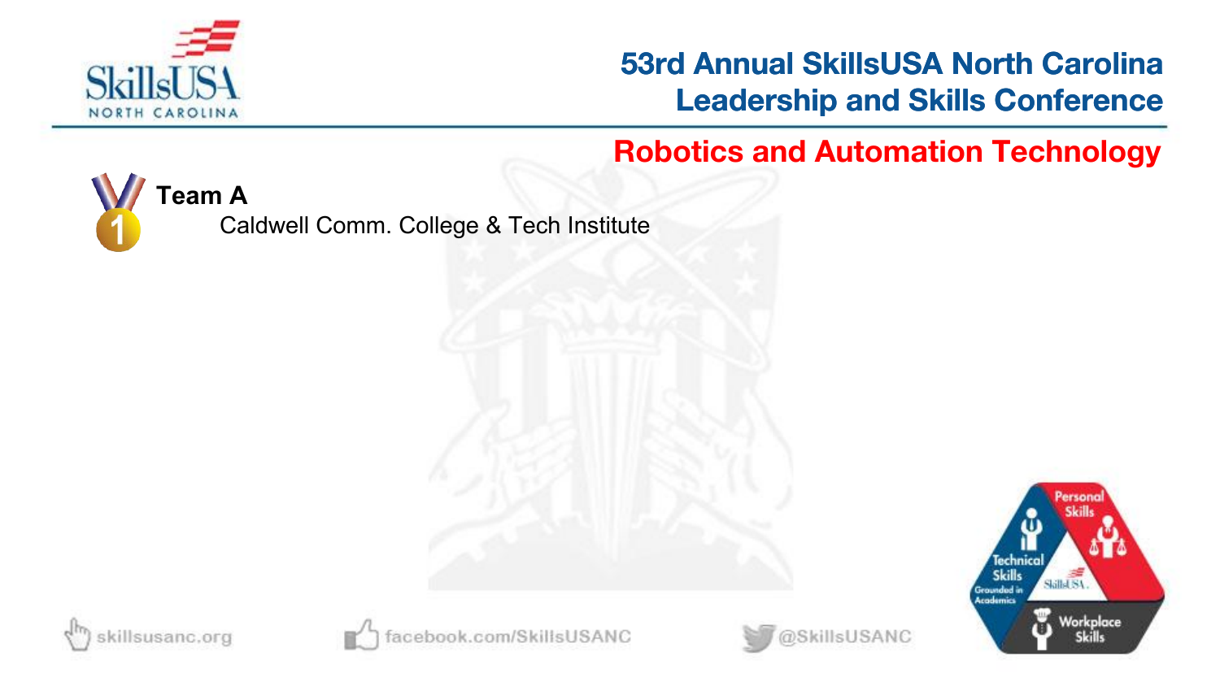# 53rd Annual SkillsUSA North Carolina Leadership and Skills Conference

## Robotics and Automation Technology

**Team A**
Caldwell Comm. College & Tech Institute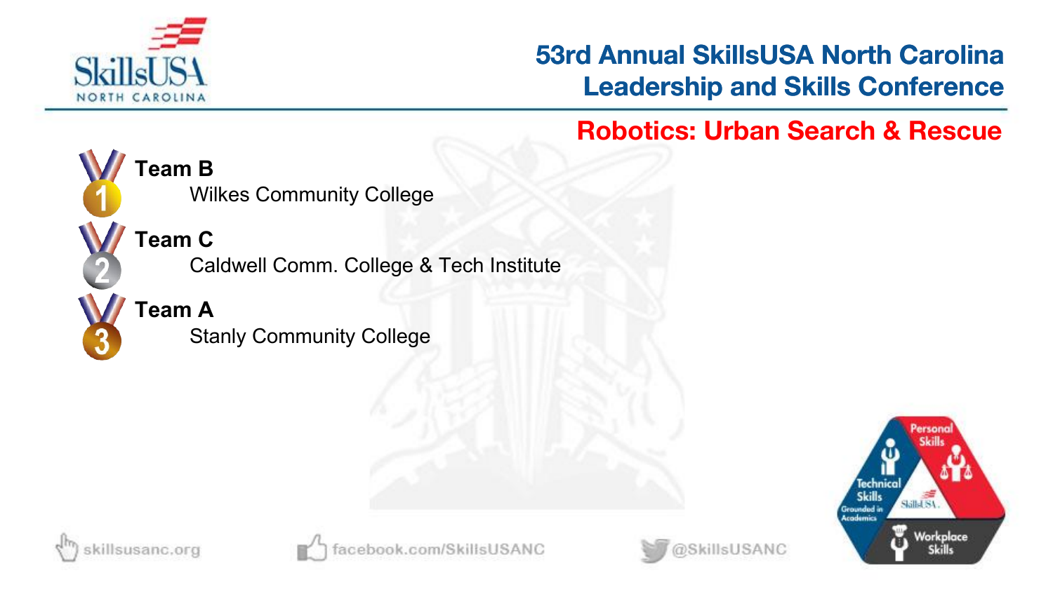## 53rd Annual SkillsUSA North Carolina Leadership and Skills Conference

### Robotics: Urban Search & Rescue

1. **Team B**
   Wilkes Community College
2. **Team C**
   Caldwell Comm. College & Tech Institute
3. **Team A**
   Stanly Community College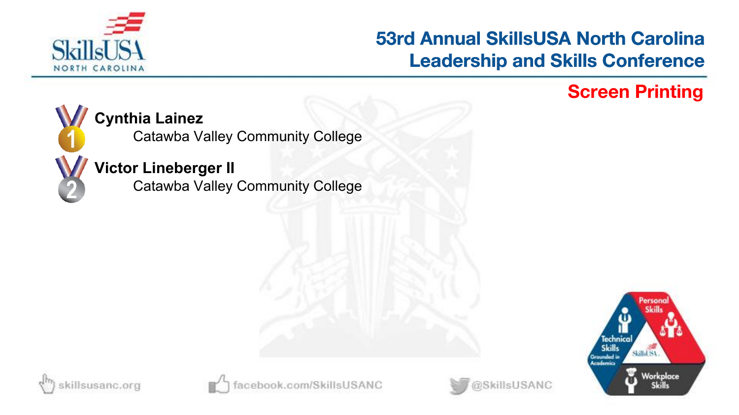# 53rd Annual SkillsUSA North Carolina Leadership and Skills Conference

## Screen Printing

1. **Cynthia Lainez**
   Catawba Valley Community College

2. **Victor Lineberger II**
   Catawba Valley Community College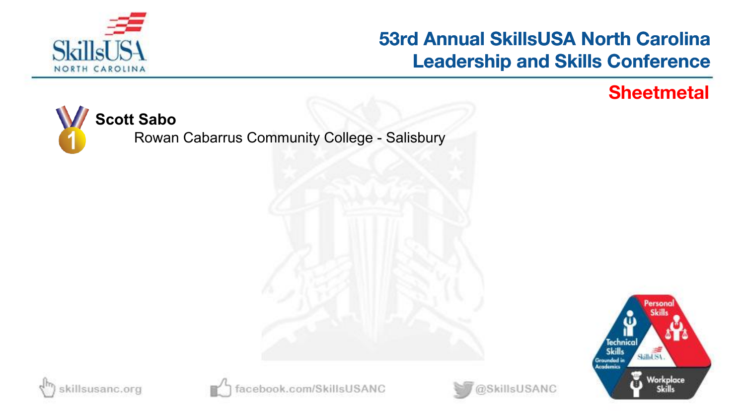## Sheetmetal

1 **Scott Sabo**
Rowan Cabarrus Community College - Salisbury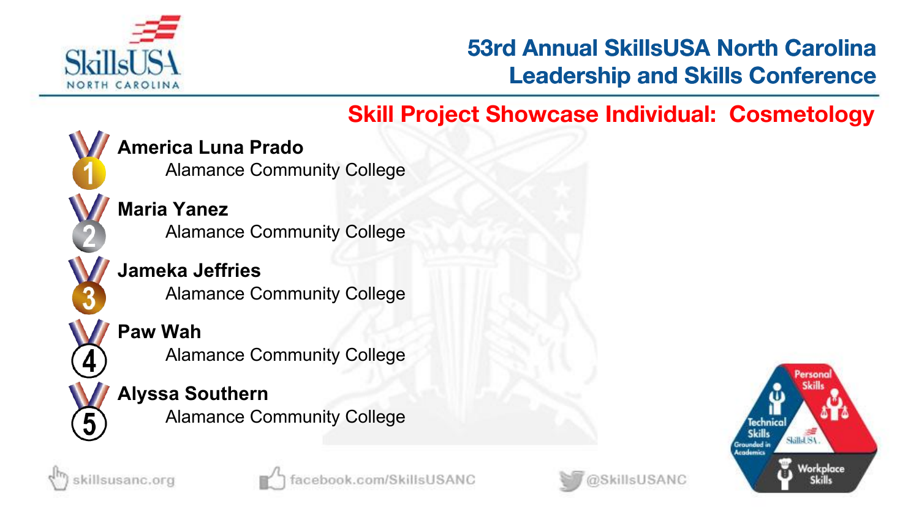# 53rd Annual SkillsUSA North Carolina Leadership and Skills Conference

## Skill Project Showcase Individual: Cosmetology

1. **America Luna Prado**
   Alamance Community College
2. **Maria Yanez**
   Alamance Community College
3. **Jameka Jeffries**
   Alamance Community College
4. **Paw Wah**
   Alamance Community College
5. **Alyssa Southern**
   Alamance Community College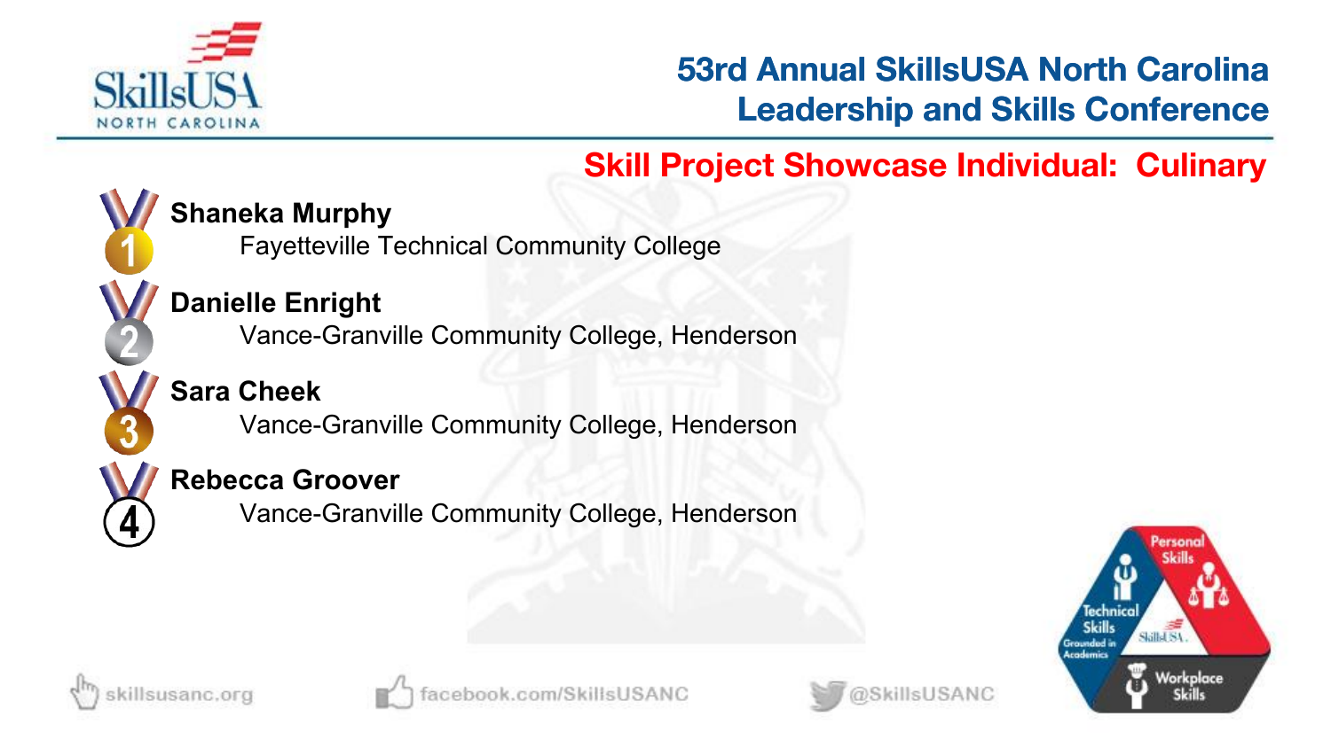# 53rd Annual SkillsUSA North Carolina Leadership and Skills Conference

## Skill Project Showcase Individual: Culinary

1. **Shaneka Murphy**
   Fayetteville Technical Community College
2. **Danielle Enright**
   Vance-Granville Community College, Henderson
3. **Sara Cheek**
   Vance-Granville Community College, Henderson
4. **Rebecca Groover**
   Vance-Granville Community College, Henderson

skillsusanc.org | facebook.com/SkillsUSANC | @SkillsUSANC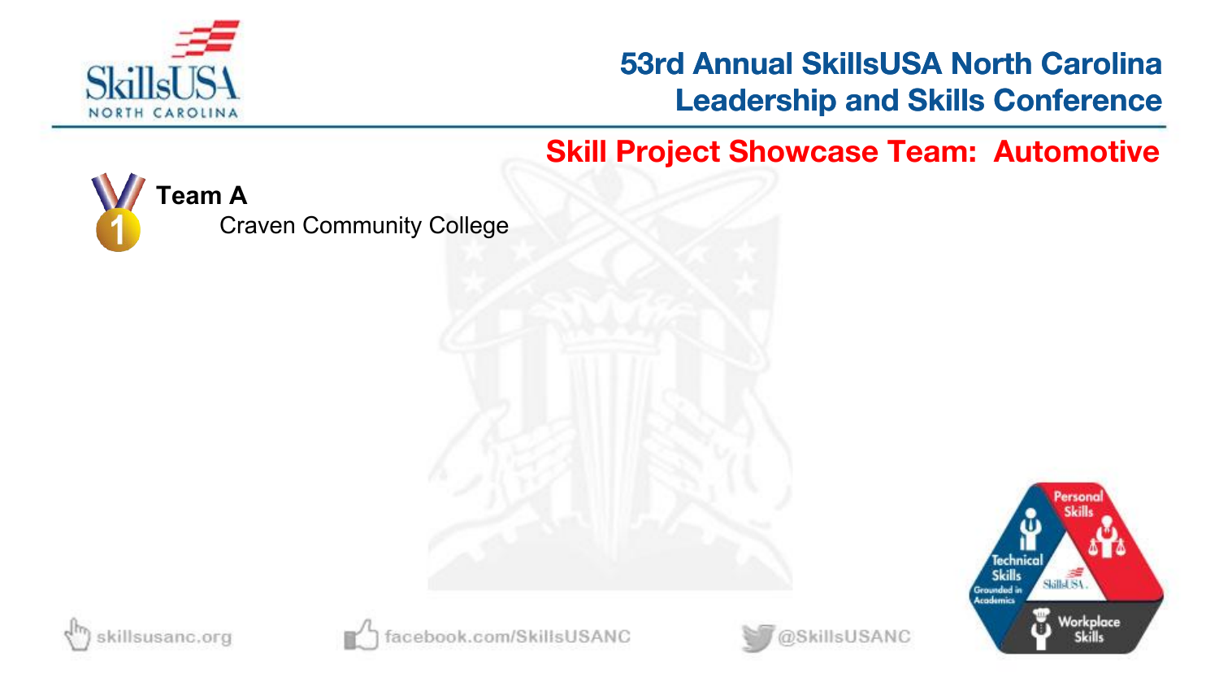## Skill Project Showcase Team: Automotive

**Team A**
Craven Community College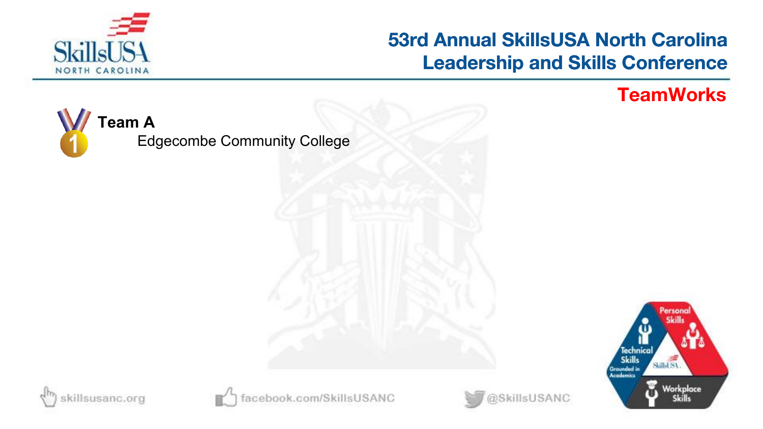## TeamWorks

**Team A**

Edgecombe Community College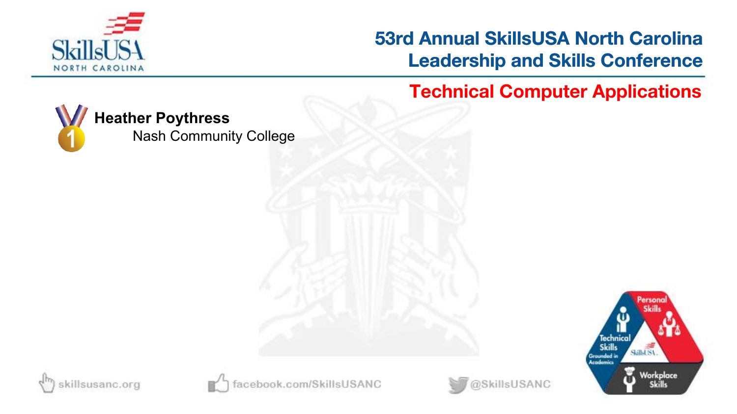# 53rd Annual SkillsUSA North Carolina Leadership and Skills Conference

## Technical Computer Applications

1. **Heather Poythress**
   Nash Community College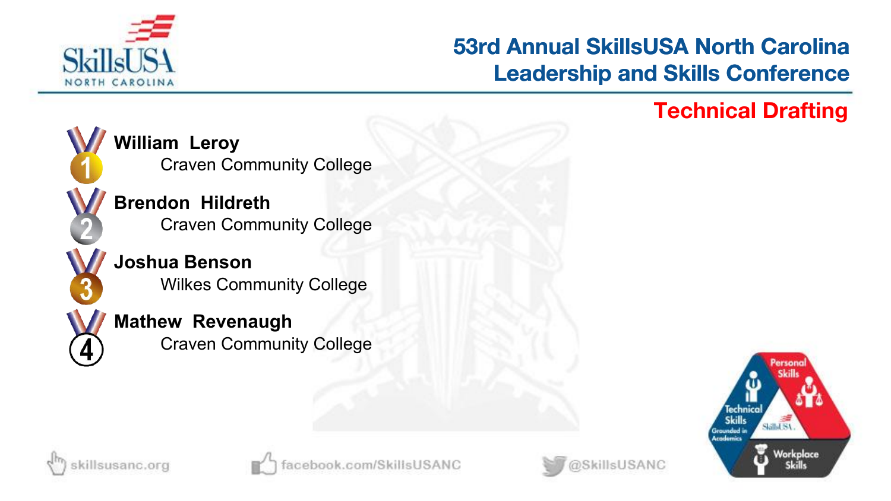# 53rd Annual SkillsUSA North Carolina Leadership and Skills Conference

## Technical Drafting

1. **William Leroy**
   Craven Community College
2. **Brendon Hildreth**
   Craven Community College
3. **Joshua Benson**
   Wilkes Community College
4. **Mathew Revenaugh**
   Craven Community College

skillsusanc.org | facebook.com/SkillsUSANC | @SkillsUSANC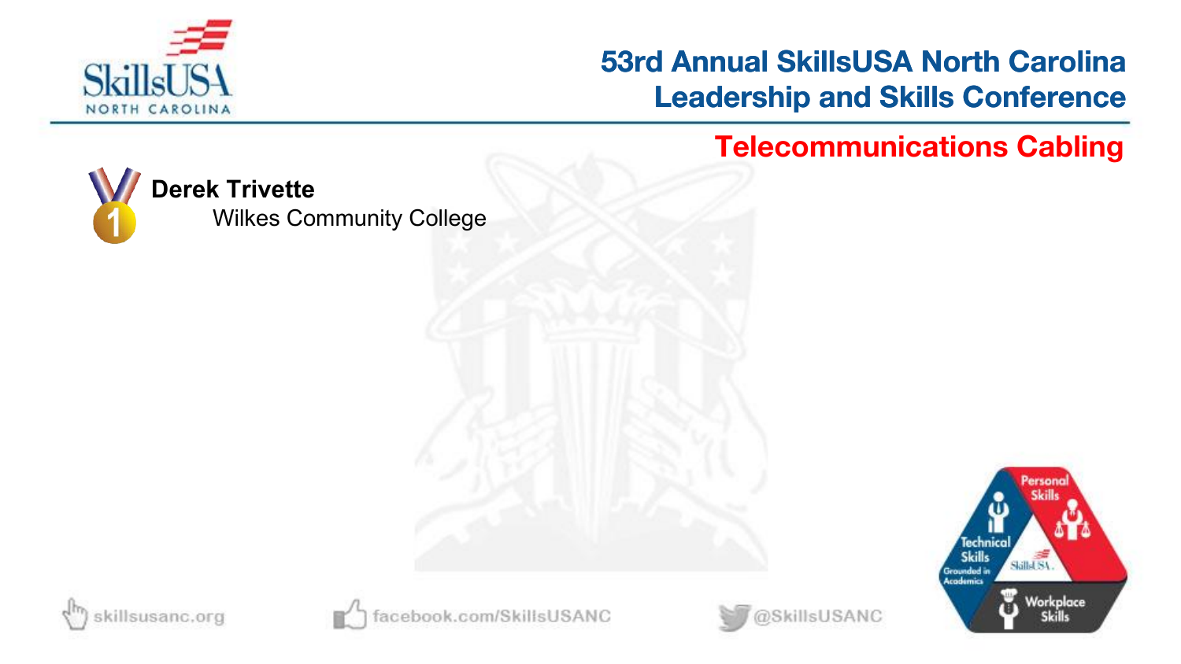# 53rd Annual SkillsUSA North Carolina Leadership and Skills Conference

## Telecommunications Cabling

1. **Derek Trivette**
   Wilkes Community College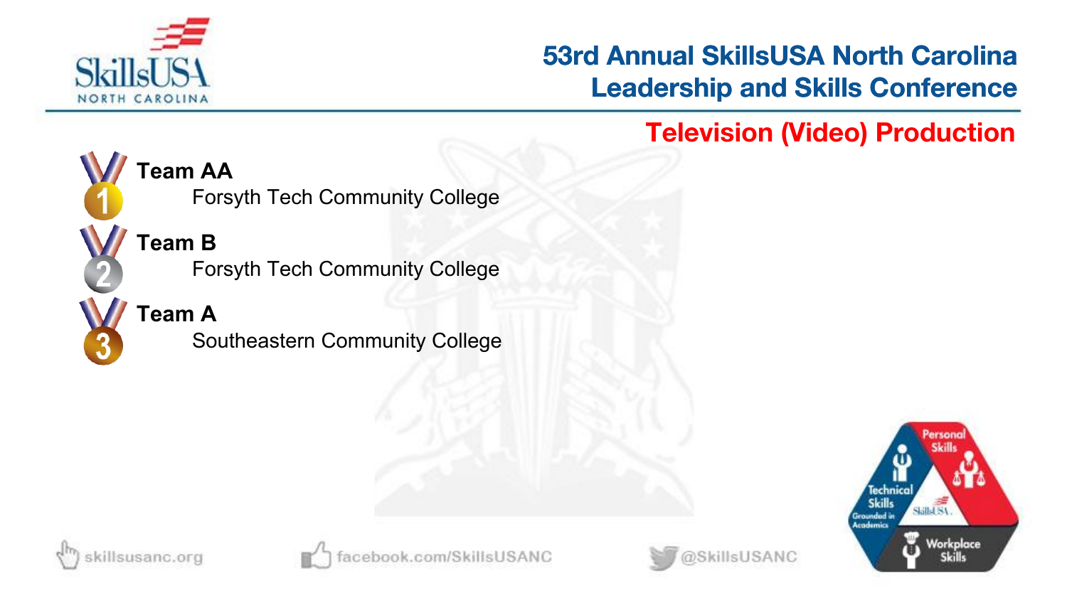# 53rd Annual SkillsUSA North Carolina Leadership and Skills Conference

## Television (Video) Production

1. **Team AA**
   Forsyth Tech Community College
2. **Team B**
   Forsyth Tech Community College
3. **Team A**
   Southeastern Community College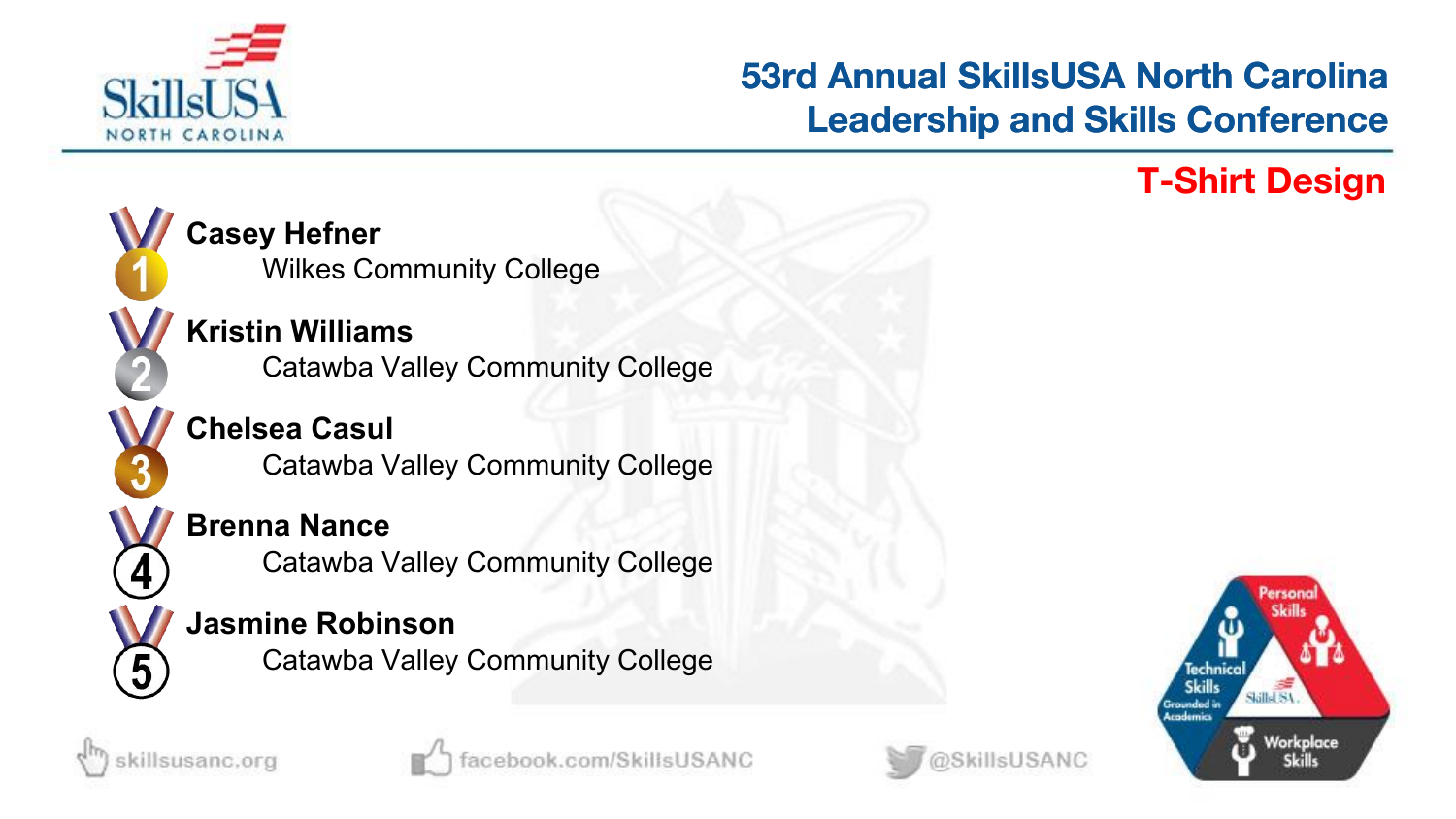# 53rd Annual SkillsUSA North Carolina Leadership and Skills Conference

## T-Shirt Design

1. **Casey Hefner**
   Wilkes Community College
2. **Kristin Williams**
   Catawba Valley Community College
3. **Chelsea Casul**
   Catawba Valley Community College
4. **Brenna Nance**
   Catawba Valley Community College
5. **Jasmine Robinson**
   Catawba Valley Community College

skillsusanc.org facebook.com/SkillsUSANC @SkillsUSANC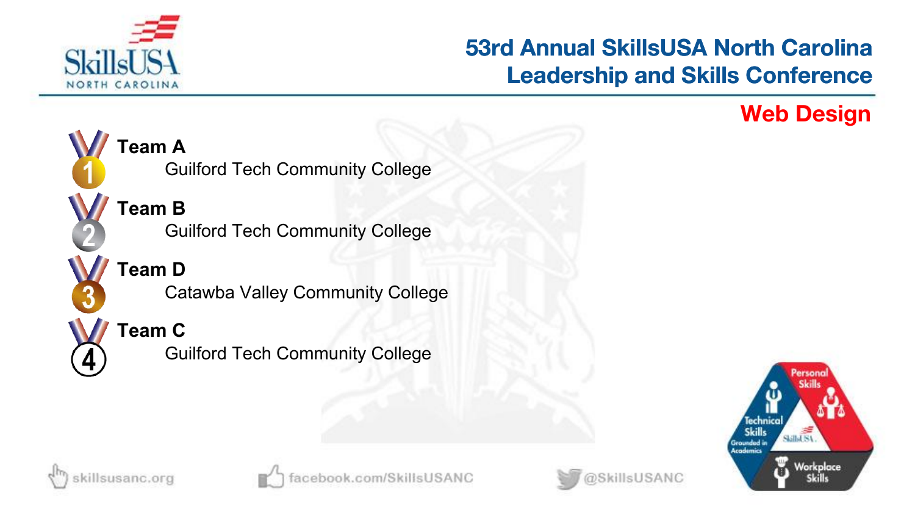# 53rd Annual SkillsUSA North Carolina Leadership and Skills Conference

## Web Design

1. **Team A**
   Guilford Tech Community College
2. **Team B**
   Guilford Tech Community College
3. **Team D**
   Catawba Valley Community College
4. **Team C**
   Guilford Tech Community College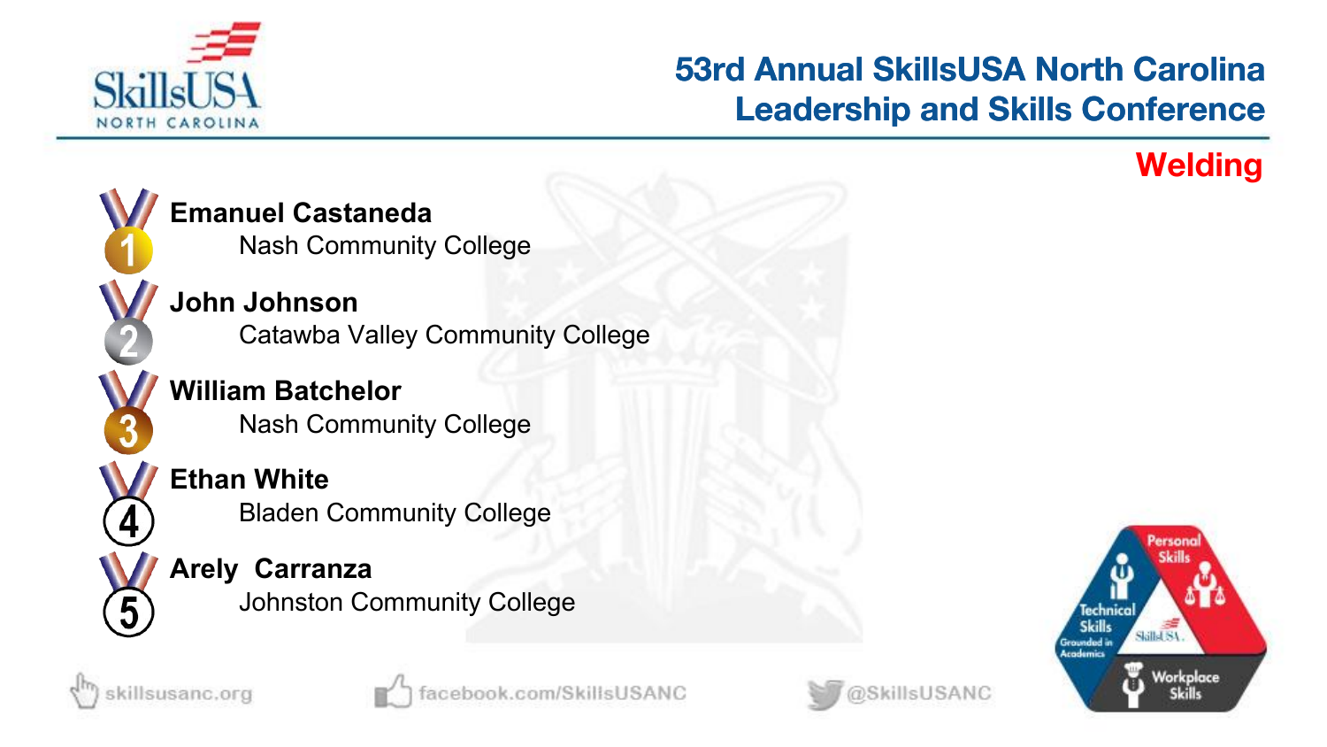# 53rd Annual SkillsUSA North Carolina Leadership and Skills Conference

## Welding

1. **Emanuel Castaneda**
   Nash Community College
2. **John Johnson**
   Catawba Valley Community College
3. **William Batchelor**
   Nash Community College
4. **Ethan White**
   Bladen Community College
5. **Arely Carranza**
   Johnston Community College

skillsusanc.org facebook.com/SkillsUSANC @SkillsUSANC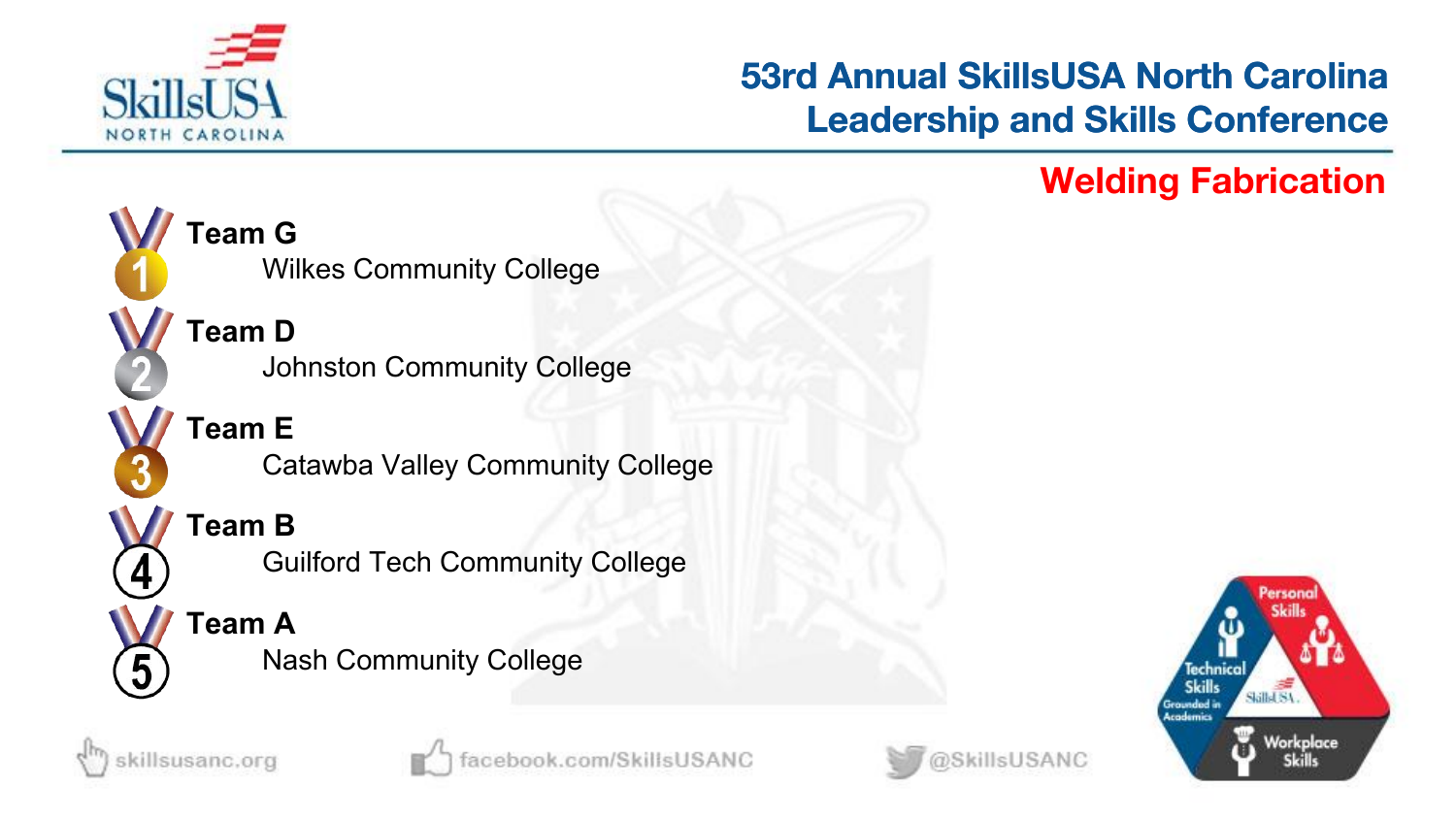# 53rd Annual SkillsUSA North Carolina Leadership and Skills Conference

## Welding Fabrication

1. **Team G**
   Wilkes Community College
2. **Team D**
   Johnston Community College
3. **Team E**
   Catawba Valley Community College
4. **Team B**
   Guilford Tech Community College
5. **Team A**
   Nash Community College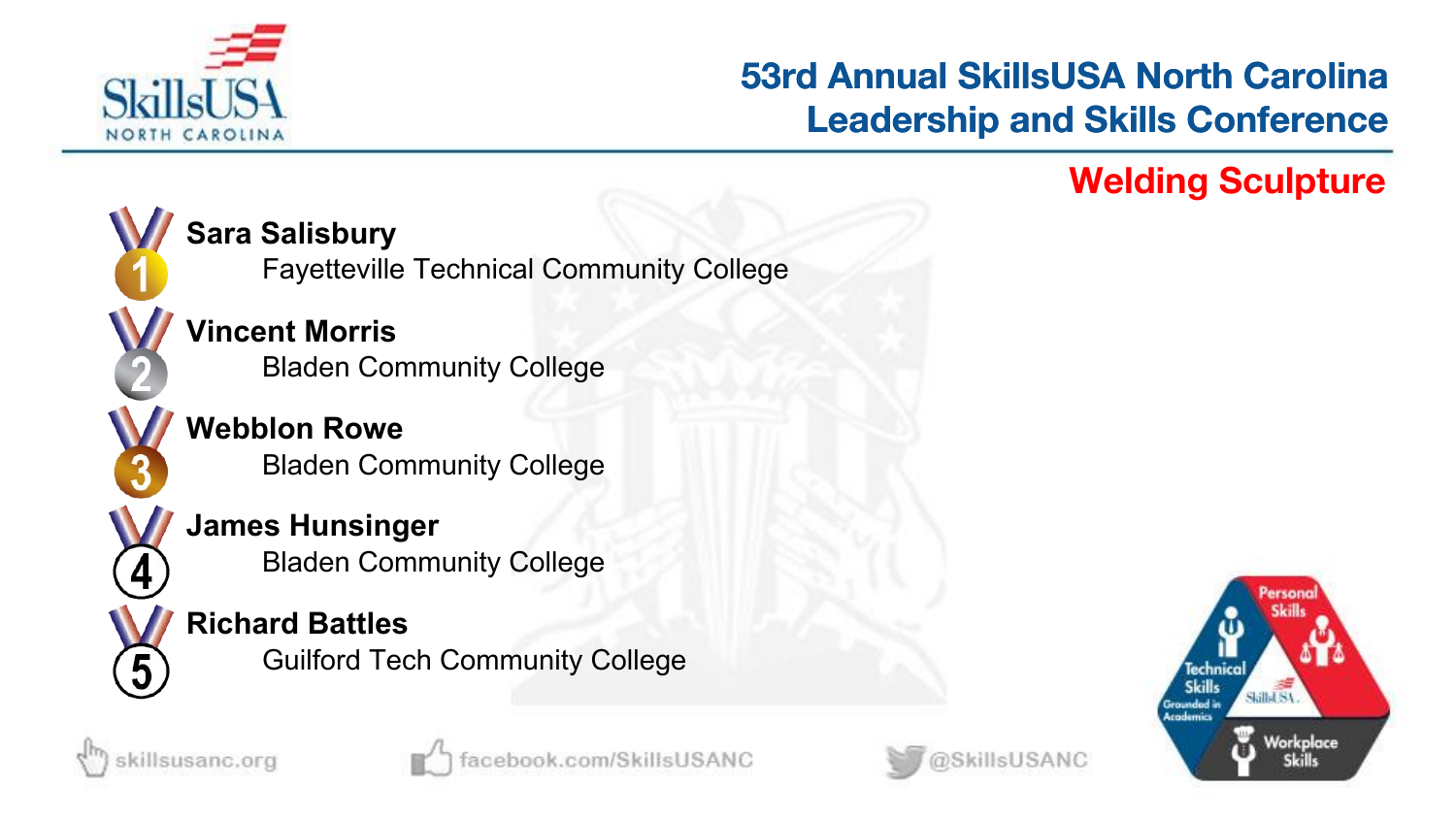# 53rd Annual SkillsUSA North Carolina Leadership and Skills Conference

## Welding Sculpture

1. **Sara Salisbury**
   Fayetteville Technical Community College
2. **Vincent Morris**
   Bladen Community College
3. **Webblon Rowe**
   Bladen Community College
4. **James Hunsinger**
   Bladen Community College
5. **Richard Battles**
   Guilford Tech Community College

skillsusanc.org

facebook.com/SkillsUSANC

@SkillsUSANC